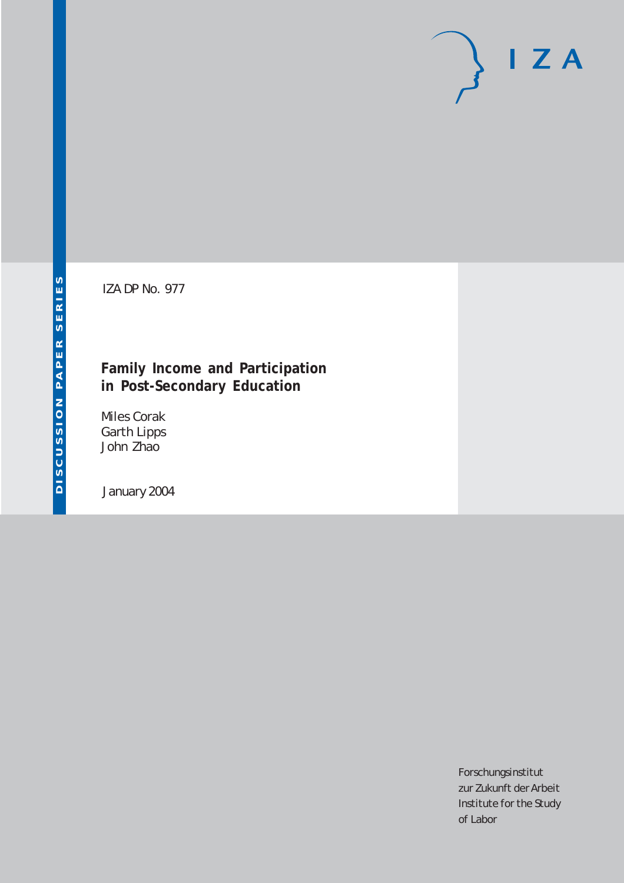DISCUSSION PAPER SERIES

IZA DP No. 977

# Family Income and Participation in Post-Secondary Education

Miles Corak
Garth Lipps
John Zhao

January 2004

I Z A

Forschungsinstitut
zur Zukunft der Arbeit
Institute for the Study
of Labor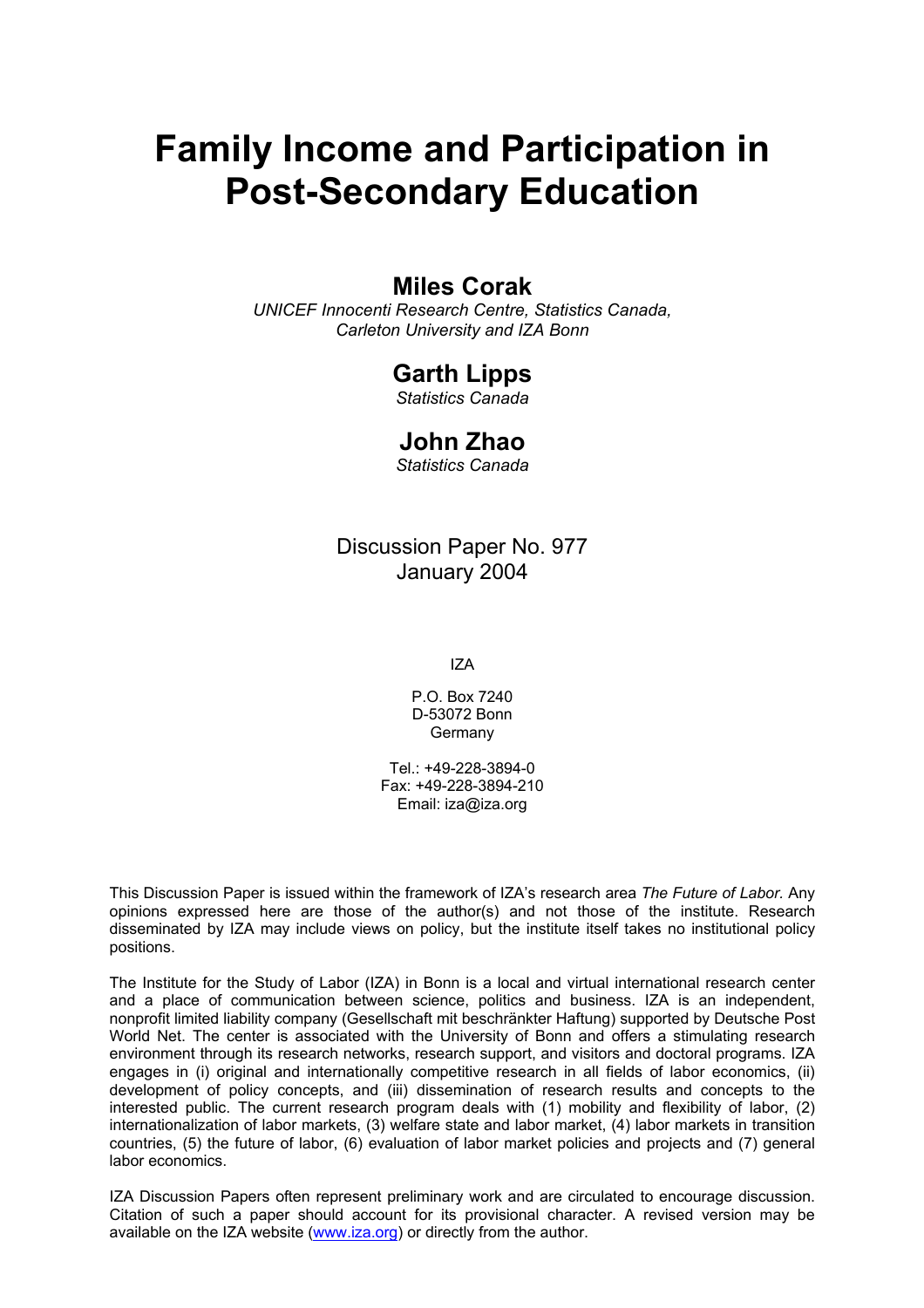# Family Income and Participation in Post-Secondary Education

## Miles Corak

*UNICEF Innocenti Research Centre, Statistics Canada, Carleton University and IZA Bonn*

## Garth Lipps

*Statistics Canada*

## John Zhao

*Statistics Canada*

Discussion Paper No. 977
January 2004

IZA

P.O. Box 7240
D-53072 Bonn
Germany

Tel.: +49-228-3894-0
Fax: +49-228-3894-210
Email: iza@iza.org

This Discussion Paper is issued within the framework of IZA's research area *The Future of Labor.* Any opinions expressed here are those of the author(s) and not those of the institute. Research disseminated by IZA may include views on policy, but the institute itself takes no institutional policy positions.

The Institute for the Study of Labor (IZA) in Bonn is a local and virtual international research center and a place of communication between science, politics and business. IZA is an independent, nonprofit limited liability company (Gesellschaft mit beschränkter Haftung) supported by Deutsche Post World Net. The center is associated with the University of Bonn and offers a stimulating research environment through its research networks, research support, and visitors and doctoral programs. IZA engages in (i) original and internationally competitive research in all fields of labor economics, (ii) development of policy concepts, and (iii) dissemination of research results and concepts to the interested public. The current research program deals with (1) mobility and flexibility of labor, (2) internationalization of labor markets, (3) welfare state and labor market, (4) labor markets in transition countries, (5) the future of labor, (6) evaluation of labor market policies and projects and (7) general labor economics.

IZA Discussion Papers often represent preliminary work and are circulated to encourage discussion. Citation of such a paper should account for its provisional character. A revised version may be available on the IZA website (www.iza.org) or directly from the author.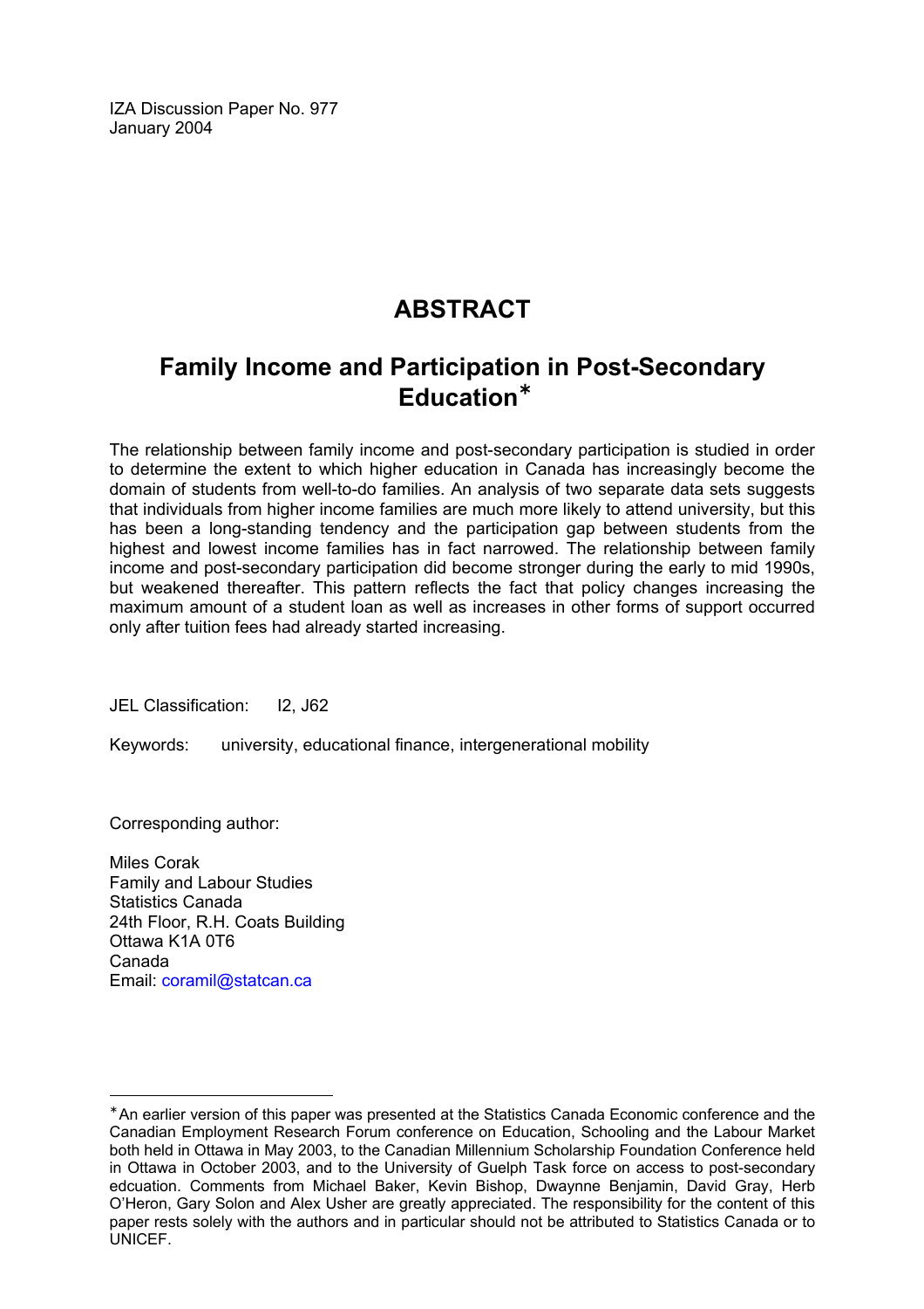IZA Discussion Paper No. 977
January 2004

# ABSTRACT

## Family Income and Participation in Post-Secondary Education*

The relationship between family income and post-secondary participation is studied in order to determine the extent to which higher education in Canada has increasingly become the domain of students from well-to-do families. An analysis of two separate data sets suggests that individuals from higher income families are much more likely to attend university, but this has been a long-standing tendency and the participation gap between students from the highest and lowest income families has in fact narrowed. The relationship between family income and post-secondary participation did become stronger during the early to mid 1990s, but weakened thereafter. This pattern reflects the fact that policy changes increasing the maximum amount of a student loan as well as increases in other forms of support occurred only after tuition fees had already started increasing.

JEL Classification: I2, J62

Keywords: university, educational finance, intergenerational mobility

Corresponding author:

Miles Corak
Family and Labour Studies
Statistics Canada
24th Floor, R.H. Coats Building
Ottawa K1A 0T6
Canada
Email: coramil@statcan.ca

---

* An earlier version of this paper was presented at the Statistics Canada Economic conference and the Canadian Employment Research Forum conference on Education, Schooling and the Labour Market both held in Ottawa in May 2003, to the Canadian Millennium Scholarship Foundation Conference held in Ottawa in October 2003, and to the University of Guelph Task force on access to post-secondary edcuation. Comments from Michael Baker, Kevin Bishop, Dwaynne Benjamin, David Gray, Herb O'Heron, Gary Solon and Alex Usher are greatly appreciated. The responsibility for the content of this paper rests solely with the authors and in particular should not be attributed to Statistics Canada or to UNICEF.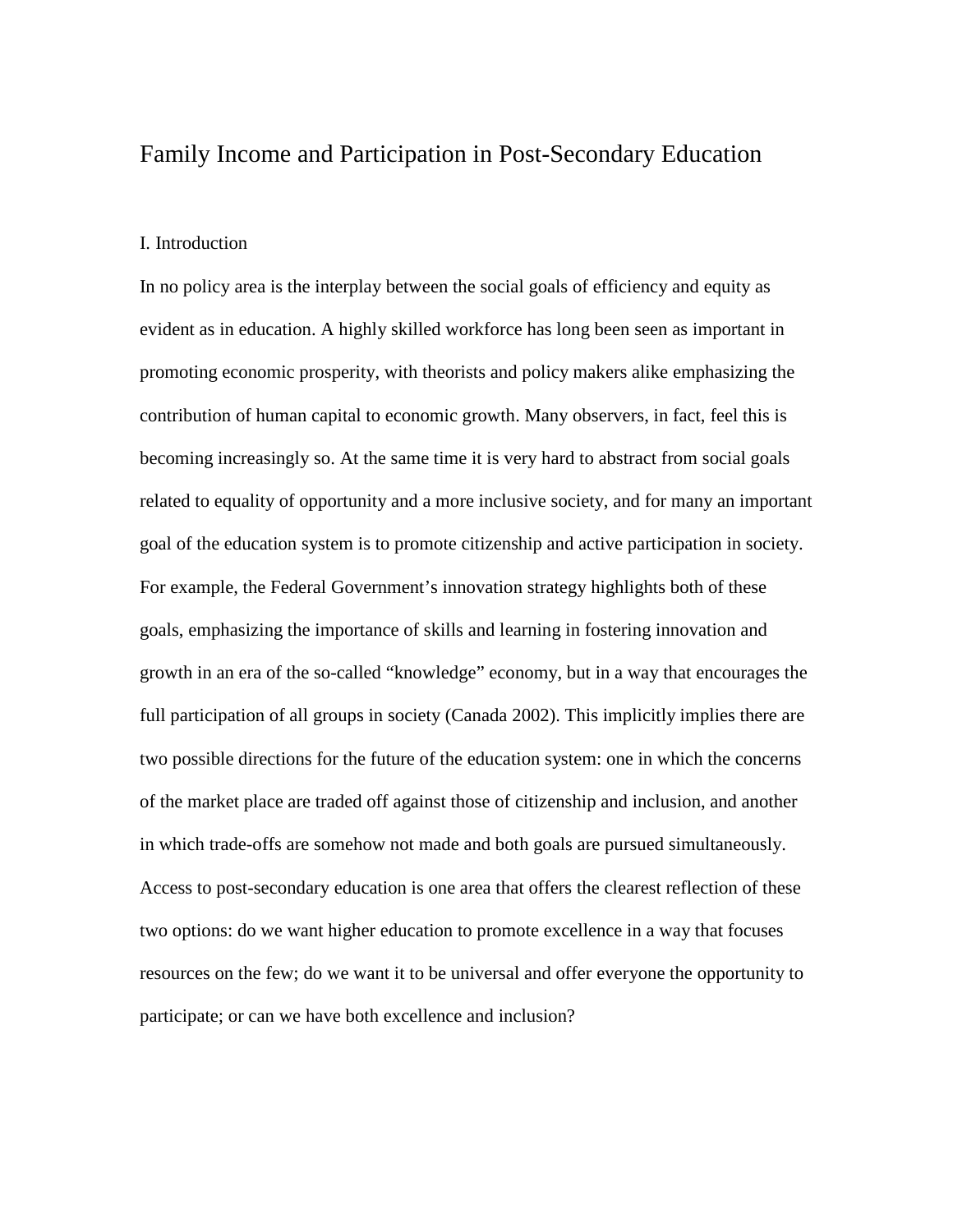# Family Income and Participation in Post-Secondary Education

## I. Introduction

In no policy area is the interplay between the social goals of efficiency and equity as evident as in education. A highly skilled workforce has long been seen as important in promoting economic prosperity, with theorists and policy makers alike emphasizing the contribution of human capital to economic growth. Many observers, in fact, feel this is becoming increasingly so. At the same time it is very hard to abstract from social goals related to equality of opportunity and a more inclusive society, and for many an important goal of the education system is to promote citizenship and active participation in society. For example, the Federal Government's innovation strategy highlights both of these goals, emphasizing the importance of skills and learning in fostering innovation and growth in an era of the so-called "knowledge" economy, but in a way that encourages the full participation of all groups in society (Canada 2002). This implicitly implies there are two possible directions for the future of the education system: one in which the concerns of the market place are traded off against those of citizenship and inclusion, and another in which trade-offs are somehow not made and both goals are pursued simultaneously. Access to post-secondary education is one area that offers the clearest reflection of these two options: do we want higher education to promote excellence in a way that focuses resources on the few; do we want it to be universal and offer everyone the opportunity to participate; or can we have both excellence and inclusion?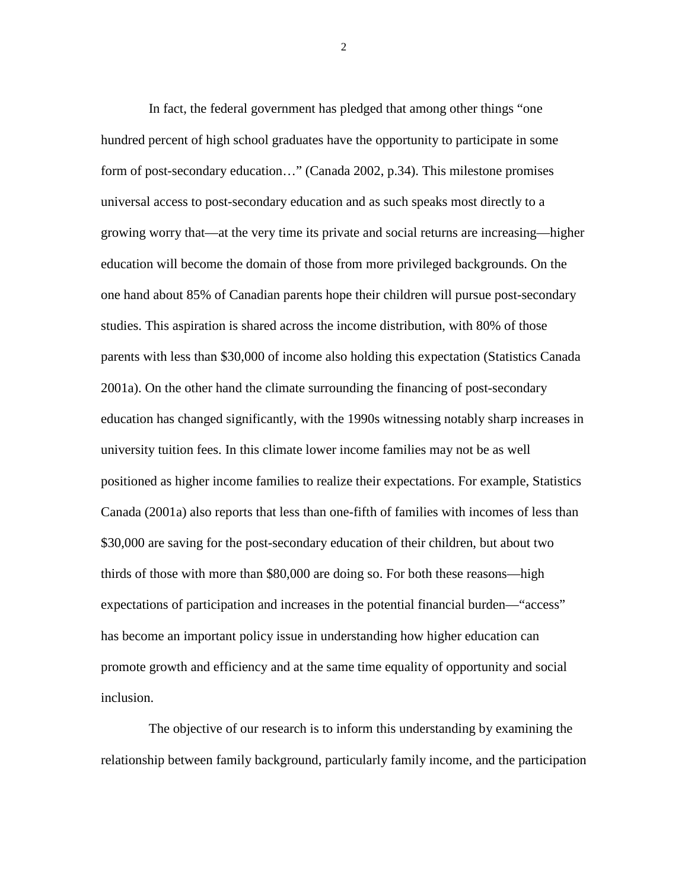In fact, the federal government has pledged that among other things "one hundred percent of high school graduates have the opportunity to participate in some form of post-secondary education…" (Canada 2002, p.34). This milestone promises universal access to post-secondary education and as such speaks most directly to a growing worry that—at the very time its private and social returns are increasing—higher education will become the domain of those from more privileged backgrounds. On the one hand about 85% of Canadian parents hope their children will pursue post-secondary studies. This aspiration is shared across the income distribution, with 80% of those parents with less than $30,000 of income also holding this expectation (Statistics Canada 2001a). On the other hand the climate surrounding the financing of post-secondary education has changed significantly, with the 1990s witnessing notably sharp increases in university tuition fees. In this climate lower income families may not be as well positioned as higher income families to realize their expectations. For example, Statistics Canada (2001a) also reports that less than one-fifth of families with incomes of less than $30,000 are saving for the post-secondary education of their children, but about two thirds of those with more than $80,000 are doing so. For both these reasons—high expectations of participation and increases in the potential financial burden—"access" has become an important policy issue in understanding how higher education can promote growth and efficiency and at the same time equality of opportunity and social inclusion.

The objective of our research is to inform this understanding by examining the relationship between family background, particularly family income, and the participation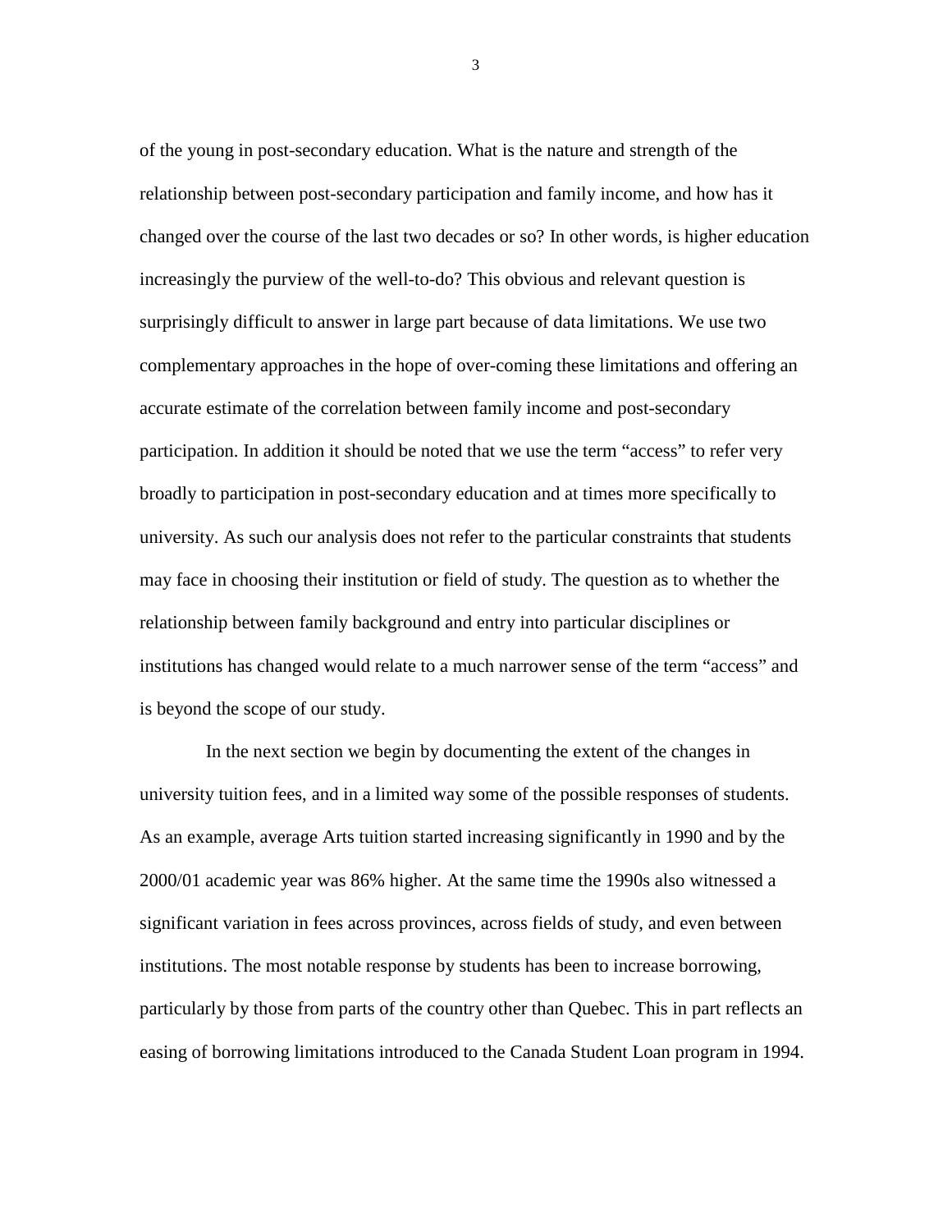of the young in post-secondary education. What is the nature and strength of the relationship between post-secondary participation and family income, and how has it changed over the course of the last two decades or so? In other words, is higher education increasingly the purview of the well-to-do? This obvious and relevant question is surprisingly difficult to answer in large part because of data limitations. We use two complementary approaches in the hope of over-coming these limitations and offering an accurate estimate of the correlation between family income and post-secondary participation. In addition it should be noted that we use the term "access" to refer very broadly to participation in post-secondary education and at times more specifically to university. As such our analysis does not refer to the particular constraints that students may face in choosing their institution or field of study. The question as to whether the relationship between family background and entry into particular disciplines or institutions has changed would relate to a much narrower sense of the term "access" and is beyond the scope of our study.

In the next section we begin by documenting the extent of the changes in university tuition fees, and in a limited way some of the possible responses of students. As an example, average Arts tuition started increasing significantly in 1990 and by the 2000/01 academic year was 86% higher. At the same time the 1990s also witnessed a significant variation in fees across provinces, across fields of study, and even between institutions. The most notable response by students has been to increase borrowing, particularly by those from parts of the country other than Quebec. This in part reflects an easing of borrowing limitations introduced to the Canada Student Loan program in 1994.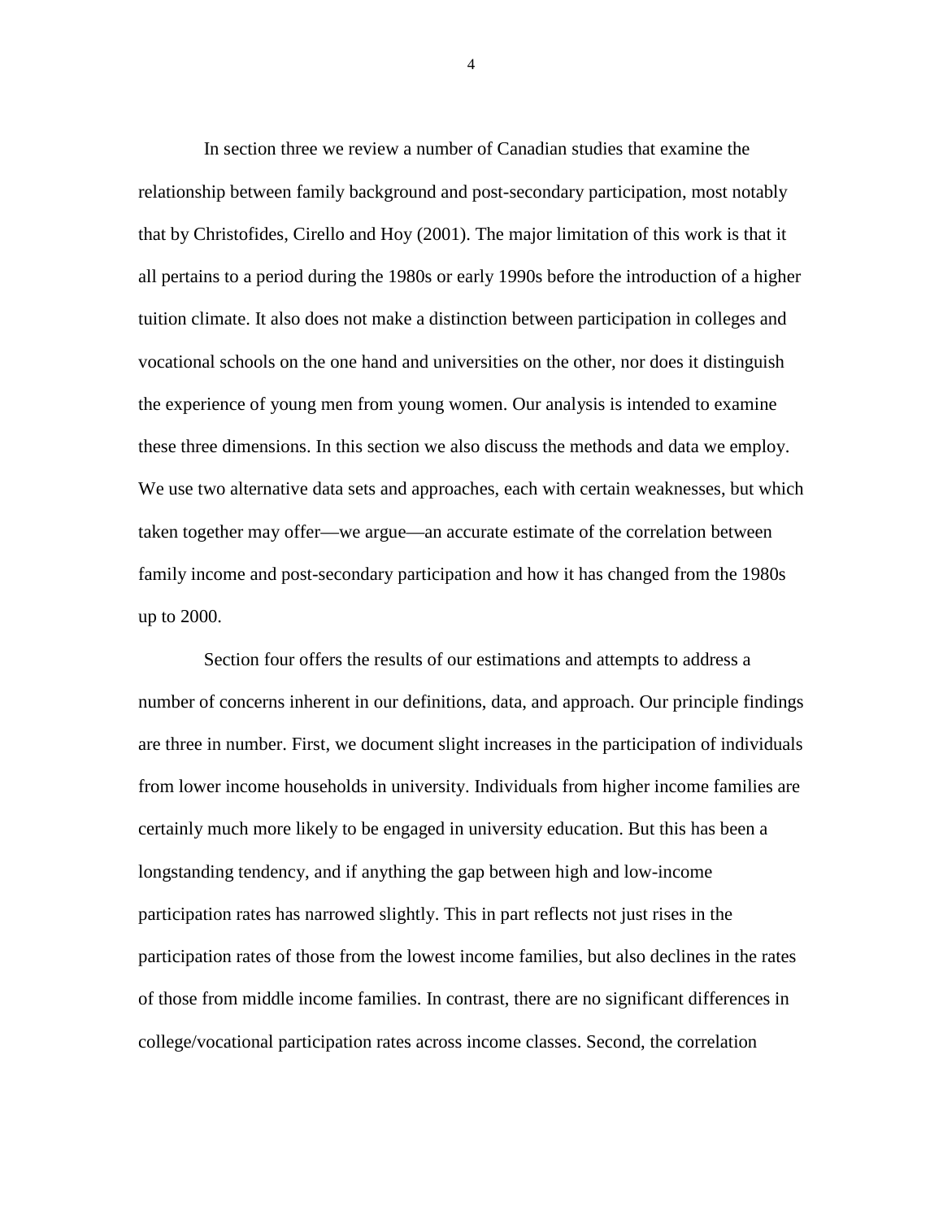In section three we review a number of Canadian studies that examine the relationship between family background and post-secondary participation, most notably that by Christofides, Cirello and Hoy (2001). The major limitation of this work is that it all pertains to a period during the 1980s or early 1990s before the introduction of a higher tuition climate. It also does not make a distinction between participation in colleges and vocational schools on the one hand and universities on the other, nor does it distinguish the experience of young men from young women. Our analysis is intended to examine these three dimensions. In this section we also discuss the methods and data we employ. We use two alternative data sets and approaches, each with certain weaknesses, but which taken together may offer—we argue—an accurate estimate of the correlation between family income and post-secondary participation and how it has changed from the 1980s up to 2000.

Section four offers the results of our estimations and attempts to address a number of concerns inherent in our definitions, data, and approach. Our principle findings are three in number. First, we document slight increases in the participation of individuals from lower income households in university. Individuals from higher income families are certainly much more likely to be engaged in university education. But this has been a longstanding tendency, and if anything the gap between high and low-income participation rates has narrowed slightly. This in part reflects not just rises in the participation rates of those from the lowest income families, but also declines in the rates of those from middle income families. In contrast, there are no significant differences in college/vocational participation rates across income classes. Second, the correlation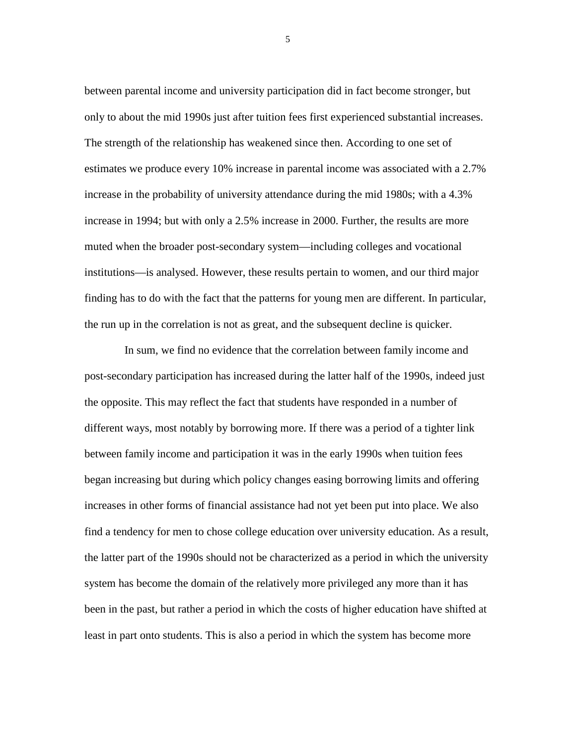between parental income and university participation did in fact become stronger, but only to about the mid 1990s just after tuition fees first experienced substantial increases. The strength of the relationship has weakened since then. According to one set of estimates we produce every 10% increase in parental income was associated with a 2.7% increase in the probability of university attendance during the mid 1980s; with a 4.3% increase in 1994; but with only a 2.5% increase in 2000. Further, the results are more muted when the broader post-secondary system—including colleges and vocational institutions—is analysed. However, these results pertain to women, and our third major finding has to do with the fact that the patterns for young men are different. In particular, the run up in the correlation is not as great, and the subsequent decline is quicker.

In sum, we find no evidence that the correlation between family income and post-secondary participation has increased during the latter half of the 1990s, indeed just the opposite. This may reflect the fact that students have responded in a number of different ways, most notably by borrowing more. If there was a period of a tighter link between family income and participation it was in the early 1990s when tuition fees began increasing but during which policy changes easing borrowing limits and offering increases in other forms of financial assistance had not yet been put into place. We also find a tendency for men to chose college education over university education. As a result, the latter part of the 1990s should not be characterized as a period in which the university system has become the domain of the relatively more privileged any more than it has been in the past, but rather a period in which the costs of higher education have shifted at least in part onto students. This is also a period in which the system has become more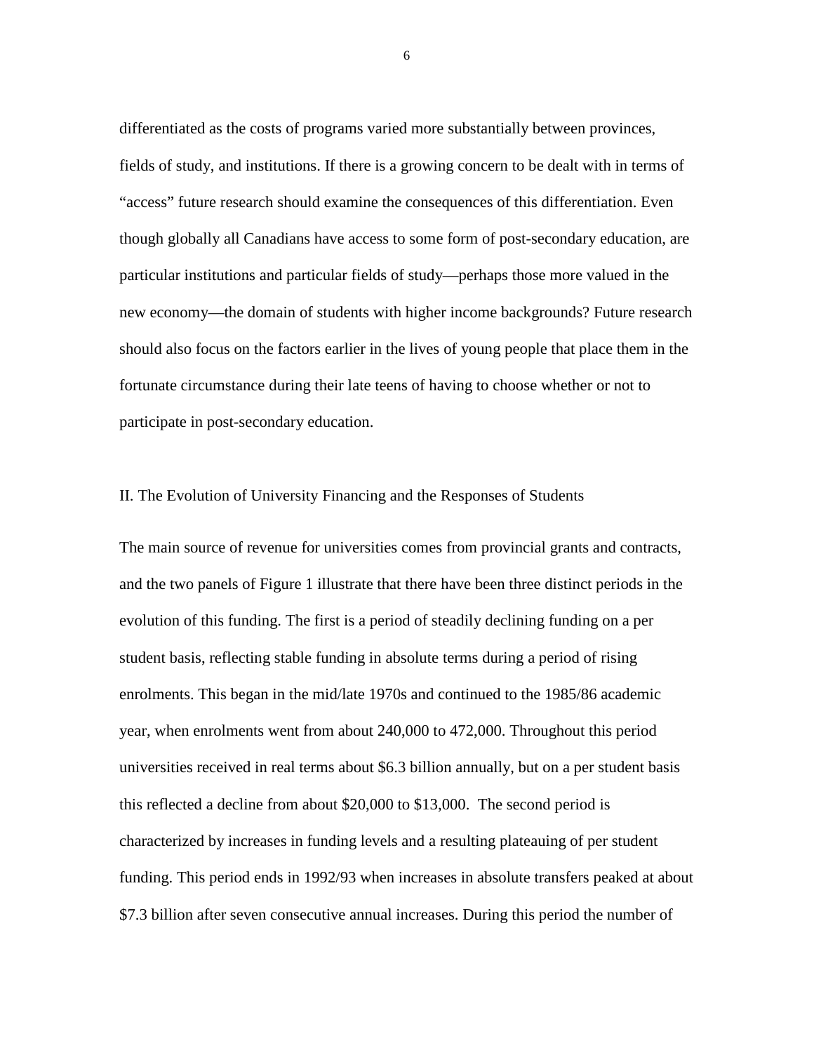differentiated as the costs of programs varied more substantially between provinces, fields of study, and institutions. If there is a growing concern to be dealt with in terms of "access" future research should examine the consequences of this differentiation. Even though globally all Canadians have access to some form of post-secondary education, are particular institutions and particular fields of study—perhaps those more valued in the new economy—the domain of students with higher income backgrounds? Future research should also focus on the factors earlier in the lives of young people that place them in the fortunate circumstance during their late teens of having to choose whether or not to participate in post-secondary education.

## II. The Evolution of University Financing and the Responses of Students

The main source of revenue for universities comes from provincial grants and contracts, and the two panels of Figure 1 illustrate that there have been three distinct periods in the evolution of this funding. The first is a period of steadily declining funding on a per student basis, reflecting stable funding in absolute terms during a period of rising enrolments. This began in the mid/late 1970s and continued to the 1985/86 academic year, when enrolments went from about 240,000 to 472,000. Throughout this period universities received in real terms about $6.3 billion annually, but on a per student basis this reflected a decline from about $20,000 to $13,000. The second period is characterized by increases in funding levels and a resulting plateauing of per student funding. This period ends in 1992/93 when increases in absolute transfers peaked at about $7.3 billion after seven consecutive annual increases. During this period the number of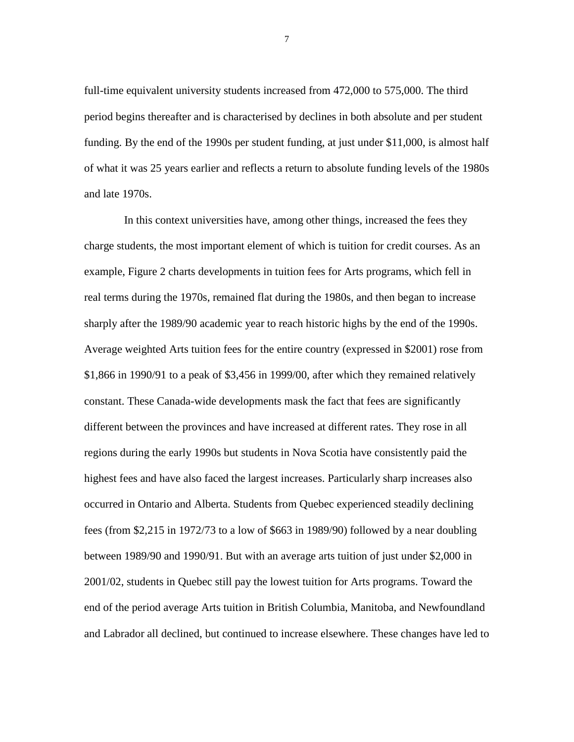full-time equivalent university students increased from 472,000 to 575,000. The third period begins thereafter and is characterised by declines in both absolute and per student funding. By the end of the 1990s per student funding, at just under $11,000, is almost half of what it was 25 years earlier and reflects a return to absolute funding levels of the 1980s and late 1970s.

In this context universities have, among other things, increased the fees they charge students, the most important element of which is tuition for credit courses. As an example, Figure 2 charts developments in tuition fees for Arts programs, which fell in real terms during the 1970s, remained flat during the 1980s, and then began to increase sharply after the 1989/90 academic year to reach historic highs by the end of the 1990s. Average weighted Arts tuition fees for the entire country (expressed in $2001) rose from $1,866 in 1990/91 to a peak of $3,456 in 1999/00, after which they remained relatively constant. These Canada-wide developments mask the fact that fees are significantly different between the provinces and have increased at different rates. They rose in all regions during the early 1990s but students in Nova Scotia have consistently paid the highest fees and have also faced the largest increases. Particularly sharp increases also occurred in Ontario and Alberta. Students from Quebec experienced steadily declining fees (from $2,215 in 1972/73 to a low of $663 in 1989/90) followed by a near doubling between 1989/90 and 1990/91. But with an average arts tuition of just under $2,000 in 2001/02, students in Quebec still pay the lowest tuition for Arts programs. Toward the end of the period average Arts tuition in British Columbia, Manitoba, and Newfoundland and Labrador all declined, but continued to increase elsewhere. These changes have led to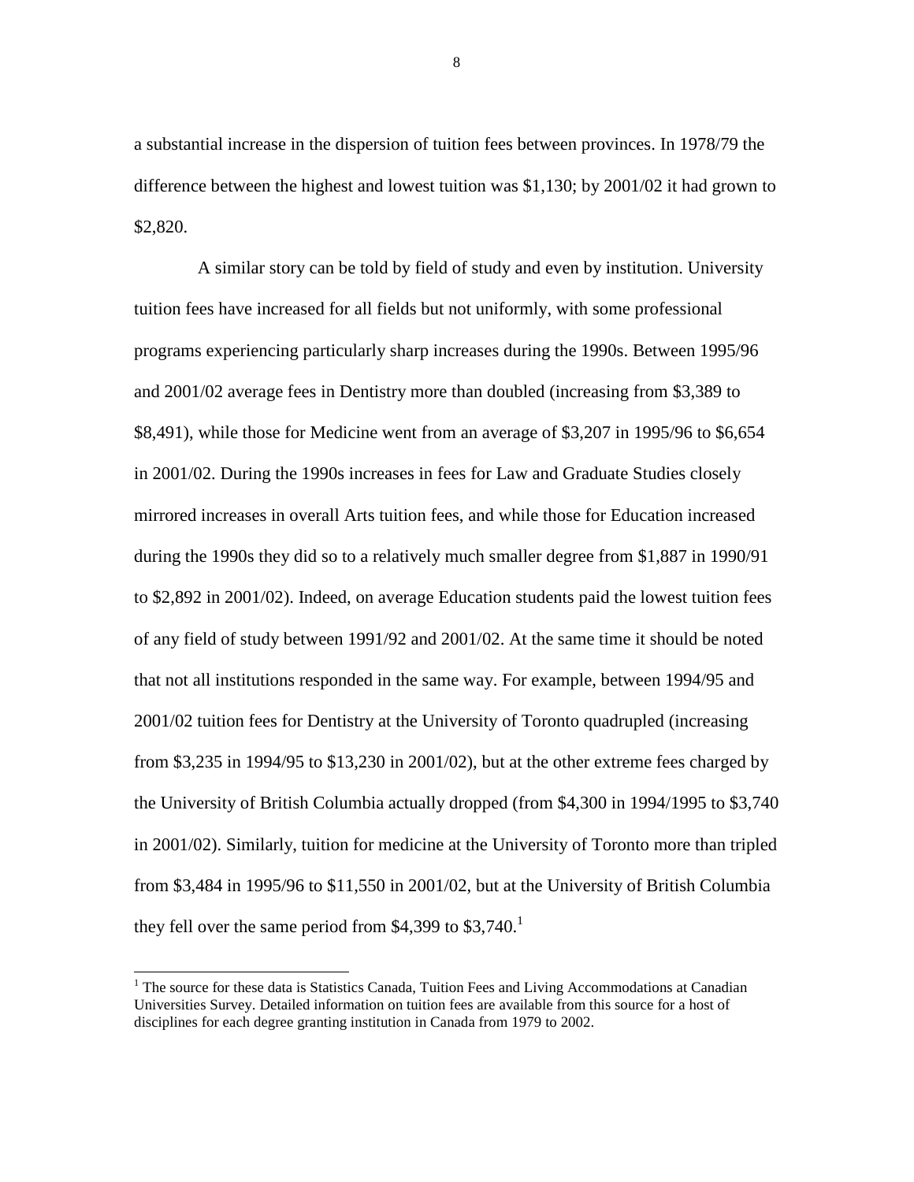a substantial increase in the dispersion of tuition fees between provinces. In 1978/79 the difference between the highest and lowest tuition was $1,130; by 2001/02 it had grown to $2,820.

A similar story can be told by field of study and even by institution. University tuition fees have increased for all fields but not uniformly, with some professional programs experiencing particularly sharp increases during the 1990s. Between 1995/96 and 2001/02 average fees in Dentistry more than doubled (increasing from $3,389 to $8,491), while those for Medicine went from an average of $3,207 in 1995/96 to $6,654 in 2001/02. During the 1990s increases in fees for Law and Graduate Studies closely mirrored increases in overall Arts tuition fees, and while those for Education increased during the 1990s they did so to a relatively much smaller degree from $1,887 in 1990/91 to $2,892 in 2001/02). Indeed, on average Education students paid the lowest tuition fees of any field of study between 1991/92 and 2001/02. At the same time it should be noted that not all institutions responded in the same way. For example, between 1994/95 and 2001/02 tuition fees for Dentistry at the University of Toronto quadrupled (increasing from $3,235 in 1994/95 to $13,230 in 2001/02), but at the other extreme fees charged by the University of British Columbia actually dropped (from $4,300 in 1994/1995 to $3,740 in 2001/02). Similarly, tuition for medicine at the University of Toronto more than tripled from $3,484 in 1995/96 to $11,550 in 2001/02, but at the University of British Columbia they fell over the same period from $4,399 to $3,740.[1]

[1] The source for these data is Statistics Canada, Tuition Fees and Living Accommodations at Canadian Universities Survey. Detailed information on tuition fees are available from this source for a host of disciplines for each degree granting institution in Canada from 1979 to 2002.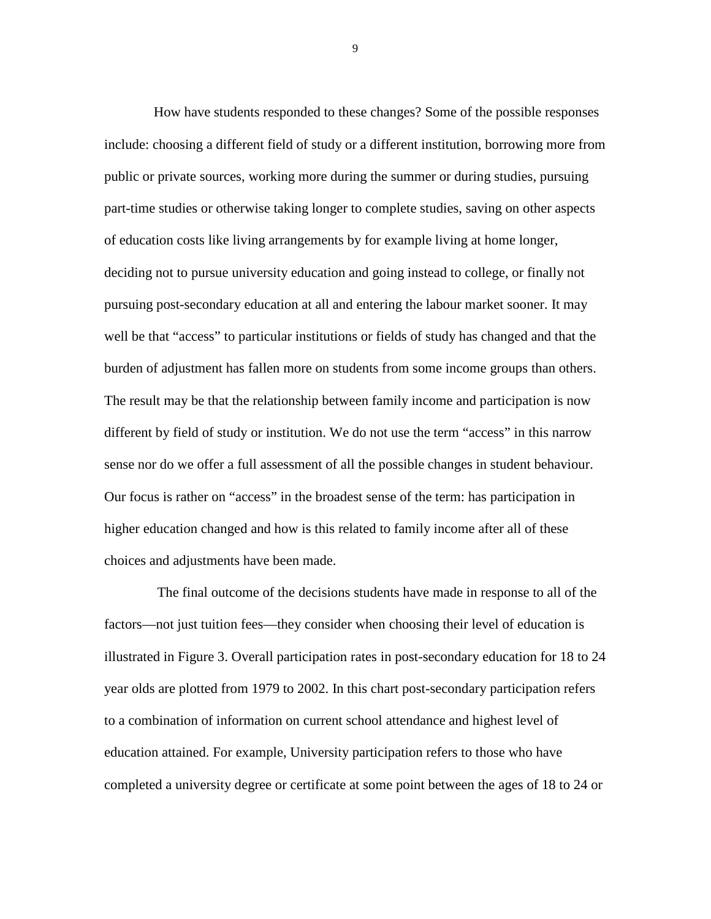How have students responded to these changes? Some of the possible responses include: choosing a different field of study or a different institution, borrowing more from public or private sources, working more during the summer or during studies, pursuing part-time studies or otherwise taking longer to complete studies, saving on other aspects of education costs like living arrangements by for example living at home longer, deciding not to pursue university education and going instead to college, or finally not pursuing post-secondary education at all and entering the labour market sooner. It may well be that "access" to particular institutions or fields of study has changed and that the burden of adjustment has fallen more on students from some income groups than others. The result may be that the relationship between family income and participation is now different by field of study or institution. We do not use the term "access" in this narrow sense nor do we offer a full assessment of all the possible changes in student behaviour. Our focus is rather on "access" in the broadest sense of the term: has participation in higher education changed and how is this related to family income after all of these choices and adjustments have been made.

The final outcome of the decisions students have made in response to all of the factors—not just tuition fees—they consider when choosing their level of education is illustrated in Figure 3. Overall participation rates in post-secondary education for 18 to 24 year olds are plotted from 1979 to 2002. In this chart post-secondary participation refers to a combination of information on current school attendance and highest level of education attained. For example, University participation refers to those who have completed a university degree or certificate at some point between the ages of 18 to 24 or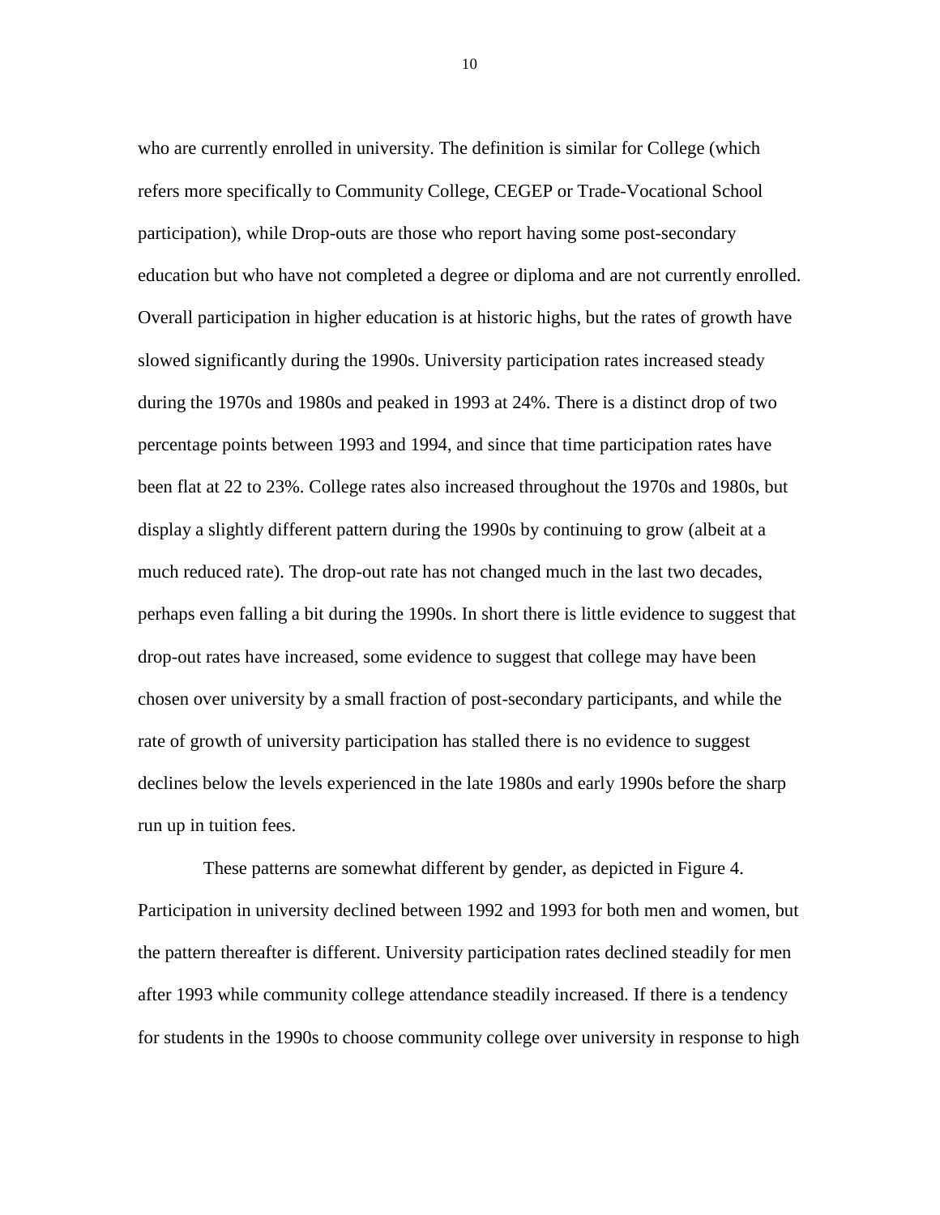who are currently enrolled in university. The definition is similar for College (which refers more specifically to Community College, CEGEP or Trade-Vocational School participation), while Drop-outs are those who report having some post-secondary education but who have not completed a degree or diploma and are not currently enrolled. Overall participation in higher education is at historic highs, but the rates of growth have slowed significantly during the 1990s. University participation rates increased steady during the 1970s and 1980s and peaked in 1993 at 24%. There is a distinct drop of two percentage points between 1993 and 1994, and since that time participation rates have been flat at 22 to 23%. College rates also increased throughout the 1970s and 1980s, but display a slightly different pattern during the 1990s by continuing to grow (albeit at a much reduced rate). The drop-out rate has not changed much in the last two decades, perhaps even falling a bit during the 1990s. In short there is little evidence to suggest that drop-out rates have increased, some evidence to suggest that college may have been chosen over university by a small fraction of post-secondary participants, and while the rate of growth of university participation has stalled there is no evidence to suggest declines below the levels experienced in the late 1980s and early 1990s before the sharp run up in tuition fees.

These patterns are somewhat different by gender, as depicted in Figure 4. Participation in university declined between 1992 and 1993 for both men and women, but the pattern thereafter is different. University participation rates declined steadily for men after 1993 while community college attendance steadily increased. If there is a tendency for students in the 1990s to choose community college over university in response to high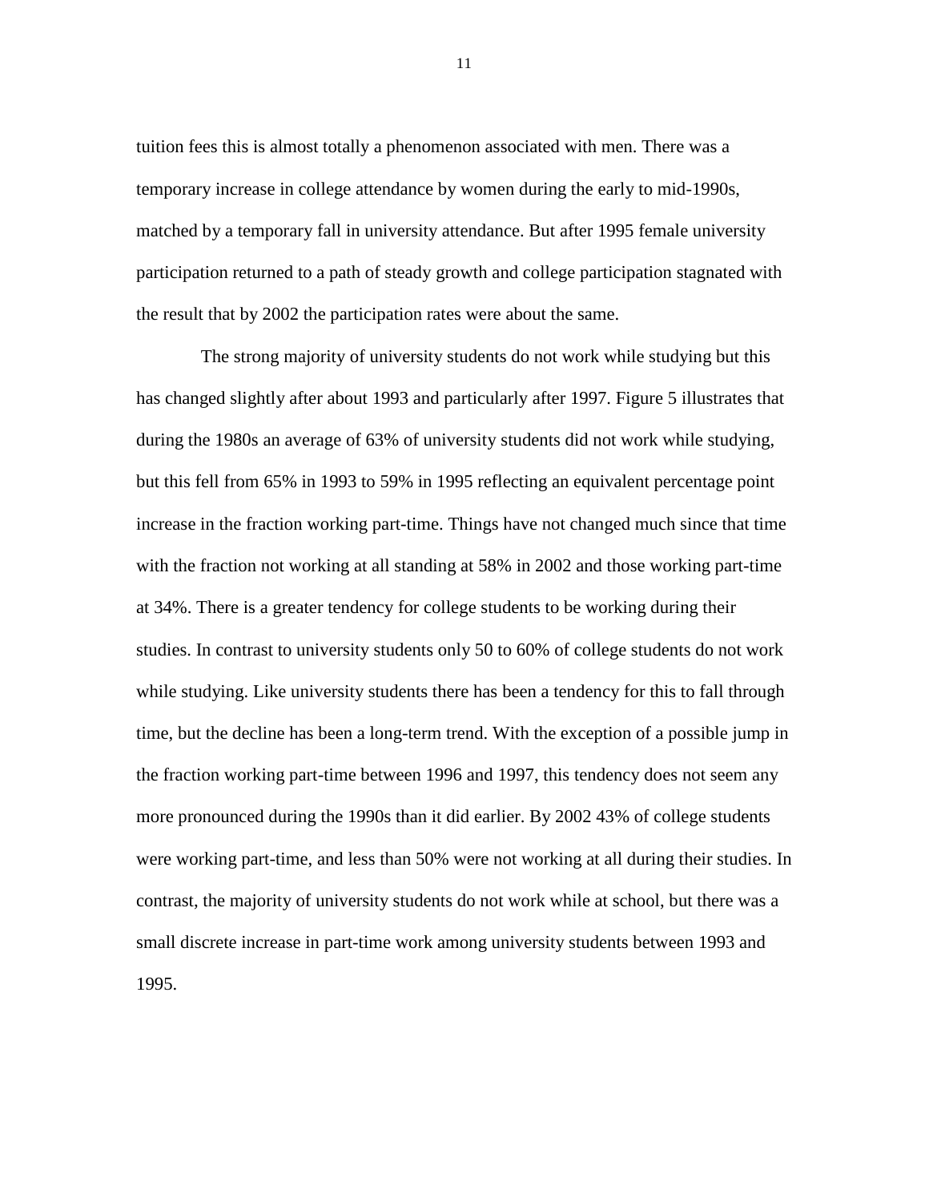tuition fees this is almost totally a phenomenon associated with men. There was a temporary increase in college attendance by women during the early to mid-1990s, matched by a temporary fall in university attendance. But after 1995 female university participation returned to a path of steady growth and college participation stagnated with the result that by 2002 the participation rates were about the same.

The strong majority of university students do not work while studying but this has changed slightly after about 1993 and particularly after 1997. Figure 5 illustrates that during the 1980s an average of 63% of university students did not work while studying, but this fell from 65% in 1993 to 59% in 1995 reflecting an equivalent percentage point increase in the fraction working part-time. Things have not changed much since that time with the fraction not working at all standing at 58% in 2002 and those working part-time at 34%. There is a greater tendency for college students to be working during their studies. In contrast to university students only 50 to 60% of college students do not work while studying. Like university students there has been a tendency for this to fall through time, but the decline has been a long-term trend. With the exception of a possible jump in the fraction working part-time between 1996 and 1997, this tendency does not seem any more pronounced during the 1990s than it did earlier. By 2002 43% of college students were working part-time, and less than 50% were not working at all during their studies. In contrast, the majority of university students do not work while at school, but there was a small discrete increase in part-time work among university students between 1993 and 1995.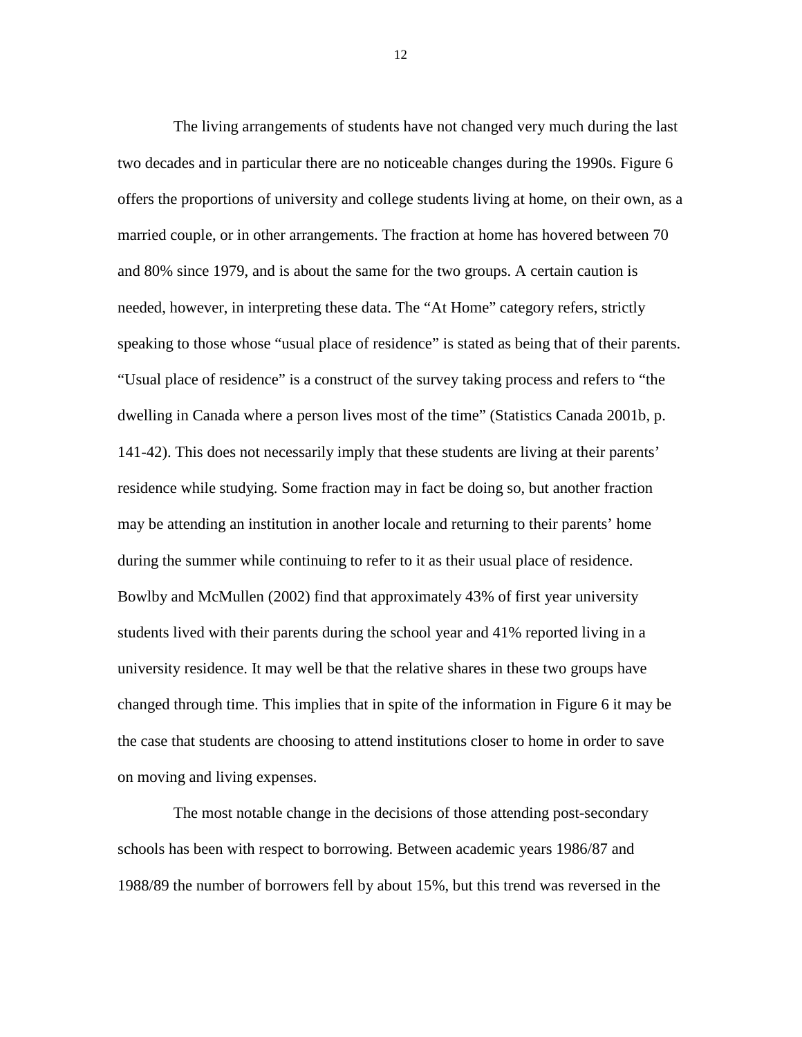The living arrangements of students have not changed very much during the last two decades and in particular there are no noticeable changes during the 1990s. Figure 6 offers the proportions of university and college students living at home, on their own, as a married couple, or in other arrangements. The fraction at home has hovered between 70 and 80% since 1979, and is about the same for the two groups. A certain caution is needed, however, in interpreting these data. The "At Home" category refers, strictly speaking to those whose "usual place of residence" is stated as being that of their parents. "Usual place of residence" is a construct of the survey taking process and refers to "the dwelling in Canada where a person lives most of the time" (Statistics Canada 2001b, p. 141-42). This does not necessarily imply that these students are living at their parents' residence while studying. Some fraction may in fact be doing so, but another fraction may be attending an institution in another locale and returning to their parents' home during the summer while continuing to refer to it as their usual place of residence. Bowlby and McMullen (2002) find that approximately 43% of first year university students lived with their parents during the school year and 41% reported living in a university residence. It may well be that the relative shares in these two groups have changed through time. This implies that in spite of the information in Figure 6 it may be the case that students are choosing to attend institutions closer to home in order to save on moving and living expenses.

The most notable change in the decisions of those attending post-secondary schools has been with respect to borrowing. Between academic years 1986/87 and 1988/89 the number of borrowers fell by about 15%, but this trend was reversed in the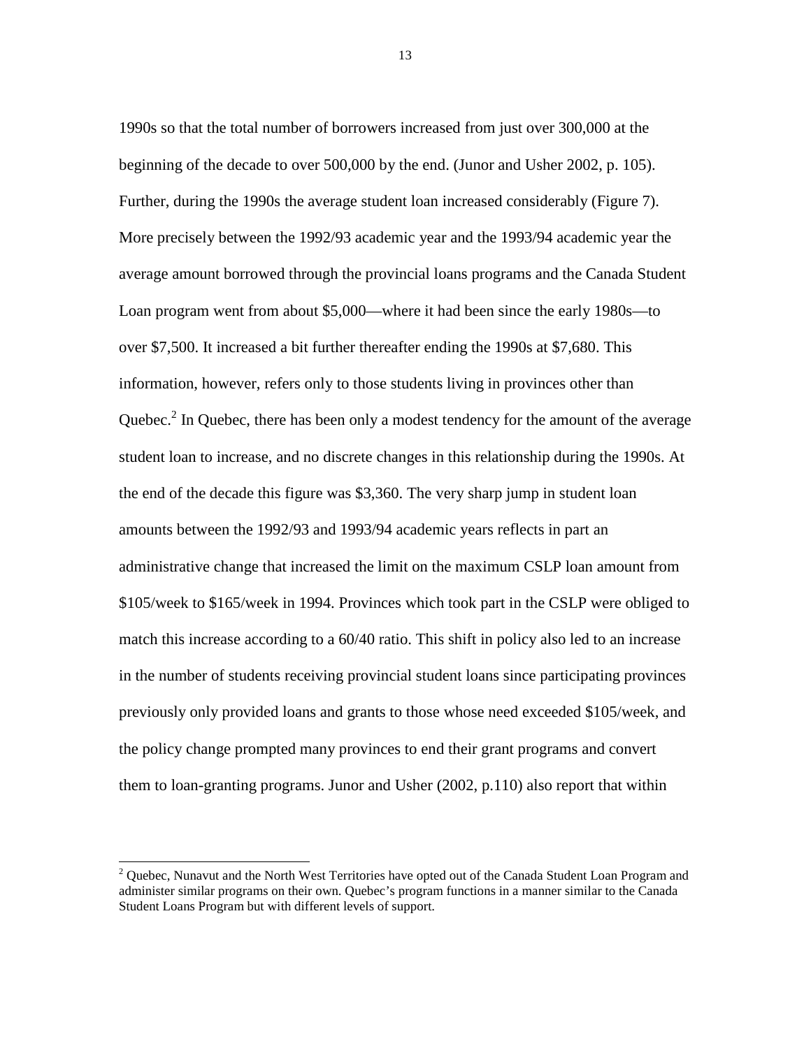1990s so that the total number of borrowers increased from just over 300,000 at the beginning of the decade to over 500,000 by the end. (Junor and Usher 2002, p. 105). Further, during the 1990s the average student loan increased considerably (Figure 7). More precisely between the 1992/93 academic year and the 1993/94 academic year the average amount borrowed through the provincial loans programs and the Canada Student Loan program went from about $5,000—where it had been since the early 1980s—to over $7,500. It increased a bit further thereafter ending the 1990s at $7,680. This information, however, refers only to those students living in provinces other than Quebec.[2] In Quebec, there has been only a modest tendency for the amount of the average student loan to increase, and no discrete changes in this relationship during the 1990s. At the end of the decade this figure was $3,360. The very sharp jump in student loan amounts between the 1992/93 and 1993/94 academic years reflects in part an administrative change that increased the limit on the maximum CSLP loan amount from $105/week to $165/week in 1994. Provinces which took part in the CSLP were obliged to match this increase according to a 60/40 ratio. This shift in policy also led to an increase in the number of students receiving provincial student loans since participating provinces previously only provided loans and grants to those whose need exceeded $105/week, and the policy change prompted many provinces to end their grant programs and convert them to loan-granting programs. Junor and Usher (2002, p.110) also report that within

---

[2] Quebec, Nunavut and the North West Territories have opted out of the Canada Student Loan Program and administer similar programs on their own. Quebec's program functions in a manner similar to the Canada Student Loans Program but with different levels of support.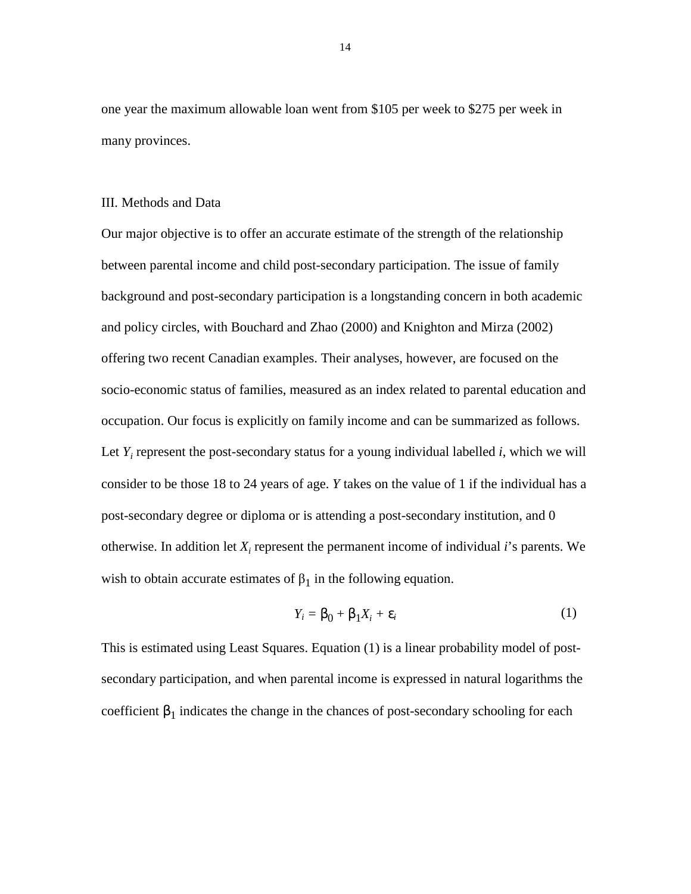one year the maximum allowable loan went from \$105 per week to \$275 per week in many provinces.

## III. Methods and Data

Our major objective is to offer an accurate estimate of the strength of the relationship between parental income and child post-secondary participation. The issue of family background and post-secondary participation is a longstanding concern in both academic and policy circles, with Bouchard and Zhao (2000) and Knighton and Mirza (2002) offering two recent Canadian examples. Their analyses, however, are focused on the socio-economic status of families, measured as an index related to parental education and occupation. Our focus is explicitly on family income and can be summarized as follows. Let $Y_i$ represent the post-secondary status for a young individual labelled $i$, which we will consider to be those 18 to 24 years of age. $Y$ takes on the value of 1 if the individual has a post-secondary degree or diploma or is attending a post-secondary institution, and 0 otherwise. In addition let $X_i$ represent the permanent income of individual $i$'s parents. We wish to obtain accurate estimates of $\beta_1$ in the following equation.

$$Y_i = \beta_0 + \beta_1 X_i + \varepsilon_i \qquad (1)$$

This is estimated using Least Squares. Equation (1) is a linear probability model of post-secondary participation, and when parental income is expressed in natural logarithms the coefficient $\beta_1$ indicates the change in the chances of post-secondary schooling for each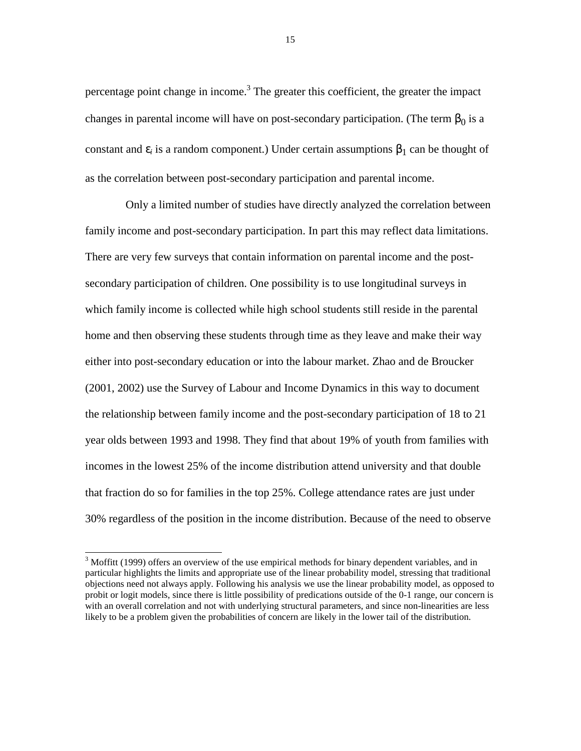percentage point change in income.[3] The greater this coefficient, the greater the impact changes in parental income will have on post-secondary participation. (The term $\beta_0$ is a constant and $\varepsilon_i$ is a random component.) Under certain assumptions $\beta_1$ can be thought of as the correlation between post-secondary participation and parental income.

Only a limited number of studies have directly analyzed the correlation between family income and post-secondary participation. In part this may reflect data limitations. There are very few surveys that contain information on parental income and the post-secondary participation of children. One possibility is to use longitudinal surveys in which family income is collected while high school students still reside in the parental home and then observing these students through time as they leave and make their way either into post-secondary education or into the labour market. Zhao and de Broucker (2001, 2002) use the Survey of Labour and Income Dynamics in this way to document the relationship between family income and the post-secondary participation of 18 to 21 year olds between 1993 and 1998. They find that about 19% of youth from families with incomes in the lowest 25% of the income distribution attend university and that double that fraction do so for families in the top 25%. College attendance rates are just under 30% regardless of the position in the income distribution. Because of the need to observe

---

[3] Moffitt (1999) offers an overview of the use empirical methods for binary dependent variables, and in particular highlights the limits and appropriate use of the linear probability model, stressing that traditional objections need not always apply. Following his analysis we use the linear probability model, as opposed to probit or logit models, since there is little possibility of predications outside of the 0-1 range, our concern is with an overall correlation and not with underlying structural parameters, and since non-linearities are less likely to be a problem given the probabilities of concern are likely in the lower tail of the distribution.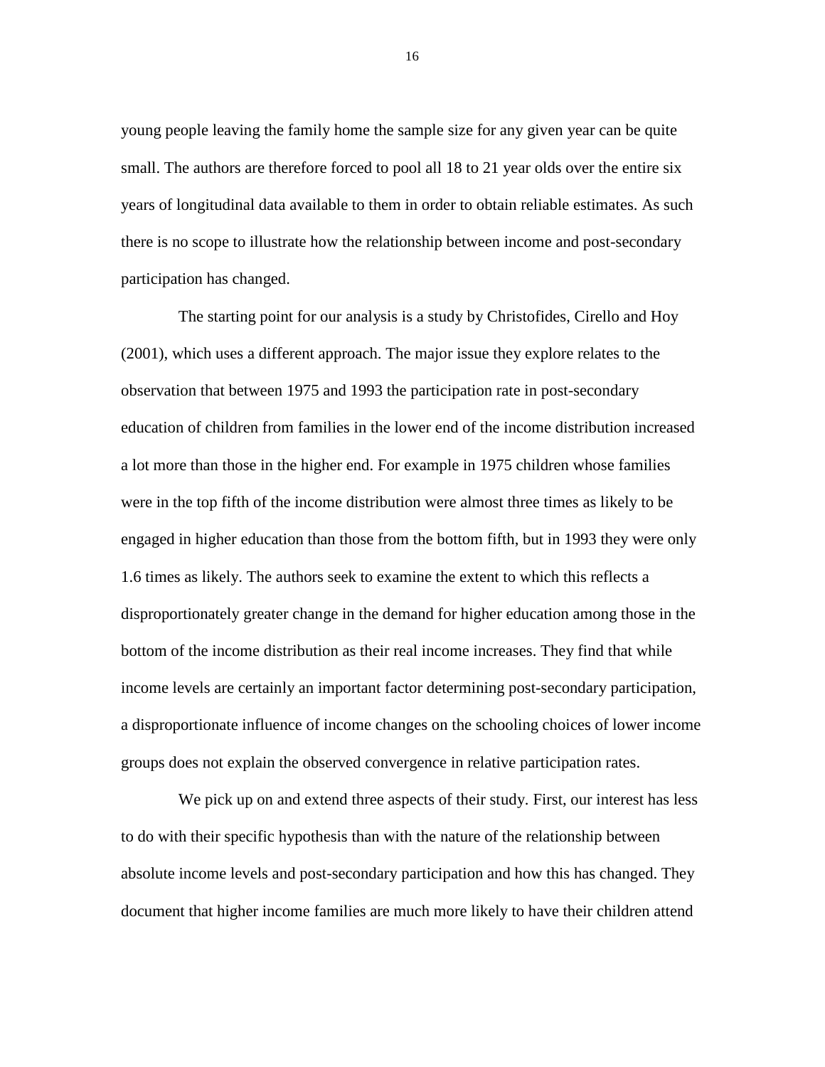young people leaving the family home the sample size for any given year can be quite small. The authors are therefore forced to pool all 18 to 21 year olds over the entire six years of longitudinal data available to them in order to obtain reliable estimates. As such there is no scope to illustrate how the relationship between income and post-secondary participation has changed.

The starting point for our analysis is a study by Christofides, Cirello and Hoy (2001), which uses a different approach. The major issue they explore relates to the observation that between 1975 and 1993 the participation rate in post-secondary education of children from families in the lower end of the income distribution increased a lot more than those in the higher end. For example in 1975 children whose families were in the top fifth of the income distribution were almost three times as likely to be engaged in higher education than those from the bottom fifth, but in 1993 they were only 1.6 times as likely. The authors seek to examine the extent to which this reflects a disproportionately greater change in the demand for higher education among those in the bottom of the income distribution as their real income increases. They find that while income levels are certainly an important factor determining post-secondary participation, a disproportionate influence of income changes on the schooling choices of lower income groups does not explain the observed convergence in relative participation rates.

We pick up on and extend three aspects of their study. First, our interest has less to do with their specific hypothesis than with the nature of the relationship between absolute income levels and post-secondary participation and how this has changed. They document that higher income families are much more likely to have their children attend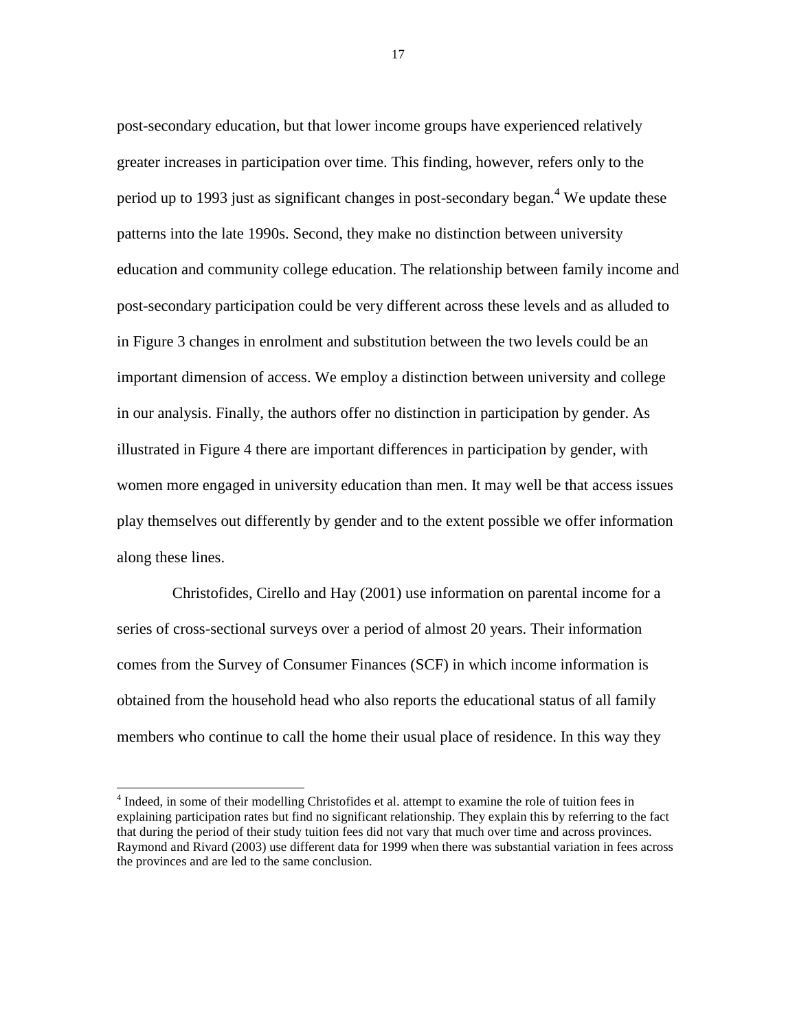post-secondary education, but that lower income groups have experienced relatively greater increases in participation over time. This finding, however, refers only to the period up to 1993 just as significant changes in post-secondary began.[4] We update these patterns into the late 1990s. Second, they make no distinction between university education and community college education. The relationship between family income and post-secondary participation could be very different across these levels and as alluded to in Figure 3 changes in enrolment and substitution between the two levels could be an important dimension of access. We employ a distinction between university and college in our analysis. Finally, the authors offer no distinction in participation by gender. As illustrated in Figure 4 there are important differences in participation by gender, with women more engaged in university education than men. It may well be that access issues play themselves out differently by gender and to the extent possible we offer information along these lines.

Christofides, Cirello and Hay (2001) use information on parental income for a series of cross-sectional surveys over a period of almost 20 years. Their information comes from the Survey of Consumer Finances (SCF) in which income information is obtained from the household head who also reports the educational status of all family members who continue to call the home their usual place of residence. In this way they

---

[4] Indeed, in some of their modelling Christofides et al. attempt to examine the role of tuition fees in explaining participation rates but find no significant relationship. They explain this by referring to the fact that during the period of their study tuition fees did not vary that much over time and across provinces. Raymond and Rivard (2003) use different data for 1999 when there was substantial variation in fees across the provinces and are led to the same conclusion.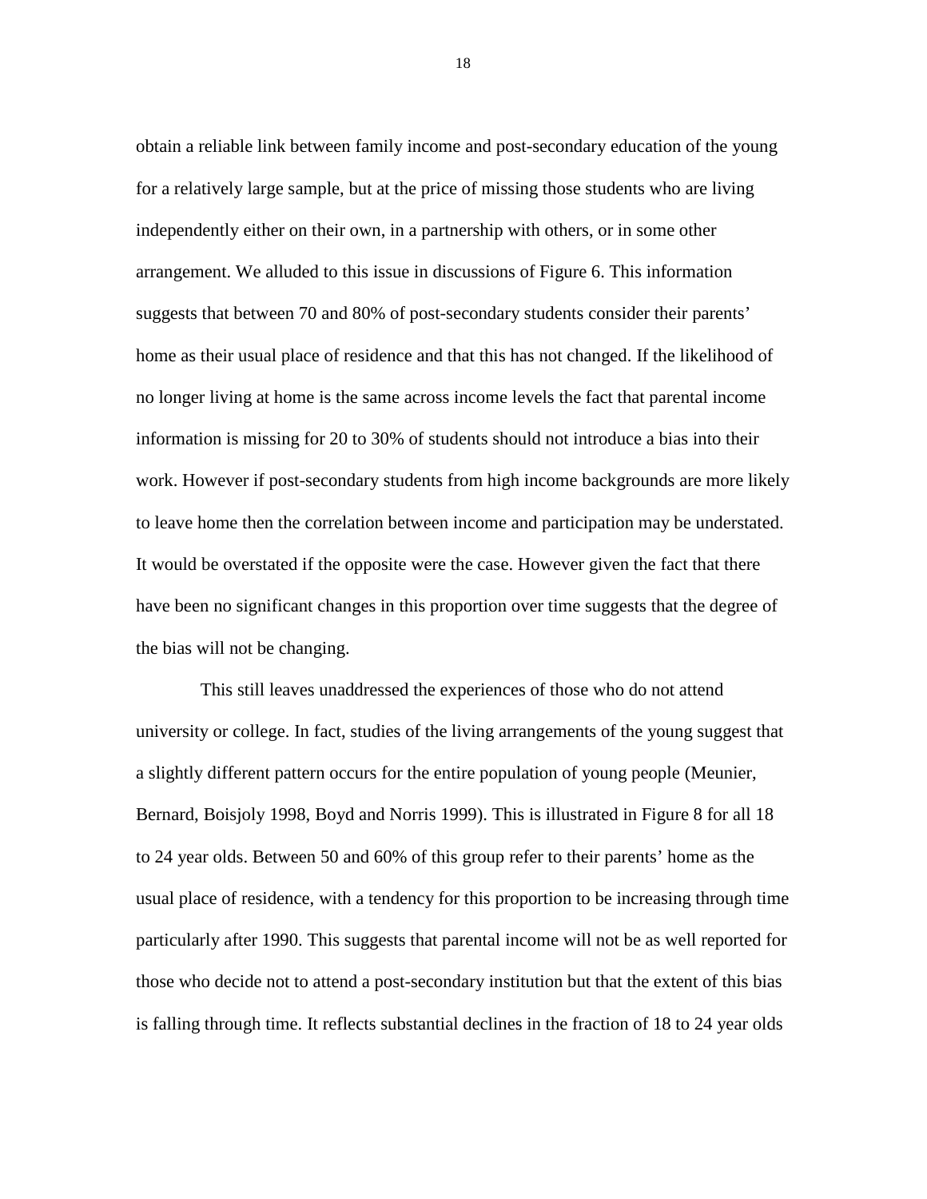obtain a reliable link between family income and post-secondary education of the young for a relatively large sample, but at the price of missing those students who are living independently either on their own, in a partnership with others, or in some other arrangement. We alluded to this issue in discussions of Figure 6. This information suggests that between 70 and 80% of post-secondary students consider their parents' home as their usual place of residence and that this has not changed. If the likelihood of no longer living at home is the same across income levels the fact that parental income information is missing for 20 to 30% of students should not introduce a bias into their work. However if post-secondary students from high income backgrounds are more likely to leave home then the correlation between income and participation may be understated. It would be overstated if the opposite were the case. However given the fact that there have been no significant changes in this proportion over time suggests that the degree of the bias will not be changing.

This still leaves unaddressed the experiences of those who do not attend university or college. In fact, studies of the living arrangements of the young suggest that a slightly different pattern occurs for the entire population of young people (Meunier, Bernard, Boisjoly 1998, Boyd and Norris 1999). This is illustrated in Figure 8 for all 18 to 24 year olds. Between 50 and 60% of this group refer to their parents' home as the usual place of residence, with a tendency for this proportion to be increasing through time particularly after 1990. This suggests that parental income will not be as well reported for those who decide not to attend a post-secondary institution but that the extent of this bias is falling through time. It reflects substantial declines in the fraction of 18 to 24 year olds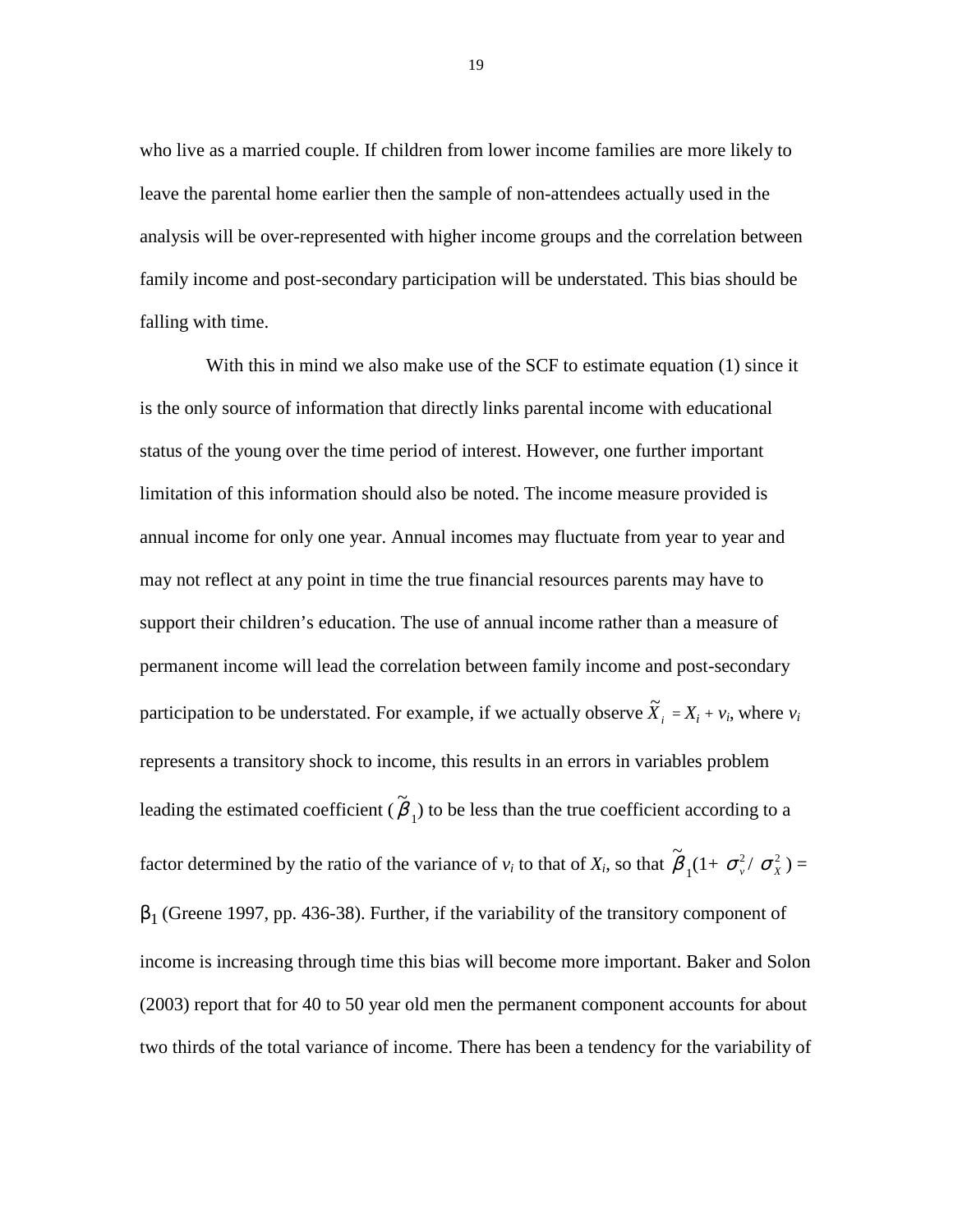who live as a married couple. If children from lower income families are more likely to leave the parental home earlier then the sample of non-attendees actually used in the analysis will be over-represented with higher income groups and the correlation between family income and post-secondary participation will be understated. This bias should be falling with time.

With this in mind we also make use of the SCF to estimate equation (1) since it is the only source of information that directly links parental income with educational status of the young over the time period of interest. However, one further important limitation of this information should also be noted. The income measure provided is annual income for only one year. Annual incomes may fluctuate from year to year and may not reflect at any point in time the true financial resources parents may have to support their children's education. The use of annual income rather than a measure of permanent income will lead the correlation between family income and post-secondary participation to be understated. For example, if we actually observe $\tilde{X}_i = X_i + v_i$, where $v_i$ represents a transitory shock to income, this results in an errors in variables problem leading the estimated coefficient ($\tilde{\beta}_1$) to be less than the true coefficient according to a factor determined by the ratio of the variance of $v_i$ to that of $X_i$, so that $\tilde{\beta}_1(1+ \sigma_v^2/ \sigma_X^2) = \beta_1$ (Greene 1997, pp. 436-38). Further, if the variability of the transitory component of income is increasing through time this bias will become more important. Baker and Solon (2003) report that for 40 to 50 year old men the permanent component accounts for about two thirds of the total variance of income. There has been a tendency for the variability of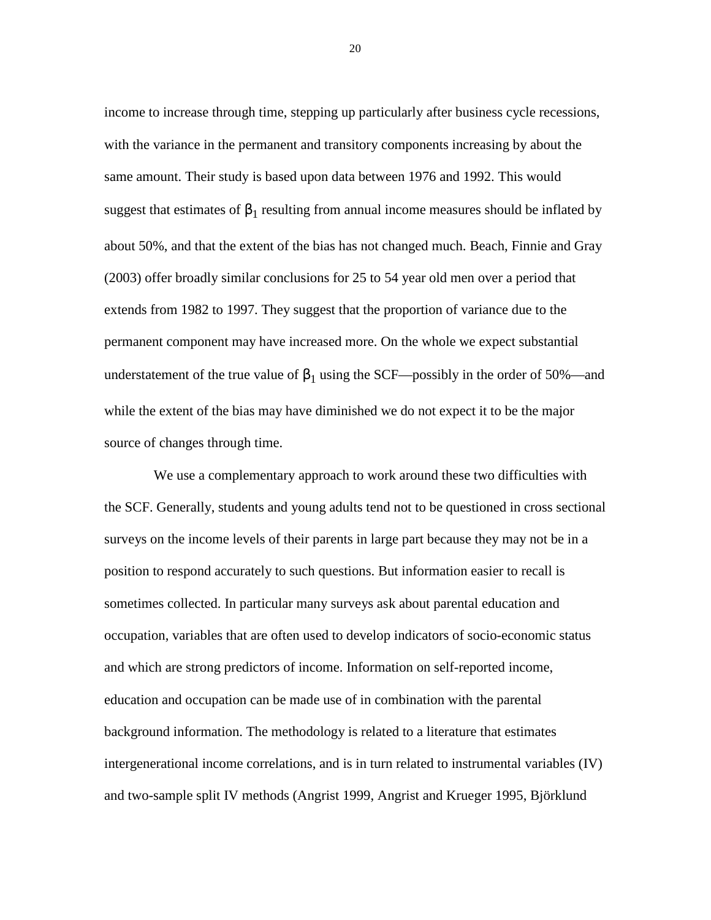income to increase through time, stepping up particularly after business cycle recessions, with the variance in the permanent and transitory components increasing by about the same amount. Their study is based upon data between 1976 and 1992. This would suggest that estimates of $\beta_1$ resulting from annual income measures should be inflated by about 50%, and that the extent of the bias has not changed much. Beach, Finnie and Gray (2003) offer broadly similar conclusions for 25 to 54 year old men over a period that extends from 1982 to 1997. They suggest that the proportion of variance due to the permanent component may have increased more. On the whole we expect substantial understatement of the true value of $\beta_1$ using the SCF—possibly in the order of 50%—and while the extent of the bias may have diminished we do not expect it to be the major source of changes through time.

We use a complementary approach to work around these two difficulties with the SCF. Generally, students and young adults tend not to be questioned in cross sectional surveys on the income levels of their parents in large part because they may not be in a position to respond accurately to such questions. But information easier to recall is sometimes collected. In particular many surveys ask about parental education and occupation, variables that are often used to develop indicators of socio-economic status and which are strong predictors of income. Information on self-reported income, education and occupation can be made use of in combination with the parental background information. The methodology is related to a literature that estimates intergenerational income correlations, and is in turn related to instrumental variables (IV) and two-sample split IV methods (Angrist 1999, Angrist and Krueger 1995, Björklund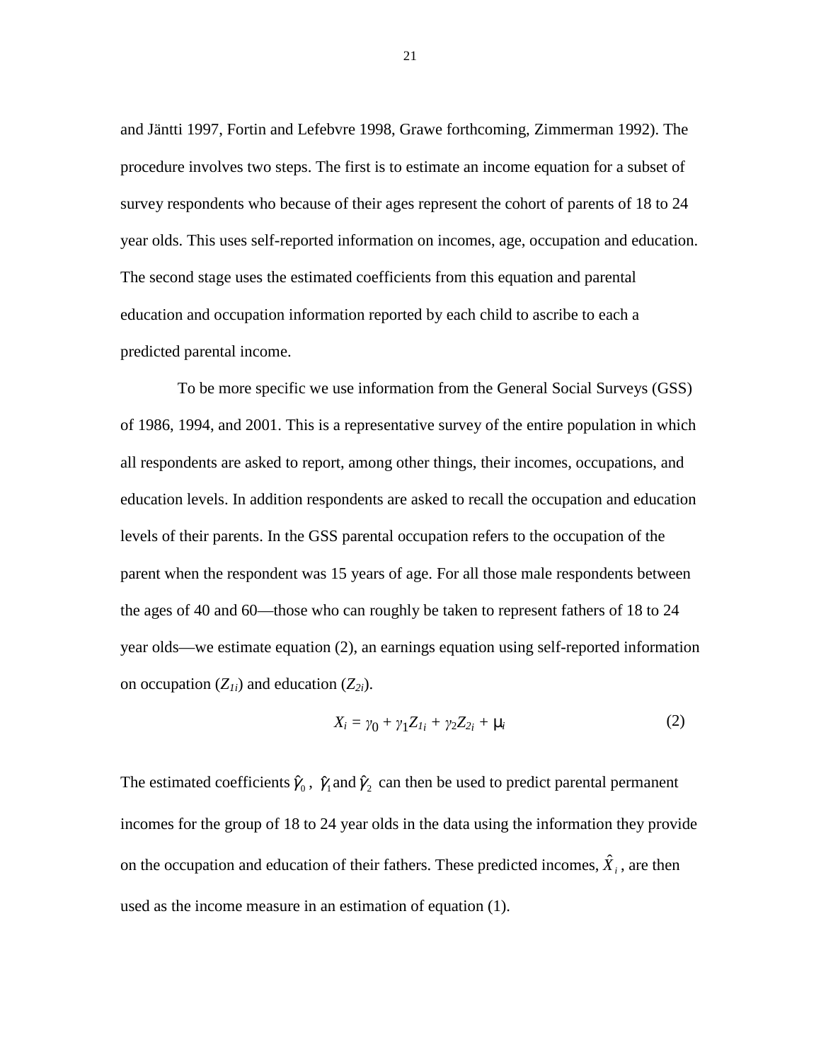and Jäntti 1997, Fortin and Lefebvre 1998, Grawe forthcoming, Zimmerman 1992). The procedure involves two steps. The first is to estimate an income equation for a subset of survey respondents who because of their ages represent the cohort of parents of 18 to 24 year olds. This uses self-reported information on incomes, age, occupation and education. The second stage uses the estimated coefficients from this equation and parental education and occupation information reported by each child to ascribe to each a predicted parental income.

To be more specific we use information from the General Social Surveys (GSS) of 1986, 1994, and 2001. This is a representative survey of the entire population in which all respondents are asked to report, among other things, their incomes, occupations, and education levels. In addition respondents are asked to recall the occupation and education levels of their parents. In the GSS parental occupation refers to the occupation of the parent when the respondent was 15 years of age. For all those male respondents between the ages of 40 and 60—those who can roughly be taken to represent fathers of 18 to 24 year olds—we estimate equation (2), an earnings equation using self-reported information on occupation ($Z_{1i}$) and education ($Z_{2i}$).

$$X_i = \gamma_0 + \gamma_1 Z_{1i} + \gamma_2 Z_{2i} + \mu_i \tag{2}$$

The estimated coefficients $\hat{\gamma}_0$, $\hat{\gamma}_1$ and $\hat{\gamma}_2$ can then be used to predict parental permanent incomes for the group of 18 to 24 year olds in the data using the information they provide on the occupation and education of their fathers. These predicted incomes, $\hat{X}_i$, are then used as the income measure in an estimation of equation (1).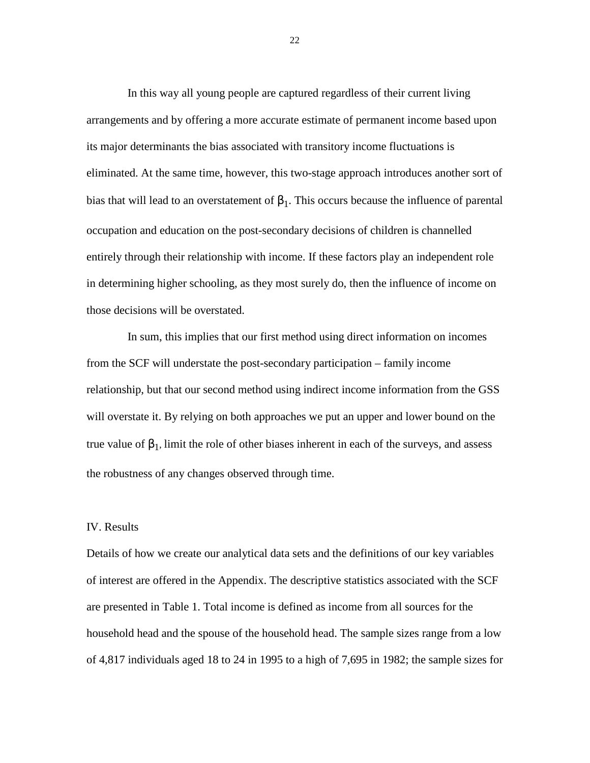In this way all young people are captured regardless of their current living arrangements and by offering a more accurate estimate of permanent income based upon its major determinants the bias associated with transitory income fluctuations is eliminated. At the same time, however, this two-stage approach introduces another sort of bias that will lead to an overstatement of $\beta_1$. This occurs because the influence of parental occupation and education on the post-secondary decisions of children is channelled entirely through their relationship with income. If these factors play an independent role in determining higher schooling, as they most surely do, then the influence of income on those decisions will be overstated.

In sum, this implies that our first method using direct information on incomes from the SCF will understate the post-secondary participation – family income relationship, but that our second method using indirect income information from the GSS will overstate it. By relying on both approaches we put an upper and lower bound on the true value of $\beta_1$, limit the role of other biases inherent in each of the surveys, and assess the robustness of any changes observed through time.

## IV. Results

Details of how we create our analytical data sets and the definitions of our key variables of interest are offered in the Appendix. The descriptive statistics associated with the SCF are presented in Table 1. Total income is defined as income from all sources for the household head and the spouse of the household head. The sample sizes range from a low of 4,817 individuals aged 18 to 24 in 1995 to a high of 7,695 in 1982; the sample sizes for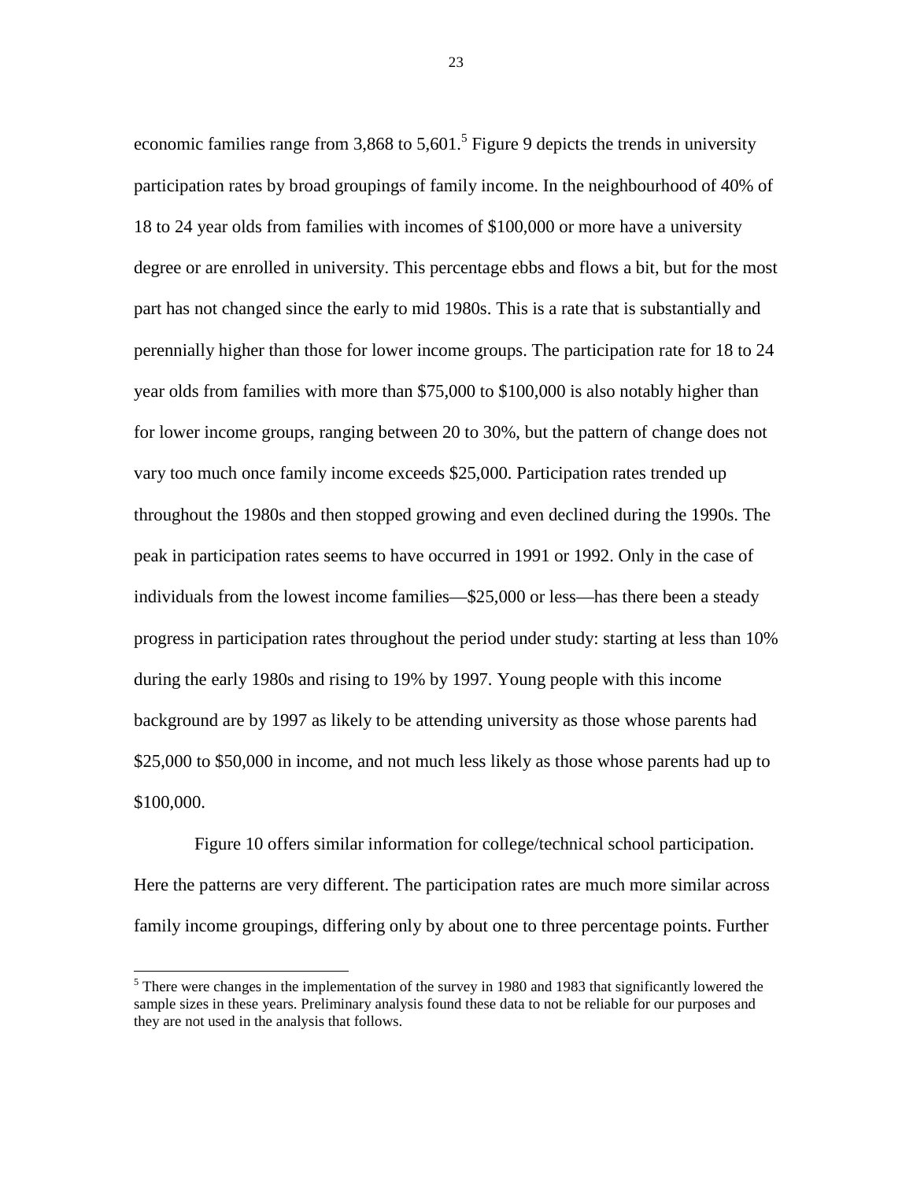economic families range from 3,868 to 5,601.[5] Figure 9 depicts the trends in university participation rates by broad groupings of family income. In the neighbourhood of 40% of 18 to 24 year olds from families with incomes of $100,000 or more have a university degree or are enrolled in university. This percentage ebbs and flows a bit, but for the most part has not changed since the early to mid 1980s. This is a rate that is substantially and perennially higher than those for lower income groups. The participation rate for 18 to 24 year olds from families with more than $75,000 to $100,000 is also notably higher than for lower income groups, ranging between 20 to 30%, but the pattern of change does not vary too much once family income exceeds $25,000. Participation rates trended up throughout the 1980s and then stopped growing and even declined during the 1990s. The peak in participation rates seems to have occurred in 1991 or 1992. Only in the case of individuals from the lowest income families—$25,000 or less—has there been a steady progress in participation rates throughout the period under study: starting at less than 10% during the early 1980s and rising to 19% by 1997. Young people with this income background are by 1997 as likely to be attending university as those whose parents had $25,000 to $50,000 in income, and not much less likely as those whose parents had up to $100,000.

Figure 10 offers similar information for college/technical school participation. Here the patterns are very different. The participation rates are much more similar across family income groupings, differing only by about one to three percentage points. Further

[5] There were changes in the implementation of the survey in 1980 and 1983 that significantly lowered the sample sizes in these years. Preliminary analysis found these data to not be reliable for our purposes and they are not used in the analysis that follows.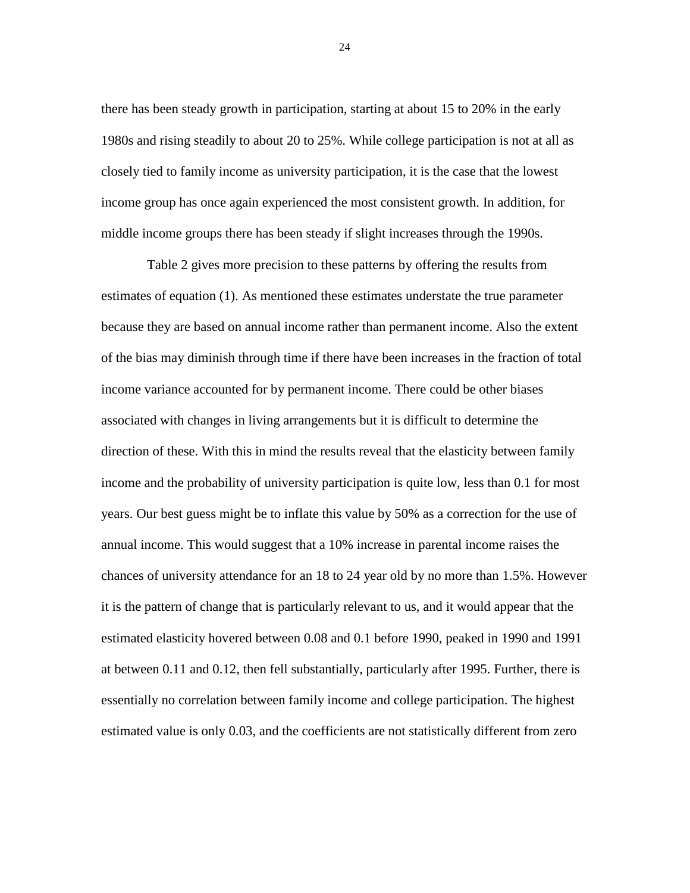there has been steady growth in participation, starting at about 15 to 20% in the early 1980s and rising steadily to about 20 to 25%. While college participation is not at all as closely tied to family income as university participation, it is the case that the lowest income group has once again experienced the most consistent growth. In addition, for middle income groups there has been steady if slight increases through the 1990s.

Table 2 gives more precision to these patterns by offering the results from estimates of equation (1). As mentioned these estimates understate the true parameter because they are based on annual income rather than permanent income. Also the extent of the bias may diminish through time if there have been increases in the fraction of total income variance accounted for by permanent income. There could be other biases associated with changes in living arrangements but it is difficult to determine the direction of these. With this in mind the results reveal that the elasticity between family income and the probability of university participation is quite low, less than 0.1 for most years. Our best guess might be to inflate this value by 50% as a correction for the use of annual income. This would suggest that a 10% increase in parental income raises the chances of university attendance for an 18 to 24 year old by no more than 1.5%. However it is the pattern of change that is particularly relevant to us, and it would appear that the estimated elasticity hovered between 0.08 and 0.1 before 1990, peaked in 1990 and 1991 at between 0.11 and 0.12, then fell substantially, particularly after 1995. Further, there is essentially no correlation between family income and college participation. The highest estimated value is only 0.03, and the coefficients are not statistically different from zero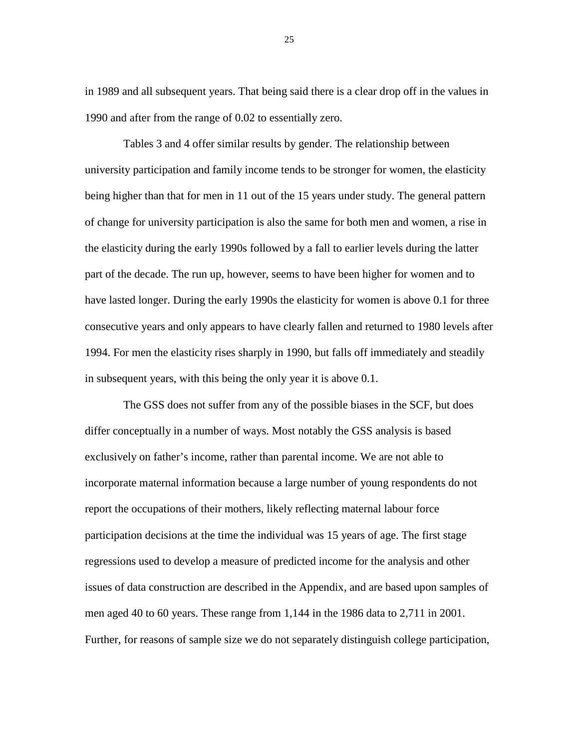in 1989 and all subsequent years. That being said there is a clear drop off in the values in 1990 and after from the range of 0.02 to essentially zero.

Tables 3 and 4 offer similar results by gender. The relationship between university participation and family income tends to be stronger for women, the elasticity being higher than that for men in 11 out of the 15 years under study. The general pattern of change for university participation is also the same for both men and women, a rise in the elasticity during the early 1990s followed by a fall to earlier levels during the latter part of the decade. The run up, however, seems to have been higher for women and to have lasted longer. During the early 1990s the elasticity for women is above 0.1 for three consecutive years and only appears to have clearly fallen and returned to 1980 levels after 1994. For men the elasticity rises sharply in 1990, but falls off immediately and steadily in subsequent years, with this being the only year it is above 0.1.

The GSS does not suffer from any of the possible biases in the SCF, but does differ conceptually in a number of ways. Most notably the GSS analysis is based exclusively on father's income, rather than parental income. We are not able to incorporate maternal information because a large number of young respondents do not report the occupations of their mothers, likely reflecting maternal labour force participation decisions at the time the individual was 15 years of age. The first stage regressions used to develop a measure of predicted income for the analysis and other issues of data construction are described in the Appendix, and are based upon samples of men aged 40 to 60 years. These range from 1,144 in the 1986 data to 2,711 in 2001. Further, for reasons of sample size we do not separately distinguish college participation,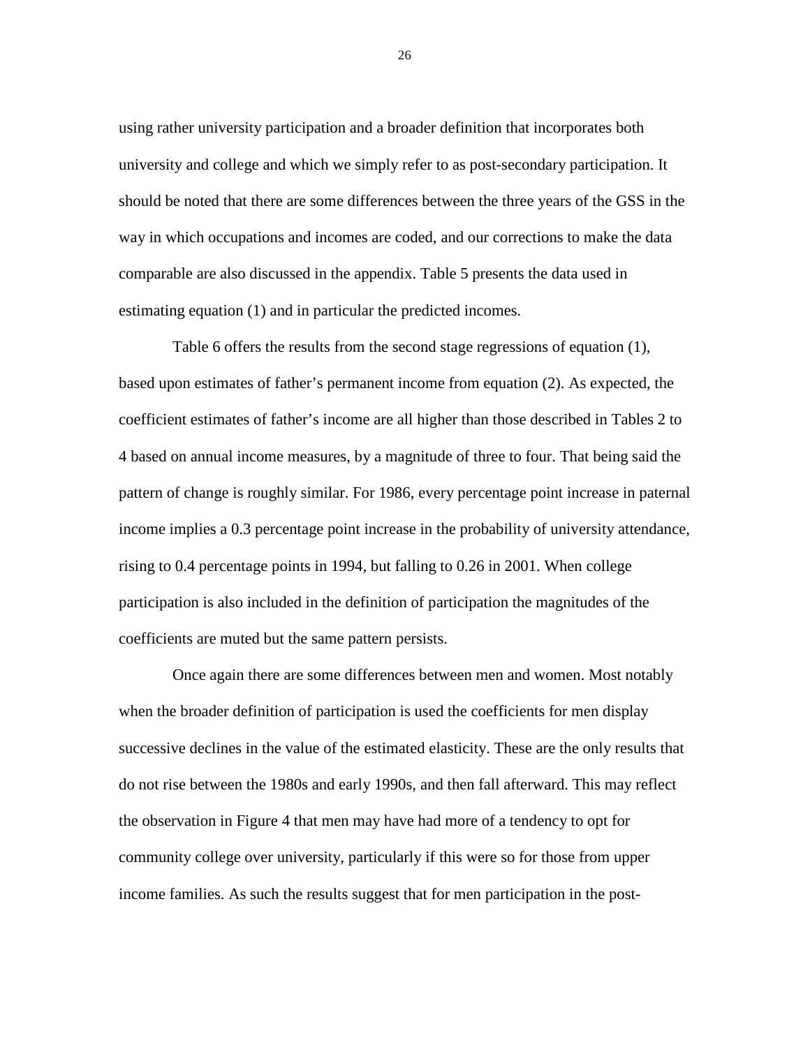using rather university participation and a broader definition that incorporates both university and college and which we simply refer to as post-secondary participation. It should be noted that there are some differences between the three years of the GSS in the way in which occupations and incomes are coded, and our corrections to make the data comparable are also discussed in the appendix. Table 5 presents the data used in estimating equation (1) and in particular the predicted incomes.

Table 6 offers the results from the second stage regressions of equation (1), based upon estimates of father's permanent income from equation (2). As expected, the coefficient estimates of father's income are all higher than those described in Tables 2 to 4 based on annual income measures, by a magnitude of three to four. That being said the pattern of change is roughly similar. For 1986, every percentage point increase in paternal income implies a 0.3 percentage point increase in the probability of university attendance, rising to 0.4 percentage points in 1994, but falling to 0.26 in 2001. When college participation is also included in the definition of participation the magnitudes of the coefficients are muted but the same pattern persists.

Once again there are some differences between men and women. Most notably when the broader definition of participation is used the coefficients for men display successive declines in the value of the estimated elasticity. These are the only results that do not rise between the 1980s and early 1990s, and then fall afterward. This may reflect the observation in Figure 4 that men may have had more of a tendency to opt for community college over university, particularly if this were so for those from upper income families. As such the results suggest that for men participation in the post-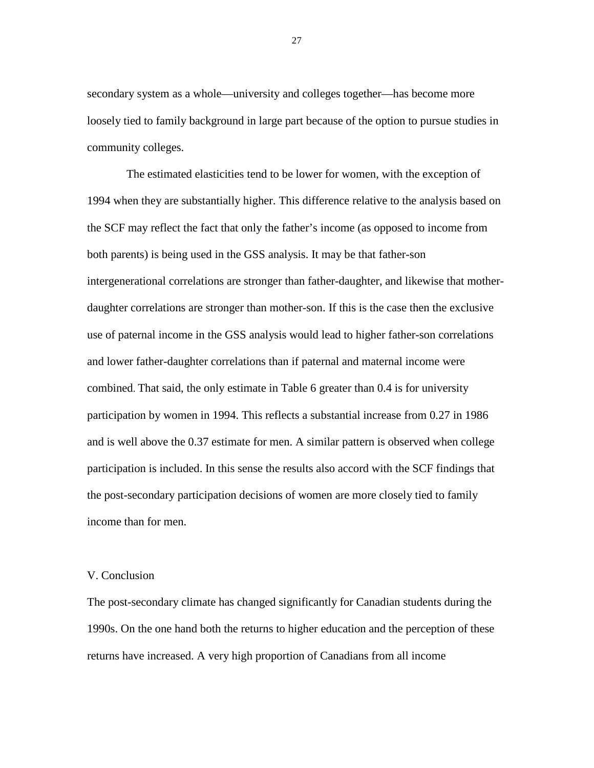secondary system as a whole—university and colleges together—has become more loosely tied to family background in large part because of the option to pursue studies in community colleges.

The estimated elasticities tend to be lower for women, with the exception of 1994 when they are substantially higher. This difference relative to the analysis based on the SCF may reflect the fact that only the father's income (as opposed to income from both parents) is being used in the GSS analysis. It may be that father-son intergenerational correlations are stronger than father-daughter, and likewise that mother-daughter correlations are stronger than mother-son. If this is the case then the exclusive use of paternal income in the GSS analysis would lead to higher father-son correlations and lower father-daughter correlations than if paternal and maternal income were combined. That said, the only estimate in Table 6 greater than 0.4 is for university participation by women in 1994. This reflects a substantial increase from 0.27 in 1986 and is well above the 0.37 estimate for men. A similar pattern is observed when college participation is included. In this sense the results also accord with the SCF findings that the post-secondary participation decisions of women are more closely tied to family income than for men.

## V. Conclusion

The post-secondary climate has changed significantly for Canadian students during the 1990s. On the one hand both the returns to higher education and the perception of these returns have increased. A very high proportion of Canadians from all income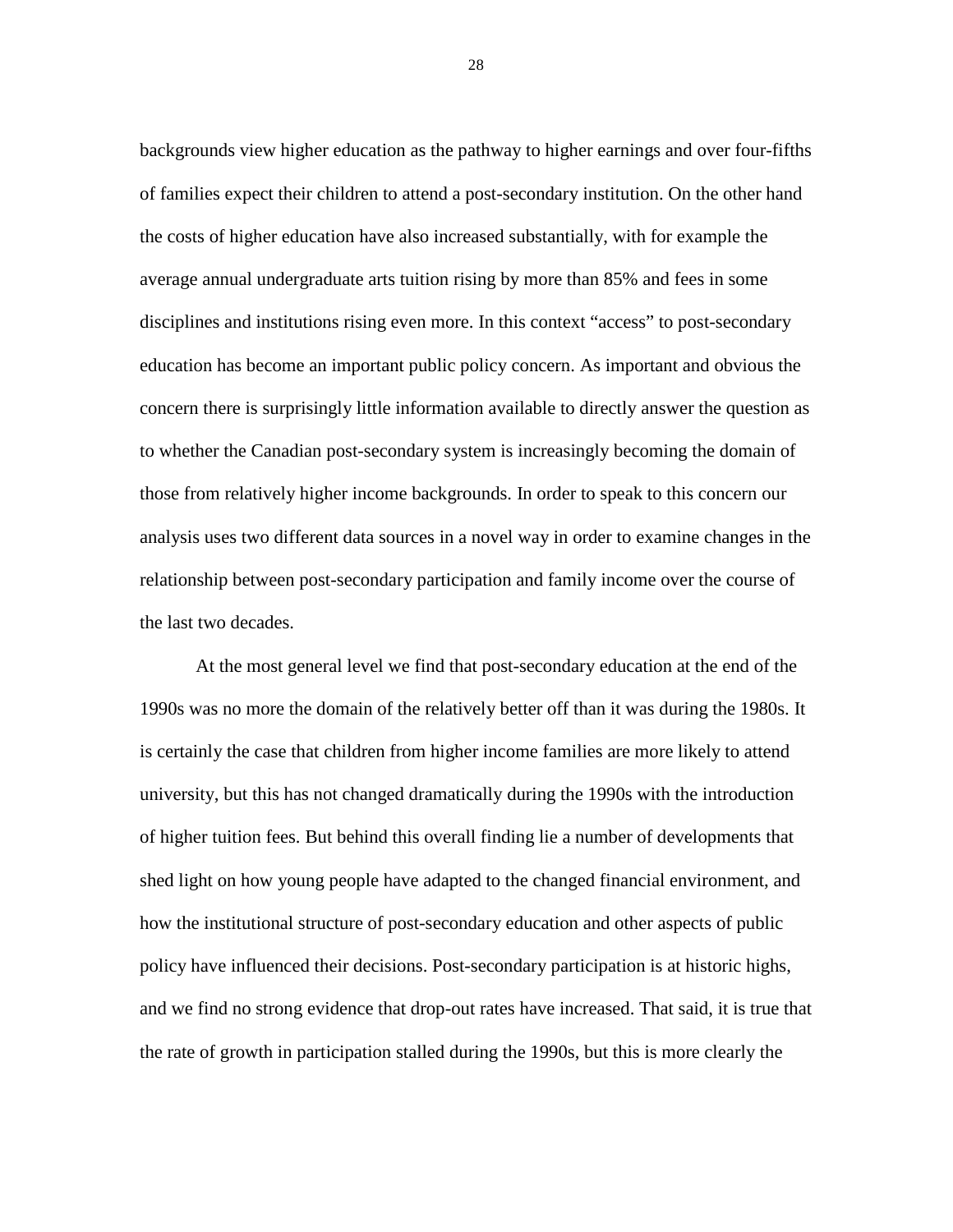backgrounds view higher education as the pathway to higher earnings and over four-fifths of families expect their children to attend a post-secondary institution. On the other hand the costs of higher education have also increased substantially, with for example the average annual undergraduate arts tuition rising by more than 85% and fees in some disciplines and institutions rising even more. In this context "access" to post-secondary education has become an important public policy concern. As important and obvious the concern there is surprisingly little information available to directly answer the question as to whether the Canadian post-secondary system is increasingly becoming the domain of those from relatively higher income backgrounds. In order to speak to this concern our analysis uses two different data sources in a novel way in order to examine changes in the relationship between post-secondary participation and family income over the course of the last two decades.

At the most general level we find that post-secondary education at the end of the 1990s was no more the domain of the relatively better off than it was during the 1980s. It is certainly the case that children from higher income families are more likely to attend university, but this has not changed dramatically during the 1990s with the introduction of higher tuition fees. But behind this overall finding lie a number of developments that shed light on how young people have adapted to the changed financial environment, and how the institutional structure of post-secondary education and other aspects of public policy have influenced their decisions. Post-secondary participation is at historic highs, and we find no strong evidence that drop-out rates have increased. That said, it is true that the rate of growth in participation stalled during the 1990s, but this is more clearly the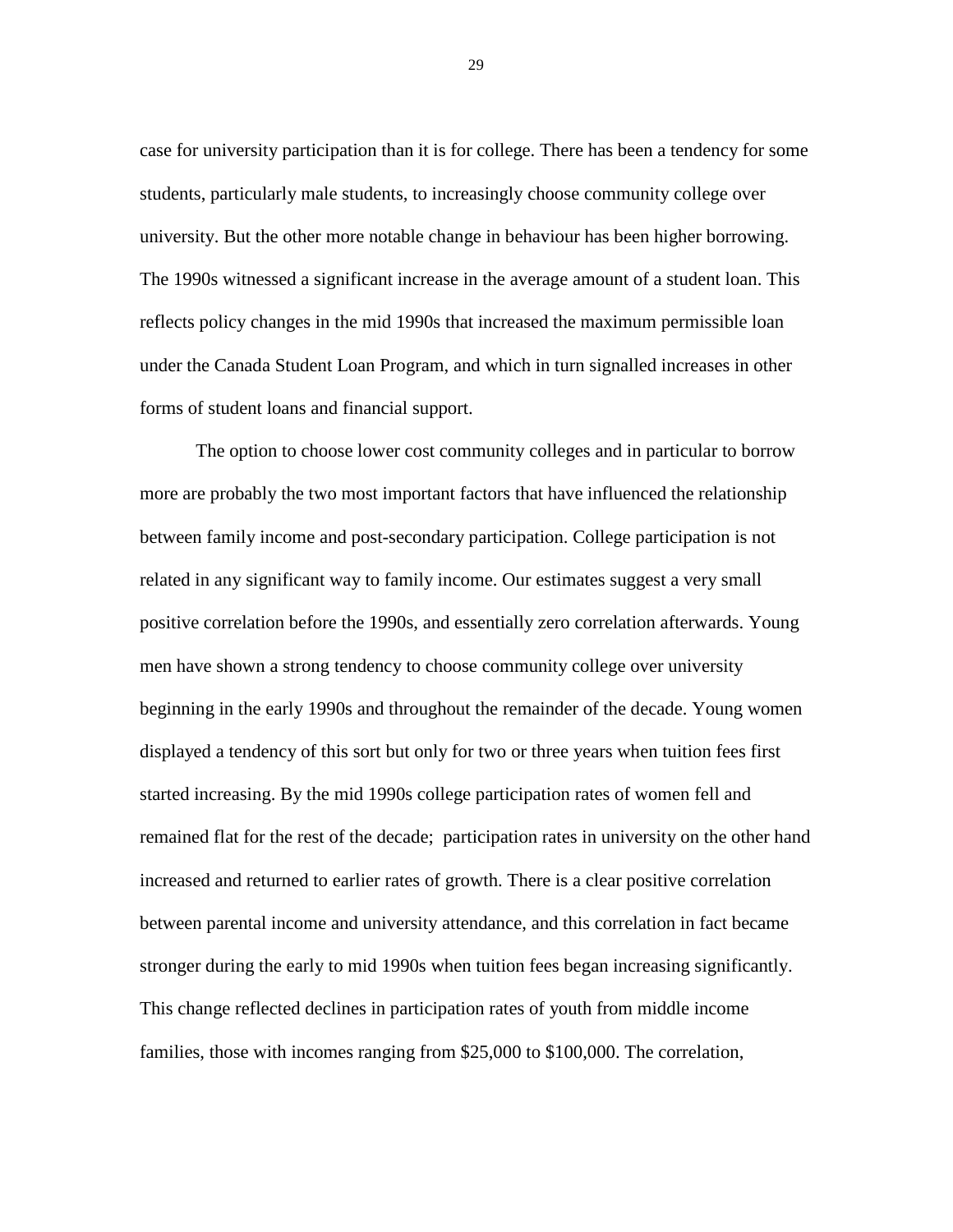case for university participation than it is for college. There has been a tendency for some students, particularly male students, to increasingly choose community college over university. But the other more notable change in behaviour has been higher borrowing. The 1990s witnessed a significant increase in the average amount of a student loan. This reflects policy changes in the mid 1990s that increased the maximum permissible loan under the Canada Student Loan Program, and which in turn signalled increases in other forms of student loans and financial support.

The option to choose lower cost community colleges and in particular to borrow more are probably the two most important factors that have influenced the relationship between family income and post-secondary participation. College participation is not related in any significant way to family income. Our estimates suggest a very small positive correlation before the 1990s, and essentially zero correlation afterwards. Young men have shown a strong tendency to choose community college over university beginning in the early 1990s and throughout the remainder of the decade. Young women displayed a tendency of this sort but only for two or three years when tuition fees first started increasing. By the mid 1990s college participation rates of women fell and remained flat for the rest of the decade; participation rates in university on the other hand increased and returned to earlier rates of growth. There is a clear positive correlation between parental income and university attendance, and this correlation in fact became stronger during the early to mid 1990s when tuition fees began increasing significantly. This change reflected declines in participation rates of youth from middle income families, those with incomes ranging from $25,000 to $100,000. The correlation,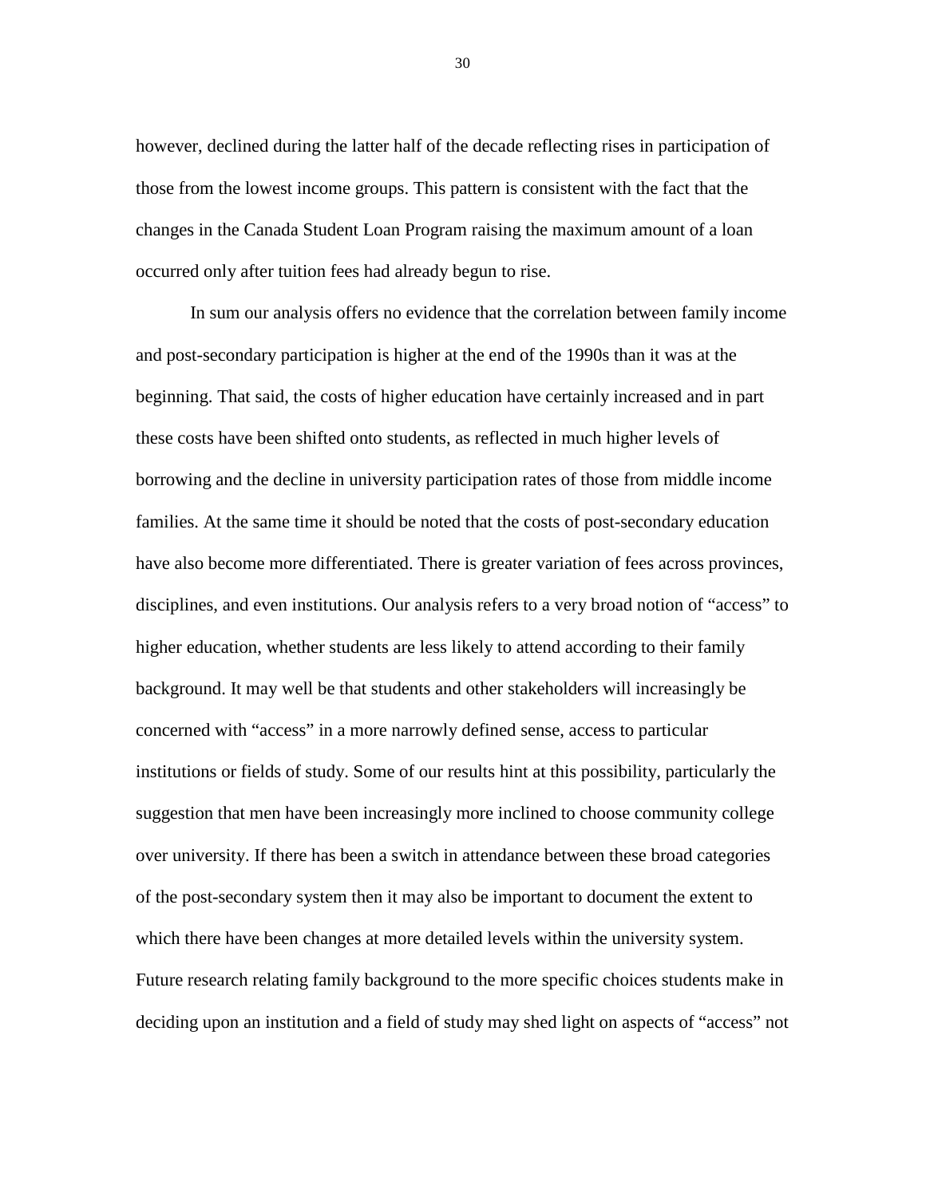however, declined during the latter half of the decade reflecting rises in participation of those from the lowest income groups. This pattern is consistent with the fact that the changes in the Canada Student Loan Program raising the maximum amount of a loan occurred only after tuition fees had already begun to rise.

In sum our analysis offers no evidence that the correlation between family income and post-secondary participation is higher at the end of the 1990s than it was at the beginning. That said, the costs of higher education have certainly increased and in part these costs have been shifted onto students, as reflected in much higher levels of borrowing and the decline in university participation rates of those from middle income families. At the same time it should be noted that the costs of post-secondary education have also become more differentiated. There is greater variation of fees across provinces, disciplines, and even institutions. Our analysis refers to a very broad notion of "access" to higher education, whether students are less likely to attend according to their family background. It may well be that students and other stakeholders will increasingly be concerned with "access" in a more narrowly defined sense, access to particular institutions or fields of study. Some of our results hint at this possibility, particularly the suggestion that men have been increasingly more inclined to choose community college over university. If there has been a switch in attendance between these broad categories of the post-secondary system then it may also be important to document the extent to which there have been changes at more detailed levels within the university system. Future research relating family background to the more specific choices students make in deciding upon an institution and a field of study may shed light on aspects of "access" not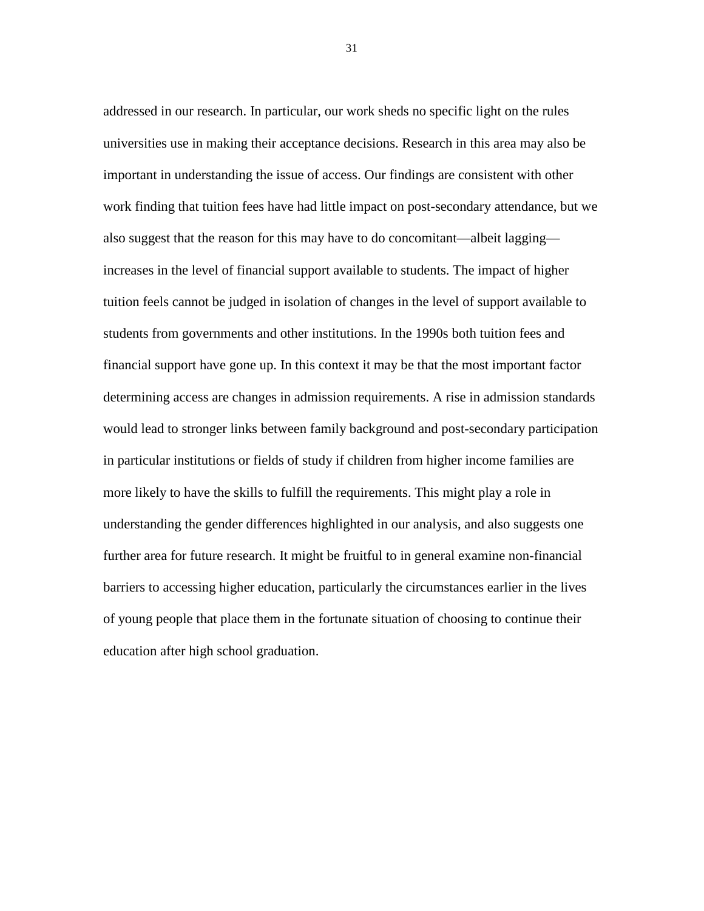addressed in our research. In particular, our work sheds no specific light on the rules universities use in making their acceptance decisions. Research in this area may also be important in understanding the issue of access. Our findings are consistent with other work finding that tuition fees have had little impact on post-secondary attendance, but we also suggest that the reason for this may have to do concomitant—albeit lagging—increases in the level of financial support available to students. The impact of higher tuition feels cannot be judged in isolation of changes in the level of support available to students from governments and other institutions. In the 1990s both tuition fees and financial support have gone up. In this context it may be that the most important factor determining access are changes in admission requirements. A rise in admission standards would lead to stronger links between family background and post-secondary participation in particular institutions or fields of study if children from higher income families are more likely to have the skills to fulfill the requirements. This might play a role in understanding the gender differences highlighted in our analysis, and also suggests one further area for future research. It might be fruitful to in general examine non-financial barriers to accessing higher education, particularly the circumstances earlier in the lives of young people that place them in the fortunate situation of choosing to continue their education after high school graduation.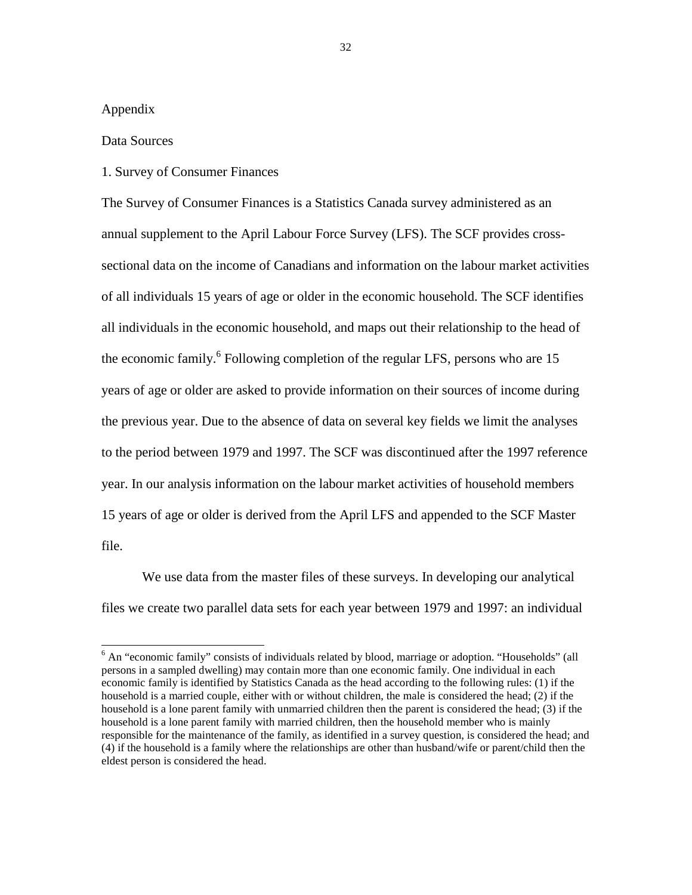# Appendix

## Data Sources

### 1. Survey of Consumer Finances

The Survey of Consumer Finances is a Statistics Canada survey administered as an annual supplement to the April Labour Force Survey (LFS). The SCF provides cross-sectional data on the income of Canadians and information on the labour market activities of all individuals 15 years of age or older in the economic household. The SCF identifies all individuals in the economic household, and maps out their relationship to the head of the economic family.[6] Following completion of the regular LFS, persons who are 15 years of age or older are asked to provide information on their sources of income during the previous year. Due to the absence of data on several key fields we limit the analyses to the period between 1979 and 1997. The SCF was discontinued after the 1997 reference year. In our analysis information on the labour market activities of household members 15 years of age or older is derived from the April LFS and appended to the SCF Master file.

We use data from the master files of these surveys. In developing our analytical files we create two parallel data sets for each year between 1979 and 1997: an individual

---

[6] An "economic family" consists of individuals related by blood, marriage or adoption. "Households" (all persons in a sampled dwelling) may contain more than one economic family. One individual in each economic family is identified by Statistics Canada as the head according to the following rules: (1) if the household is a married couple, either with or without children, the male is considered the head; (2) if the household is a lone parent family with unmarried children then the parent is considered the head; (3) if the household is a lone parent family with married children, then the household member who is mainly responsible for the maintenance of the family, as identified in a survey question, is considered the head; and (4) if the household is a family where the relationships are other than husband/wife or parent/child then the eldest person is considered the head.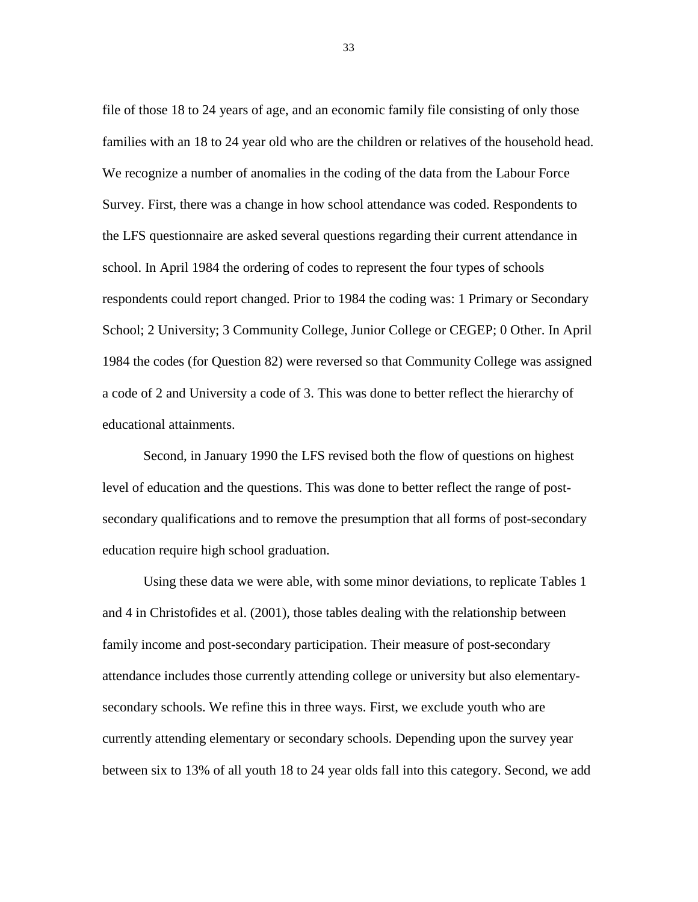file of those 18 to 24 years of age, and an economic family file consisting of only those families with an 18 to 24 year old who are the children or relatives of the household head. We recognize a number of anomalies in the coding of the data from the Labour Force Survey. First, there was a change in how school attendance was coded. Respondents to the LFS questionnaire are asked several questions regarding their current attendance in school. In April 1984 the ordering of codes to represent the four types of schools respondents could report changed. Prior to 1984 the coding was: 1 Primary or Secondary School; 2 University; 3 Community College, Junior College or CEGEP; 0 Other. In April 1984 the codes (for Question 82) were reversed so that Community College was assigned a code of 2 and University a code of 3. This was done to better reflect the hierarchy of educational attainments.

Second, in January 1990 the LFS revised both the flow of questions on highest level of education and the questions. This was done to better reflect the range of post-secondary qualifications and to remove the presumption that all forms of post-secondary education require high school graduation.

Using these data we were able, with some minor deviations, to replicate Tables 1 and 4 in Christofides et al. (2001), those tables dealing with the relationship between family income and post-secondary participation. Their measure of post-secondary attendance includes those currently attending college or university but also elementary-secondary schools. We refine this in three ways. First, we exclude youth who are currently attending elementary or secondary schools. Depending upon the survey year between six to 13% of all youth 18 to 24 year olds fall into this category. Second, we add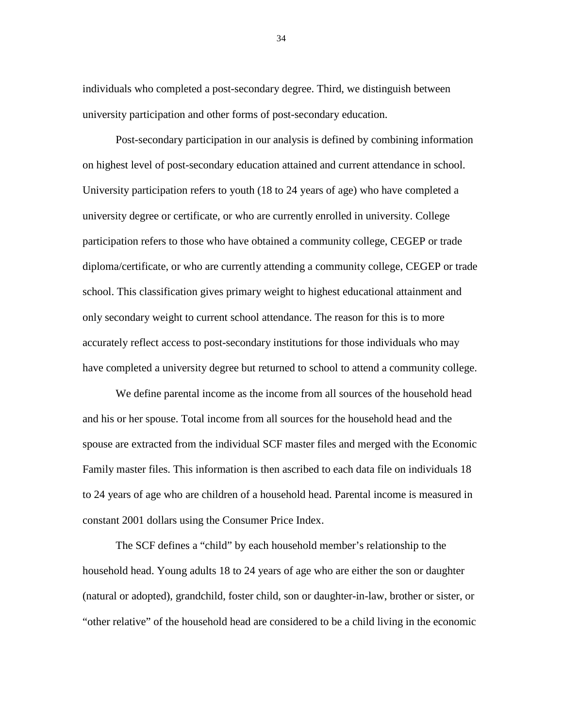individuals who completed a post-secondary degree. Third, we distinguish between university participation and other forms of post-secondary education.

Post-secondary participation in our analysis is defined by combining information on highest level of post-secondary education attained and current attendance in school. University participation refers to youth (18 to 24 years of age) who have completed a university degree or certificate, or who are currently enrolled in university. College participation refers to those who have obtained a community college, CEGEP or trade diploma/certificate, or who are currently attending a community college, CEGEP or trade school. This classification gives primary weight to highest educational attainment and only secondary weight to current school attendance. The reason for this is to more accurately reflect access to post-secondary institutions for those individuals who may have completed a university degree but returned to school to attend a community college.

We define parental income as the income from all sources of the household head and his or her spouse. Total income from all sources for the household head and the spouse are extracted from the individual SCF master files and merged with the Economic Family master files. This information is then ascribed to each data file on individuals 18 to 24 years of age who are children of a household head. Parental income is measured in constant 2001 dollars using the Consumer Price Index.

The SCF defines a "child" by each household member's relationship to the household head. Young adults 18 to 24 years of age who are either the son or daughter (natural or adopted), grandchild, foster child, son or daughter-in-law, brother or sister, or "other relative" of the household head are considered to be a child living in the economic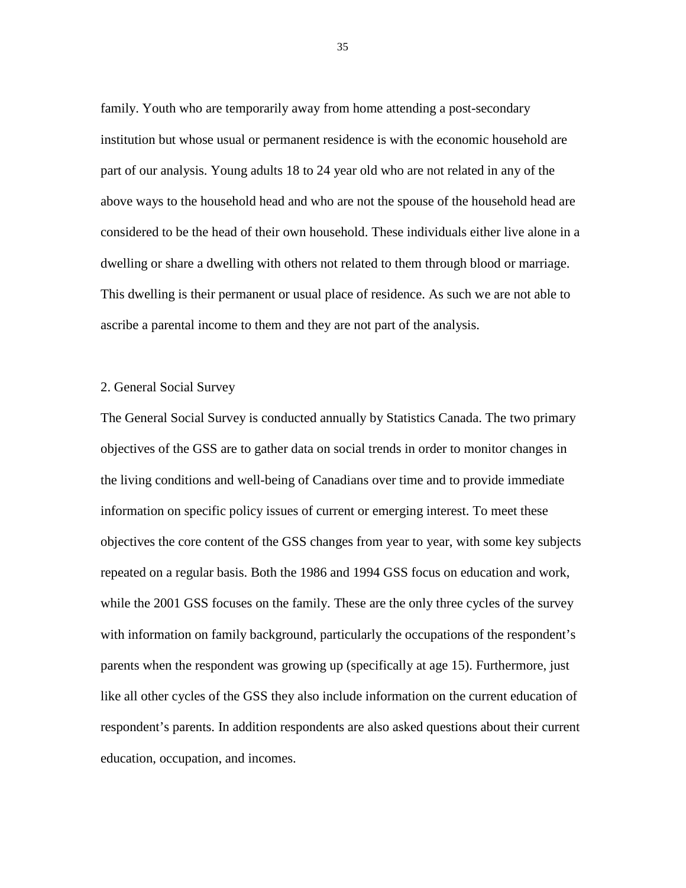family. Youth who are temporarily away from home attending a post-secondary institution but whose usual or permanent residence is with the economic household are part of our analysis. Young adults 18 to 24 year old who are not related in any of the above ways to the household head and who are not the spouse of the household head are considered to be the head of their own household. These individuals either live alone in a dwelling or share a dwelling with others not related to them through blood or marriage. This dwelling is their permanent or usual place of residence. As such we are not able to ascribe a parental income to them and they are not part of the analysis.

### 2. General Social Survey

The General Social Survey is conducted annually by Statistics Canada. The two primary objectives of the GSS are to gather data on social trends in order to monitor changes in the living conditions and well-being of Canadians over time and to provide immediate information on specific policy issues of current or emerging interest. To meet these objectives the core content of the GSS changes from year to year, with some key subjects repeated on a regular basis. Both the 1986 and 1994 GSS focus on education and work, while the 2001 GSS focuses on the family. These are the only three cycles of the survey with information on family background, particularly the occupations of the respondent's parents when the respondent was growing up (specifically at age 15). Furthermore, just like all other cycles of the GSS they also include information on the current education of respondent's parents. In addition respondents are also asked questions about their current education, occupation, and incomes.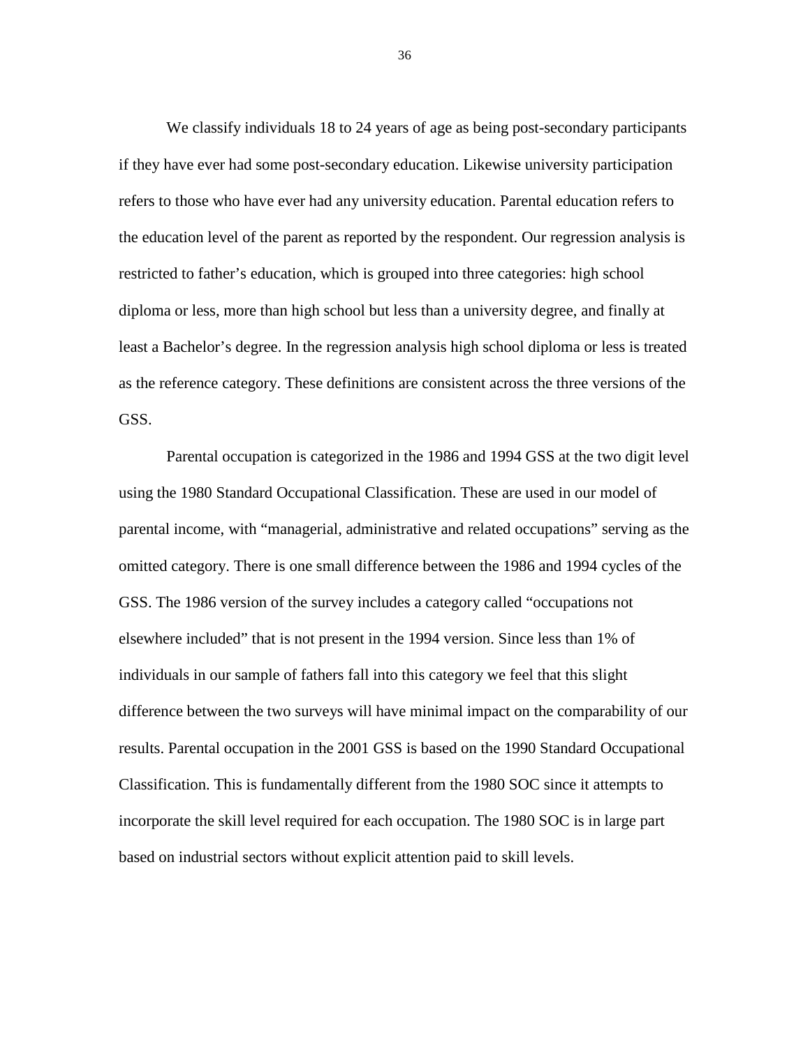We classify individuals 18 to 24 years of age as being post-secondary participants if they have ever had some post-secondary education. Likewise university participation refers to those who have ever had any university education. Parental education refers to the education level of the parent as reported by the respondent. Our regression analysis is restricted to father's education, which is grouped into three categories: high school diploma or less, more than high school but less than a university degree, and finally at least a Bachelor's degree. In the regression analysis high school diploma or less is treated as the reference category. These definitions are consistent across the three versions of the GSS.

Parental occupation is categorized in the 1986 and 1994 GSS at the two digit level using the 1980 Standard Occupational Classification. These are used in our model of parental income, with "managerial, administrative and related occupations" serving as the omitted category. There is one small difference between the 1986 and 1994 cycles of the GSS. The 1986 version of the survey includes a category called "occupations not elsewhere included" that is not present in the 1994 version. Since less than 1% of individuals in our sample of fathers fall into this category we feel that this slight difference between the two surveys will have minimal impact on the comparability of our results. Parental occupation in the 2001 GSS is based on the 1990 Standard Occupational Classification. This is fundamentally different from the 1980 SOC since it attempts to incorporate the skill level required for each occupation. The 1980 SOC is in large part based on industrial sectors without explicit attention paid to skill levels.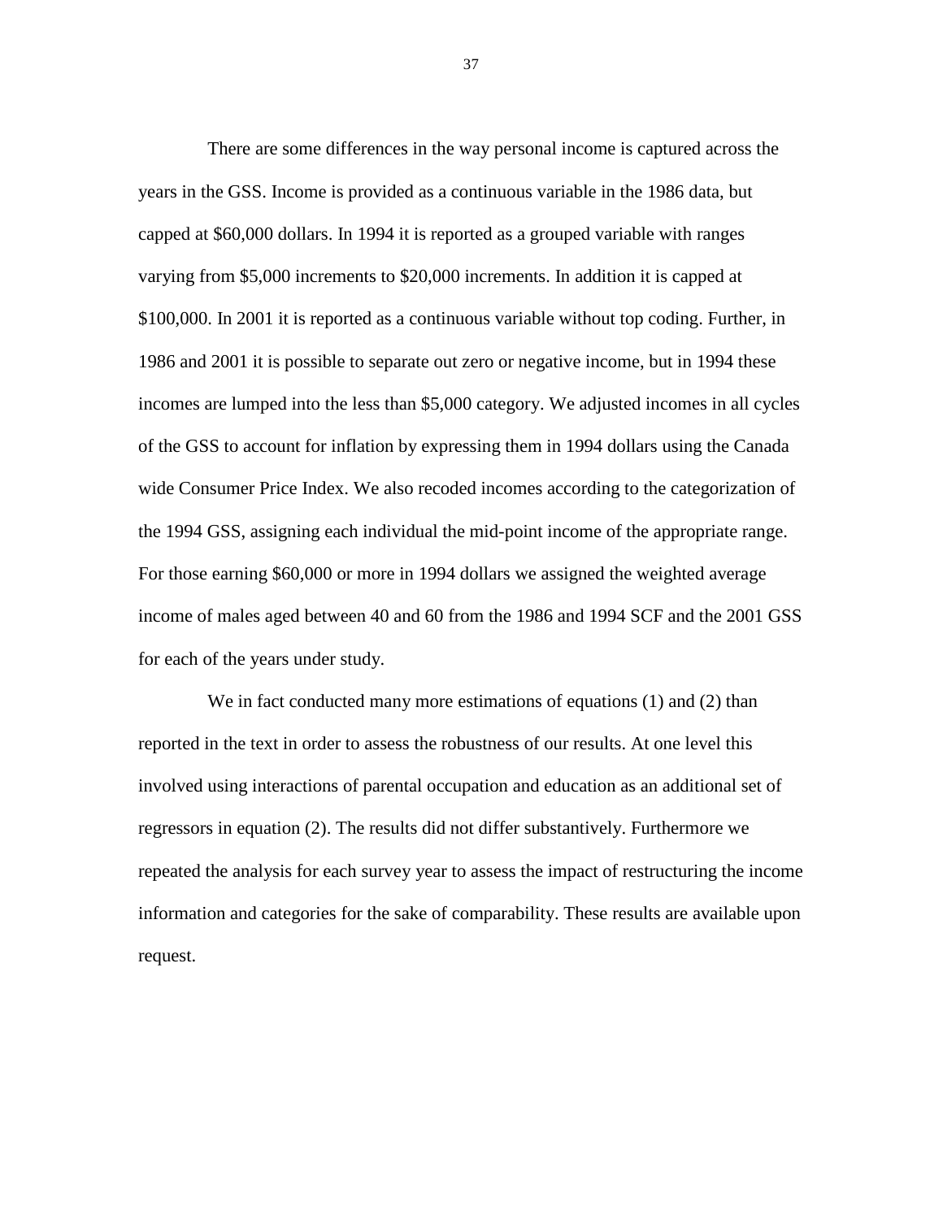There are some differences in the way personal income is captured across the years in the GSS. Income is provided as a continuous variable in the 1986 data, but capped at $60,000 dollars. In 1994 it is reported as a grouped variable with ranges varying from $5,000 increments to $20,000 increments. In addition it is capped at $100,000. In 2001 it is reported as a continuous variable without top coding. Further, in 1986 and 2001 it is possible to separate out zero or negative income, but in 1994 these incomes are lumped into the less than $5,000 category. We adjusted incomes in all cycles of the GSS to account for inflation by expressing them in 1994 dollars using the Canada wide Consumer Price Index. We also recoded incomes according to the categorization of the 1994 GSS, assigning each individual the mid-point income of the appropriate range. For those earning $60,000 or more in 1994 dollars we assigned the weighted average income of males aged between 40 and 60 from the 1986 and 1994 SCF and the 2001 GSS for each of the years under study.

We in fact conducted many more estimations of equations (1) and (2) than reported in the text in order to assess the robustness of our results. At one level this involved using interactions of parental occupation and education as an additional set of regressors in equation (2). The results did not differ substantively. Furthermore we repeated the analysis for each survey year to assess the impact of restructuring the income information and categories for the sake of comparability. These results are available upon request.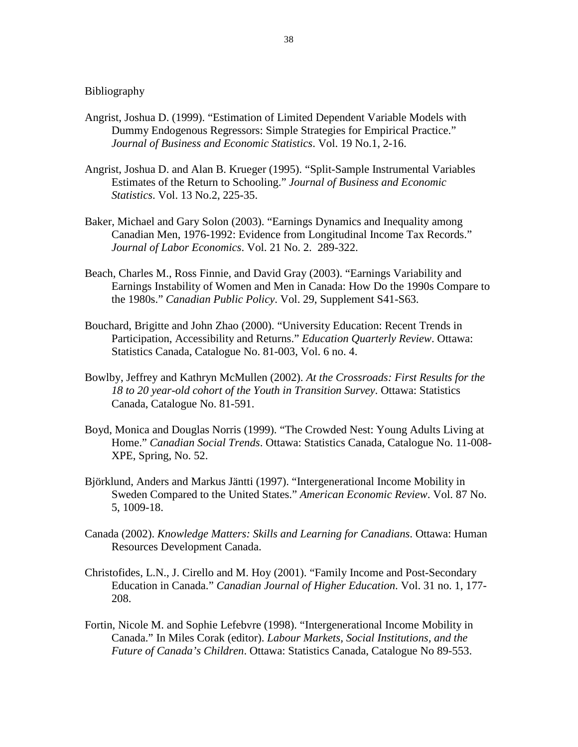Bibliography

Angrist, Joshua D. (1999). “Estimation of Limited Dependent Variable Models with Dummy Endogenous Regressors: Simple Strategies for Empirical Practice.” *Journal of Business and Economic Statistics*. Vol. 19 No.1, 2-16.

Angrist, Joshua D. and Alan B. Krueger (1995). “Split-Sample Instrumental Variables Estimates of the Return to Schooling.” *Journal of Business and Economic Statistics*. Vol. 13 No.2, 225-35.

Baker, Michael and Gary Solon (2003). “Earnings Dynamics and Inequality among Canadian Men, 1976-1992: Evidence from Longitudinal Income Tax Records.” *Journal of Labor Economics*. Vol. 21 No. 2. 289-322.

Beach, Charles M., Ross Finnie, and David Gray (2003). “Earnings Variability and Earnings Instability of Women and Men in Canada: How Do the 1990s Compare to the 1980s.” *Canadian Public Policy*. Vol. 29, Supplement S41-S63.

Bouchard, Brigitte and John Zhao (2000). “University Education: Recent Trends in Participation, Accessibility and Returns.” *Education Quarterly Review*. Ottawa: Statistics Canada, Catalogue No. 81-003, Vol. 6 no. 4.

Bowlby, Jeffrey and Kathryn McMullen (2002). *At the Crossroads: First Results for the 18 to 20 year-old cohort of the Youth in Transition Survey*. Ottawa: Statistics Canada, Catalogue No. 81-591.

Boyd, Monica and Douglas Norris (1999). “The Crowded Nest: Young Adults Living at Home.” *Canadian Social Trends*. Ottawa: Statistics Canada, Catalogue No. 11-008-XPE, Spring, No. 52.

Björklund, Anders and Markus Jäntti (1997). “Intergenerational Income Mobility in Sweden Compared to the United States.” *American Economic Review*. Vol. 87 No. 5, 1009-18.

Canada (2002). *Knowledge Matters: Skills and Learning for Canadians*. Ottawa: Human Resources Development Canada.

Christofides, L.N., J. Cirello and M. Hoy (2001). “Family Income and Post-Secondary Education in Canada.” *Canadian Journal of Higher Education*. Vol. 31 no. 1, 177-208.

Fortin, Nicole M. and Sophie Lefebvre (1998). “Intergenerational Income Mobility in Canada.” In Miles Corak (editor). *Labour Markets, Social Institutions, and the Future of Canada’s Children*. Ottawa: Statistics Canada, Catalogue No 89-553.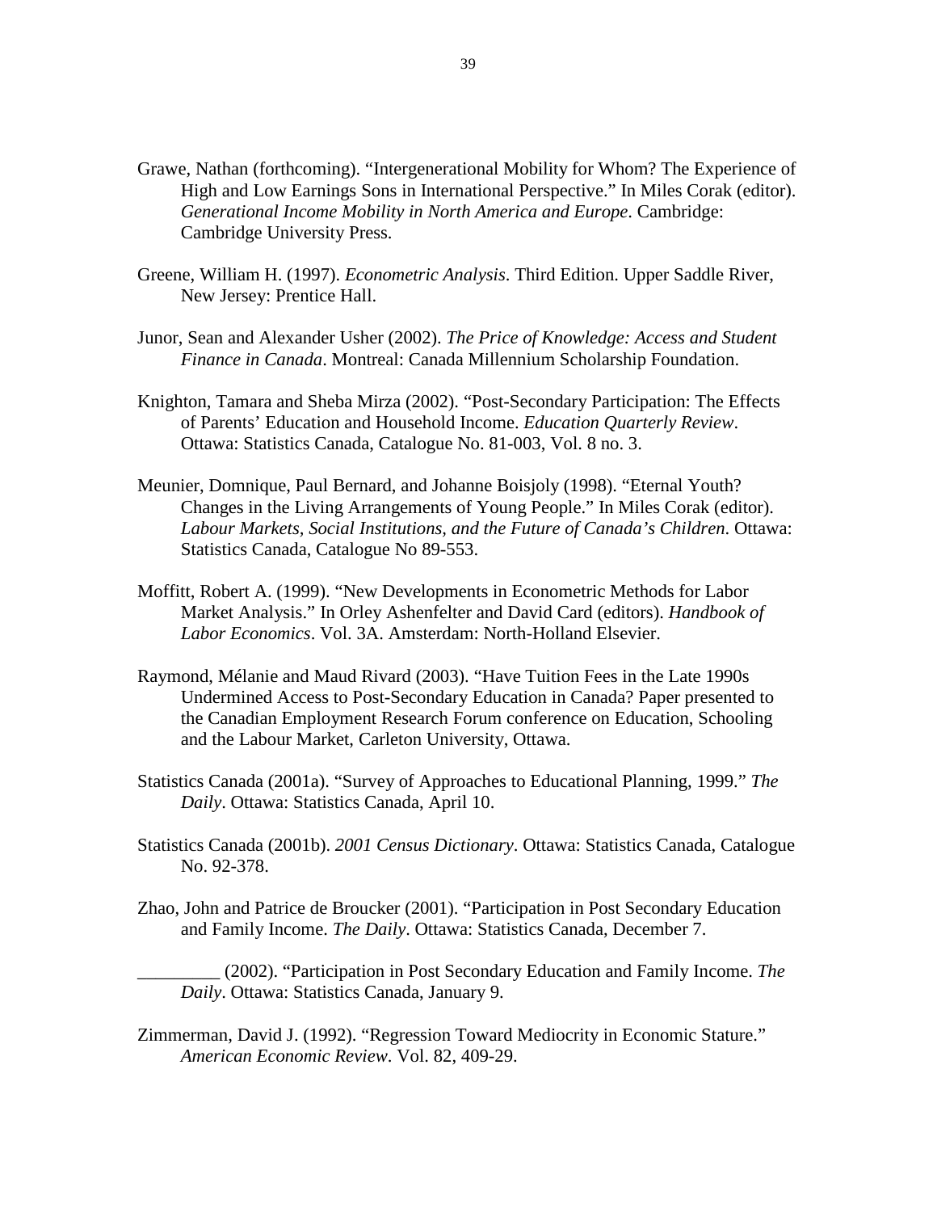Grawe, Nathan (forthcoming). "Intergenerational Mobility for Whom? The Experience of High and Low Earnings Sons in International Perspective." In Miles Corak (editor). *Generational Income Mobility in North America and Europe*. Cambridge: Cambridge University Press.

Greene, William H. (1997). *Econometric Analysis*. Third Edition. Upper Saddle River, New Jersey: Prentice Hall.

Junor, Sean and Alexander Usher (2002). *The Price of Knowledge: Access and Student Finance in Canada*. Montreal: Canada Millennium Scholarship Foundation.

Knighton, Tamara and Sheba Mirza (2002). "Post-Secondary Participation: The Effects of Parents' Education and Household Income. *Education Quarterly Review*. Ottawa: Statistics Canada, Catalogue No. 81-003, Vol. 8 no. 3.

Meunier, Domnique, Paul Bernard, and Johanne Boisjoly (1998). "Eternal Youth? Changes in the Living Arrangements of Young People." In Miles Corak (editor). *Labour Markets, Social Institutions, and the Future of Canada's Children*. Ottawa: Statistics Canada, Catalogue No 89-553.

Moffitt, Robert A. (1999). "New Developments in Econometric Methods for Labor Market Analysis." In Orley Ashenfelter and David Card (editors). *Handbook of Labor Economics*. Vol. 3A. Amsterdam: North-Holland Elsevier.

Raymond, Mélanie and Maud Rivard (2003). "Have Tuition Fees in the Late 1990s Undermined Access to Post-Secondary Education in Canada? Paper presented to the Canadian Employment Research Forum conference on Education, Schooling and the Labour Market, Carleton University, Ottawa.

Statistics Canada (2001a). "Survey of Approaches to Educational Planning, 1999." *The Daily*. Ottawa: Statistics Canada, April 10.

Statistics Canada (2001b). *2001 Census Dictionary*. Ottawa: Statistics Canada, Catalogue No. 92-378.

Zhao, John and Patrice de Broucker (2001). "Participation in Post Secondary Education and Family Income. *The Daily*. Ottawa: Statistics Canada, December 7.

_________ (2002). "Participation in Post Secondary Education and Family Income. *The Daily*. Ottawa: Statistics Canada, January 9.

Zimmerman, David J. (1992). "Regression Toward Mediocrity in Economic Stature." *American Economic Review*. Vol. 82, 409-29.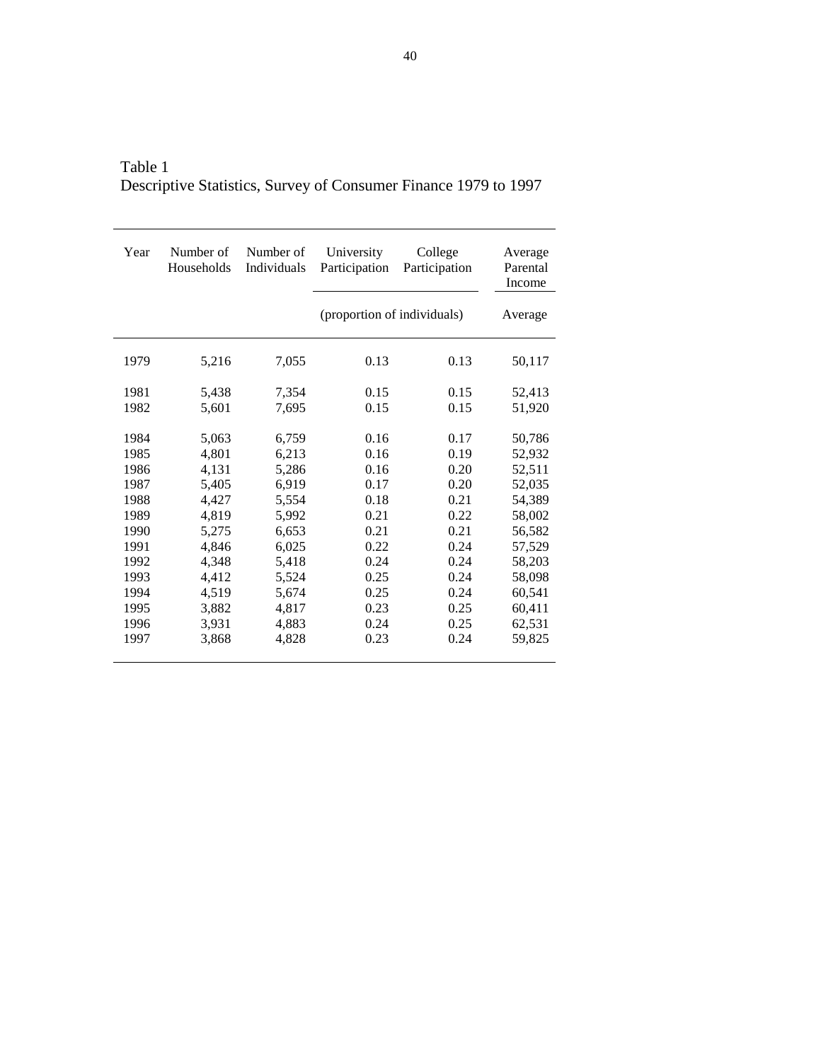Table 1
Descriptive Statistics, Survey of Consumer Finance 1979 to 1997

| Year | Number of Households | Number of Individuals | University Participation | College Participation | Average Parental Income |
|---|---|---|---|---|---|
| | | | (proportion of individuals) | | Average |
| 1979 | 5,216 | 7,055 | 0.13 | 0.13 | 50,117 |
| 1981 | 5,438 | 7,354 | 0.15 | 0.15 | 52,413 |
| 1982 | 5,601 | 7,695 | 0.15 | 0.15 | 51,920 |
| 1984 | 5,063 | 6,759 | 0.16 | 0.17 | 50,786 |
| 1985 | 4,801 | 6,213 | 0.16 | 0.19 | 52,932 |
| 1986 | 4,131 | 5,286 | 0.16 | 0.20 | 52,511 |
| 1987 | 5,405 | 6,919 | 0.17 | 0.20 | 52,035 |
| 1988 | 4,427 | 5,554 | 0.18 | 0.21 | 54,389 |
| 1989 | 4,819 | 5,992 | 0.21 | 0.22 | 58,002 |
| 1990 | 5,275 | 6,653 | 0.21 | 0.21 | 56,582 |
| 1991 | 4,846 | 6,025 | 0.22 | 0.24 | 57,529 |
| 1992 | 4,348 | 5,418 | 0.24 | 0.24 | 58,203 |
| 1993 | 4,412 | 5,524 | 0.25 | 0.24 | 58,098 |
| 1994 | 4,519 | 5,674 | 0.25 | 0.24 | 60,541 |
| 1995 | 3,882 | 4,817 | 0.23 | 0.25 | 60,411 |
| 1996 | 3,931 | 4,883 | 0.24 | 0.25 | 62,531 |
| 1997 | 3,868 | 4,828 | 0.23 | 0.24 | 59,825 |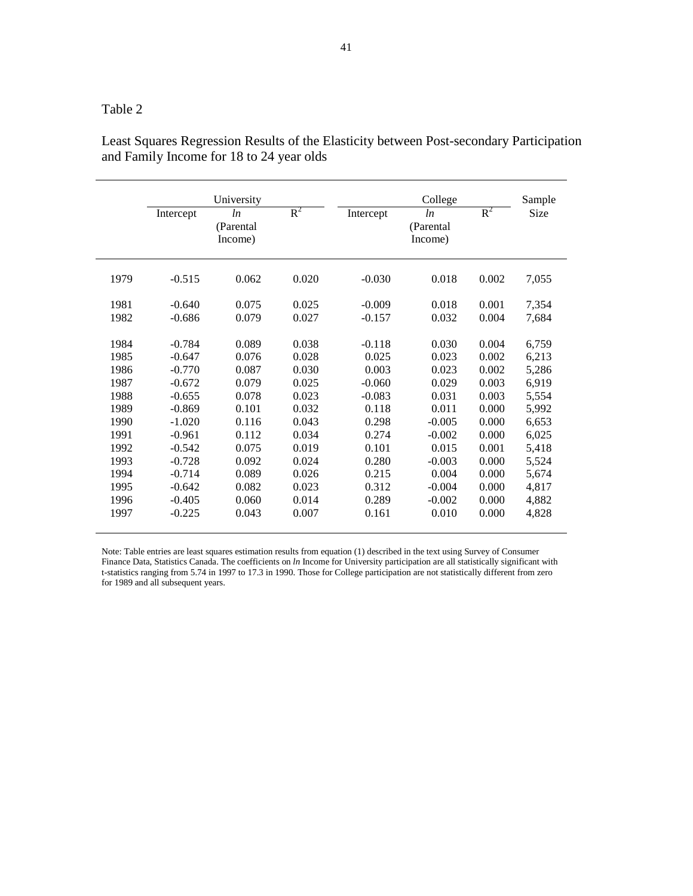Table 2

Least Squares Regression Results of the Elasticity between Post-secondary Participation and Family Income for 18 to 24 year olds

| | University | | | College | | | Sample Size |
|---|---|---|---|---|---|---|---|
| | Intercept | *ln* (Parental Income) | $R^2$ | Intercept | *ln* (Parental Income) | $R^2$ | |
| 1979 | -0.515 | 0.062 | 0.020 | -0.030 | 0.018 | 0.002 | 7,055 |
| 1981 | -0.640 | 0.075 | 0.025 | -0.009 | 0.018 | 0.001 | 7,354 |
| 1982 | -0.686 | 0.079 | 0.027 | -0.157 | 0.032 | 0.004 | 7,684 |
| 1984 | -0.784 | 0.089 | 0.038 | -0.118 | 0.030 | 0.004 | 6,759 |
| 1985 | -0.647 | 0.076 | 0.028 | 0.025 | 0.023 | 0.002 | 6,213 |
| 1986 | -0.770 | 0.087 | 0.030 | 0.003 | 0.023 | 0.002 | 5,286 |
| 1987 | -0.672 | 0.079 | 0.025 | -0.060 | 0.029 | 0.003 | 6,919 |
| 1988 | -0.655 | 0.078 | 0.023 | -0.083 | 0.031 | 0.003 | 5,554 |
| 1989 | -0.869 | 0.101 | 0.032 | 0.118 | 0.011 | 0.000 | 5,992 |
| 1990 | -1.020 | 0.116 | 0.043 | 0.298 | -0.005 | 0.000 | 6,653 |
| 1991 | -0.961 | 0.112 | 0.034 | 0.274 | -0.002 | 0.000 | 6,025 |
| 1992 | -0.542 | 0.075 | 0.019 | 0.101 | 0.015 | 0.001 | 5,418 |
| 1993 | -0.728 | 0.092 | 0.024 | 0.280 | -0.003 | 0.000 | 5,524 |
| 1994 | -0.714 | 0.089 | 0.026 | 0.215 | 0.004 | 0.000 | 5,674 |
| 1995 | -0.642 | 0.082 | 0.023 | 0.312 | -0.004 | 0.000 | 4,817 |
| 1996 | -0.405 | 0.060 | 0.014 | 0.289 | -0.002 | 0.000 | 4,882 |
| 1997 | -0.225 | 0.043 | 0.007 | 0.161 | 0.010 | 0.000 | 4,828 |

Note: Table entries are least squares estimation results from equation (1) described in the text using Survey of Consumer Finance Data, Statistics Canada. The coefficients on *ln* Income for University participation are all statistically significant with t-statistics ranging from 5.74 in 1997 to 17.3 in 1990. Those for College participation are not statistically different from zero for 1989 and all subsequent years.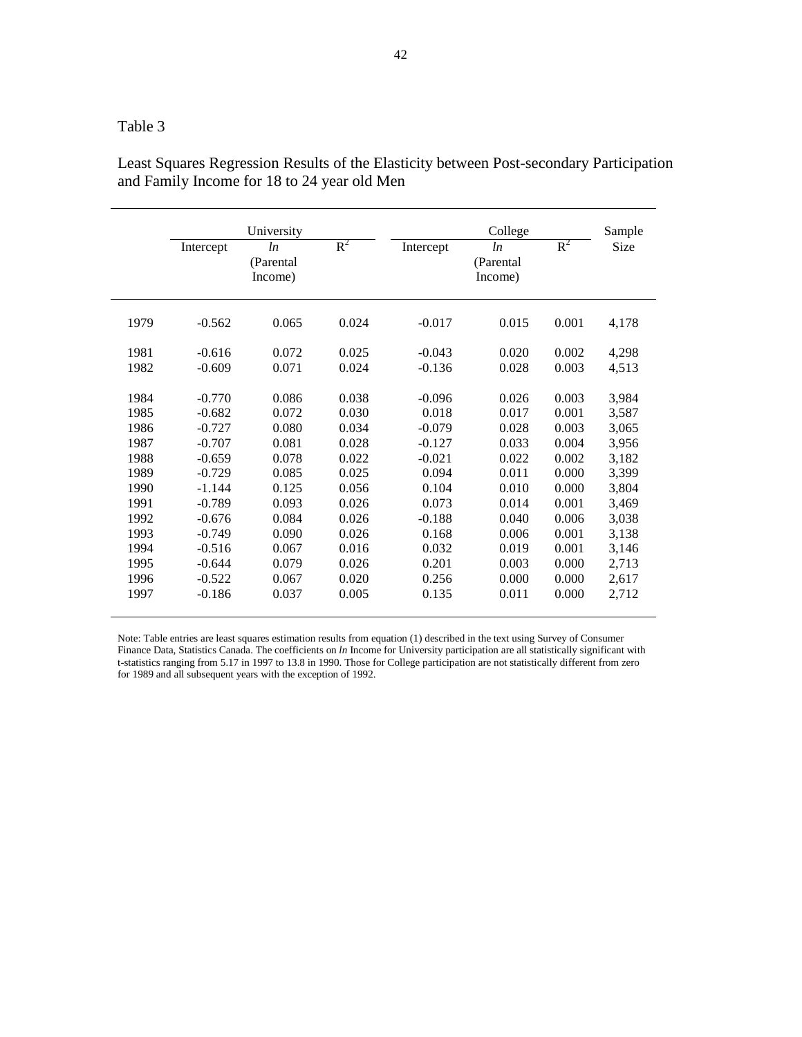Table 3

Least Squares Regression Results of the Elasticity between Post-secondary Participation and Family Income for 18 to 24 year old Men

| | University | | | College | | | Sample Size |
|---|---|---|---|---|---|---|---|
| | Intercept | *ln* (Parental Income) | $R^2$ | Intercept | *ln* (Parental Income) | $R^2$ | |
| 1979 | -0.562 | 0.065 | 0.024 | -0.017 | 0.015 | 0.001 | 4,178 |
| 1981 | -0.616 | 0.072 | 0.025 | -0.043 | 0.020 | 0.002 | 4,298 |
| 1982 | -0.609 | 0.071 | 0.024 | -0.136 | 0.028 | 0.003 | 4,513 |
| 1984 | -0.770 | 0.086 | 0.038 | -0.096 | 0.026 | 0.003 | 3,984 |
| 1985 | -0.682 | 0.072 | 0.030 | 0.018 | 0.017 | 0.001 | 3,587 |
| 1986 | -0.727 | 0.080 | 0.034 | -0.079 | 0.028 | 0.003 | 3,065 |
| 1987 | -0.707 | 0.081 | 0.028 | -0.127 | 0.033 | 0.004 | 3,956 |
| 1988 | -0.659 | 0.078 | 0.022 | -0.021 | 0.022 | 0.002 | 3,182 |
| 1989 | -0.729 | 0.085 | 0.025 | 0.094 | 0.011 | 0.000 | 3,399 |
| 1990 | -1.144 | 0.125 | 0.056 | 0.104 | 0.010 | 0.000 | 3,804 |
| 1991 | -0.789 | 0.093 | 0.026 | 0.073 | 0.014 | 0.001 | 3,469 |
| 1992 | -0.676 | 0.084 | 0.026 | -0.188 | 0.040 | 0.006 | 3,038 |
| 1993 | -0.749 | 0.090 | 0.026 | 0.168 | 0.006 | 0.001 | 3,138 |
| 1994 | -0.516 | 0.067 | 0.016 | 0.032 | 0.019 | 0.001 | 3,146 |
| 1995 | -0.644 | 0.079 | 0.026 | 0.201 | 0.003 | 0.000 | 2,713 |
| 1996 | -0.522 | 0.067 | 0.020 | 0.256 | 0.000 | 0.000 | 2,617 |
| 1997 | -0.186 | 0.037 | 0.005 | 0.135 | 0.011 | 0.000 | 2,712 |

Note: Table entries are least squares estimation results from equation (1) described in the text using Survey of Consumer Finance Data, Statistics Canada. The coefficients on *ln* Income for University participation are all statistically significant with t-statistics ranging from 5.17 in 1997 to 13.8 in 1990. Those for College participation are not statistically different from zero for 1989 and all subsequent years with the exception of 1992.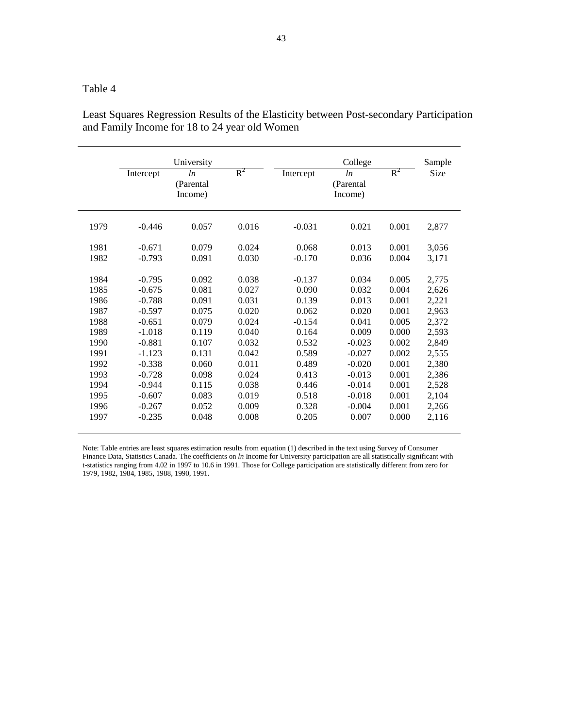Table 4

Least Squares Regression Results of the Elasticity between Post-secondary Participation and Family Income for 18 to 24 year old Women

| | University | | | College | | | Sample |
|---|---|---|---|---|---|---|---|
| | Intercept | *ln* (Parental Income) | $R^2$ | Intercept | *ln* (Parental Income) | $R^2$ | Size |
| 1979 | -0.446 | 0.057 | 0.016 | -0.031 | 0.021 | 0.001 | 2,877 |
| 1981 | -0.671 | 0.079 | 0.024 | 0.068 | 0.013 | 0.001 | 3,056 |
| 1982 | -0.793 | 0.091 | 0.030 | -0.170 | 0.036 | 0.004 | 3,171 |
| 1984 | -0.795 | 0.092 | 0.038 | -0.137 | 0.034 | 0.005 | 2,775 |
| 1985 | -0.675 | 0.081 | 0.027 | 0.090 | 0.032 | 0.004 | 2,626 |
| 1986 | -0.788 | 0.091 | 0.031 | 0.139 | 0.013 | 0.001 | 2,221 |
| 1987 | -0.597 | 0.075 | 0.020 | 0.062 | 0.020 | 0.001 | 2,963 |
| 1988 | -0.651 | 0.079 | 0.024 | -0.154 | 0.041 | 0.005 | 2,372 |
| 1989 | -1.018 | 0.119 | 0.040 | 0.164 | 0.009 | 0.000 | 2,593 |
| 1990 | -0.881 | 0.107 | 0.032 | 0.532 | -0.023 | 0.002 | 2,849 |
| 1991 | -1.123 | 0.131 | 0.042 | 0.589 | -0.027 | 0.002 | 2,555 |
| 1992 | -0.338 | 0.060 | 0.011 | 0.489 | -0.020 | 0.001 | 2,380 |
| 1993 | -0.728 | 0.098 | 0.024 | 0.413 | -0.013 | 0.001 | 2,386 |
| 1994 | -0.944 | 0.115 | 0.038 | 0.446 | -0.014 | 0.001 | 2,528 |
| 1995 | -0.607 | 0.083 | 0.019 | 0.518 | -0.018 | 0.001 | 2,104 |
| 1996 | -0.267 | 0.052 | 0.009 | 0.328 | -0.004 | 0.001 | 2,266 |
| 1997 | -0.235 | 0.048 | 0.008 | 0.205 | 0.007 | 0.000 | 2,116 |

Note: Table entries are least squares estimation results from equation (1) described in the text using Survey of Consumer Finance Data, Statistics Canada. The coefficients on *ln* Income for University participation are all statistically significant with t-statistics ranging from 4.02 in 1997 to 10.6 in 1991. Those for College participation are statistically different from zero for 1979, 1982, 1984, 1985, 1988, 1990, 1991.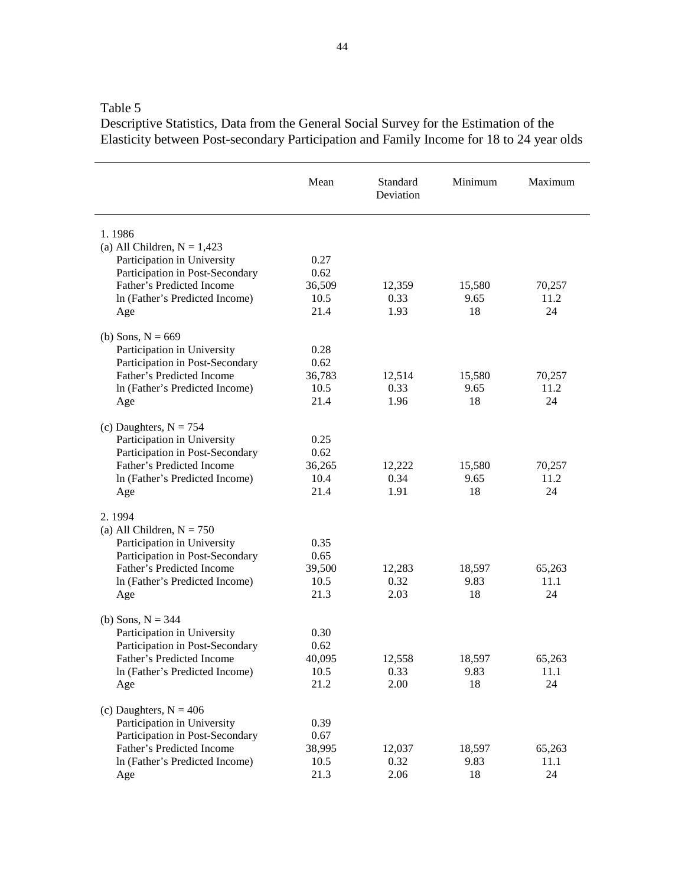Table 5

Descriptive Statistics, Data from the General Social Survey for the Estimation of the Elasticity between Post-secondary Participation and Family Income for 18 to 24 year olds

| | Mean | Standard Deviation | Minimum | Maximum |
|---|---|---|---|---|
| 1. 1986 | | | | |
| (a) All Children, N = 1,423 | | | | |
| Participation in University | 0.27 | | | |
| Participation in Post-Secondary | 0.62 | | | |
| Father's Predicted Income | 36,509 | 12,359 | 15,580 | 70,257 |
| ln (Father's Predicted Income) | 10.5 | 0.33 | 9.65 | 11.2 |
| Age | 21.4 | 1.93 | 18 | 24 |
| (b) Sons, N = 669 | | | | |
| Participation in University | 0.28 | | | |
| Participation in Post-Secondary | 0.62 | | | |
| Father's Predicted Income | 36,783 | 12,514 | 15,580 | 70,257 |
| ln (Father's Predicted Income) | 10.5 | 0.33 | 9.65 | 11.2 |
| Age | 21.4 | 1.96 | 18 | 24 |
| (c) Daughters, N = 754 | | | | |
| Participation in University | 0.25 | | | |
| Participation in Post-Secondary | 0.62 | | | |
| Father's Predicted Income | 36,265 | 12,222 | 15,580 | 70,257 |
| ln (Father's Predicted Income) | 10.4 | 0.34 | 9.65 | 11.2 |
| Age | 21.4 | 1.91 | 18 | 24 |
| 2. 1994 | | | | |
| (a) All Children, N = 750 | | | | |
| Participation in University | 0.35 | | | |
| Participation in Post-Secondary | 0.65 | | | |
| Father's Predicted Income | 39,500 | 12,283 | 18,597 | 65,263 |
| ln (Father's Predicted Income) | 10.5 | 0.32 | 9.83 | 11.1 |
| Age | 21.3 | 2.03 | 18 | 24 |
| (b) Sons, N = 344 | | | | |
| Participation in University | 0.30 | | | |
| Participation in Post-Secondary | 0.62 | | | |
| Father's Predicted Income | 40,095 | 12,558 | 18,597 | 65,263 |
| ln (Father's Predicted Income) | 10.5 | 0.33 | 9.83 | 11.1 |
| Age | 21.2 | 2.00 | 18 | 24 |
| (c) Daughters, N = 406 | | | | |
| Participation in University | 0.39 | | | |
| Participation in Post-Secondary | 0.67 | | | |
| Father's Predicted Income | 38,995 | 12,037 | 18,597 | 65,263 |
| ln (Father's Predicted Income) | 10.5 | 0.32 | 9.83 | 11.1 |
| Age | 21.3 | 2.06 | 18 | 24 |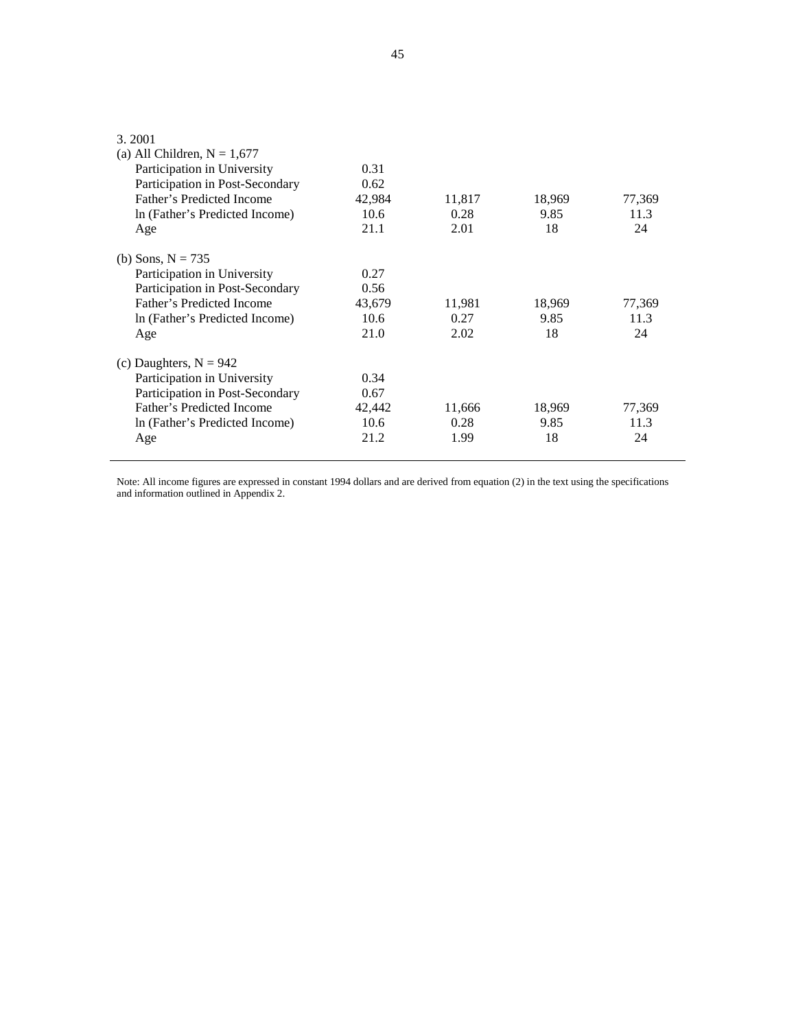| 3. 2001 | | | | |
|---|---|---|---|---|
| (a) All Children, N = 1,677 | | | | |
| Participation in University | 0.31 | | | |
| Participation in Post-Secondary | 0.62 | | | |
| Father's Predicted Income | 42,984 | 11,817 | 18,969 | 77,369 |
| ln (Father's Predicted Income) | 10.6 | 0.28 | 9.85 | 11.3 |
| Age | 21.1 | 2.01 | 18 | 24 |
| (b) Sons, N = 735 | | | | |
| Participation in University | 0.27 | | | |
| Participation in Post-Secondary | 0.56 | | | |
| Father's Predicted Income | 43,679 | 11,981 | 18,969 | 77,369 |
| ln (Father's Predicted Income) | 10.6 | 0.27 | 9.85 | 11.3 |
| Age | 21.0 | 2.02 | 18 | 24 |
| (c) Daughters, N = 942 | | | | |
| Participation in University | 0.34 | | | |
| Participation in Post-Secondary | 0.67 | | | |
| Father's Predicted Income | 42,442 | 11,666 | 18,969 | 77,369 |
| ln (Father's Predicted Income) | 10.6 | 0.28 | 9.85 | 11.3 |
| Age | 21.2 | 1.99 | 18 | 24 |

Note: All income figures are expressed in constant 1994 dollars and are derived from equation (2) in the text using the specifications and information outlined in Appendix 2.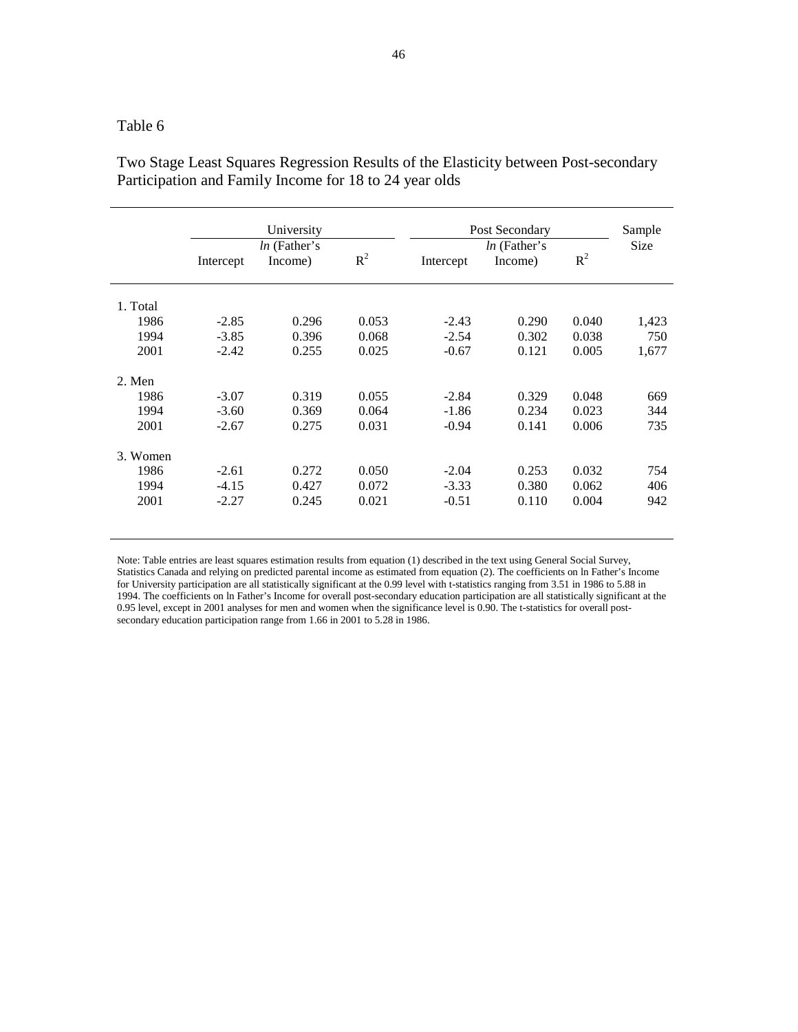Table 6

Two Stage Least Squares Regression Results of the Elasticity between Post-secondary Participation and Family Income for 18 to 24 year olds

| | University | | | Post Secondary | | | Sample Size |
|---|---|---|---|---|---|---|---|
| | Intercept | *ln* (Father's Income) | $R^2$ | Intercept | *ln* (Father's Income) | $R^2$ | |
| 1. Total | | | | | | | |
| 1986 | -2.85 | 0.296 | 0.053 | -2.43 | 0.290 | 0.040 | 1,423 |
| 1994 | -3.85 | 0.396 | 0.068 | -2.54 | 0.302 | 0.038 | 750 |
| 2001 | -2.42 | 0.255 | 0.025 | -0.67 | 0.121 | 0.005 | 1,677 |
| 2. Men | | | | | | | |
| 1986 | -3.07 | 0.319 | 0.055 | -2.84 | 0.329 | 0.048 | 669 |
| 1994 | -3.60 | 0.369 | 0.064 | -1.86 | 0.234 | 0.023 | 344 |
| 2001 | -2.67 | 0.275 | 0.031 | -0.94 | 0.141 | 0.006 | 735 |
| 3. Women | | | | | | | |
| 1986 | -2.61 | 0.272 | 0.050 | -2.04 | 0.253 | 0.032 | 754 |
| 1994 | -4.15 | 0.427 | 0.072 | -3.33 | 0.380 | 0.062 | 406 |
| 2001 | -2.27 | 0.245 | 0.021 | -0.51 | 0.110 | 0.004 | 942 |

Note: Table entries are least squares estimation results from equation (1) described in the text using General Social Survey, Statistics Canada and relying on predicted parental income as estimated from equation (2). The coefficients on ln Father's Income for University participation are all statistically significant at the 0.99 level with t-statistics ranging from 3.51 in 1986 to 5.88 in 1994. The coefficients on ln Father's Income for overall post-secondary education participation are all statistically significant at the 0.95 level, except in 2001 analyses for men and women when the significance level is 0.90. The t-statistics for overall post-secondary education participation range from 1.66 in 2001 to 5.28 in 1986.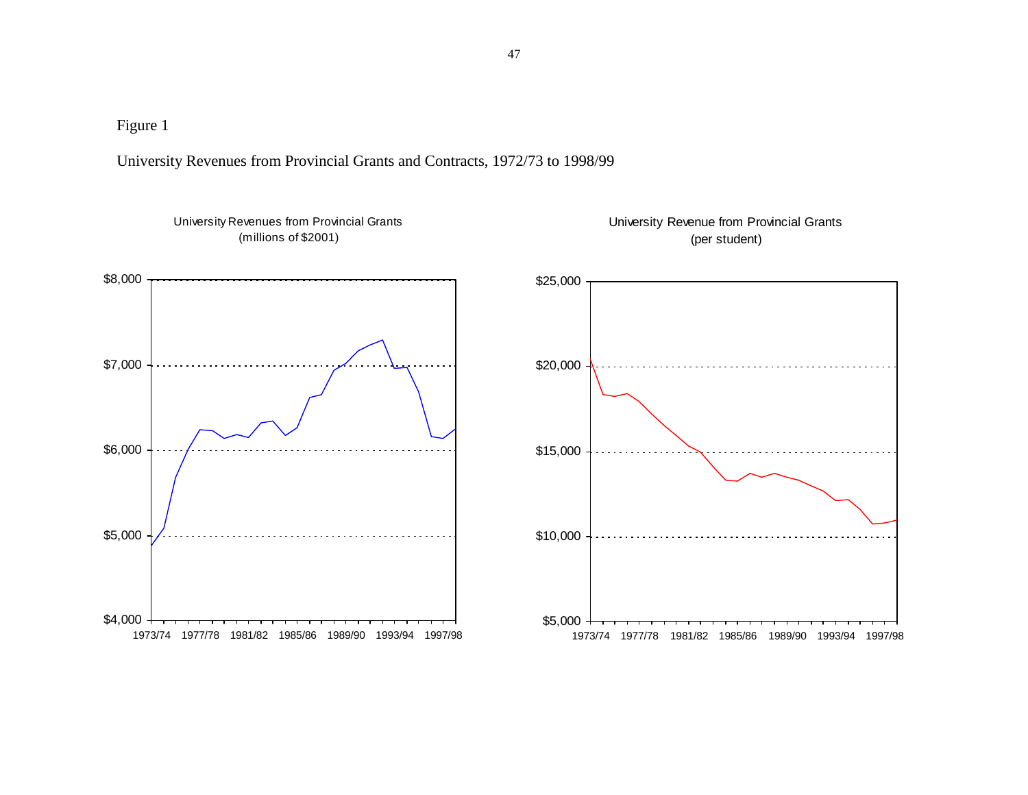Figure 1

University Revenues from Provincial Grants and Contracts, 1972/73 to 1998/99

University Revenues from Provincial Grants
(millions of $2001)

University Revenue from Provincial Grants
(per student)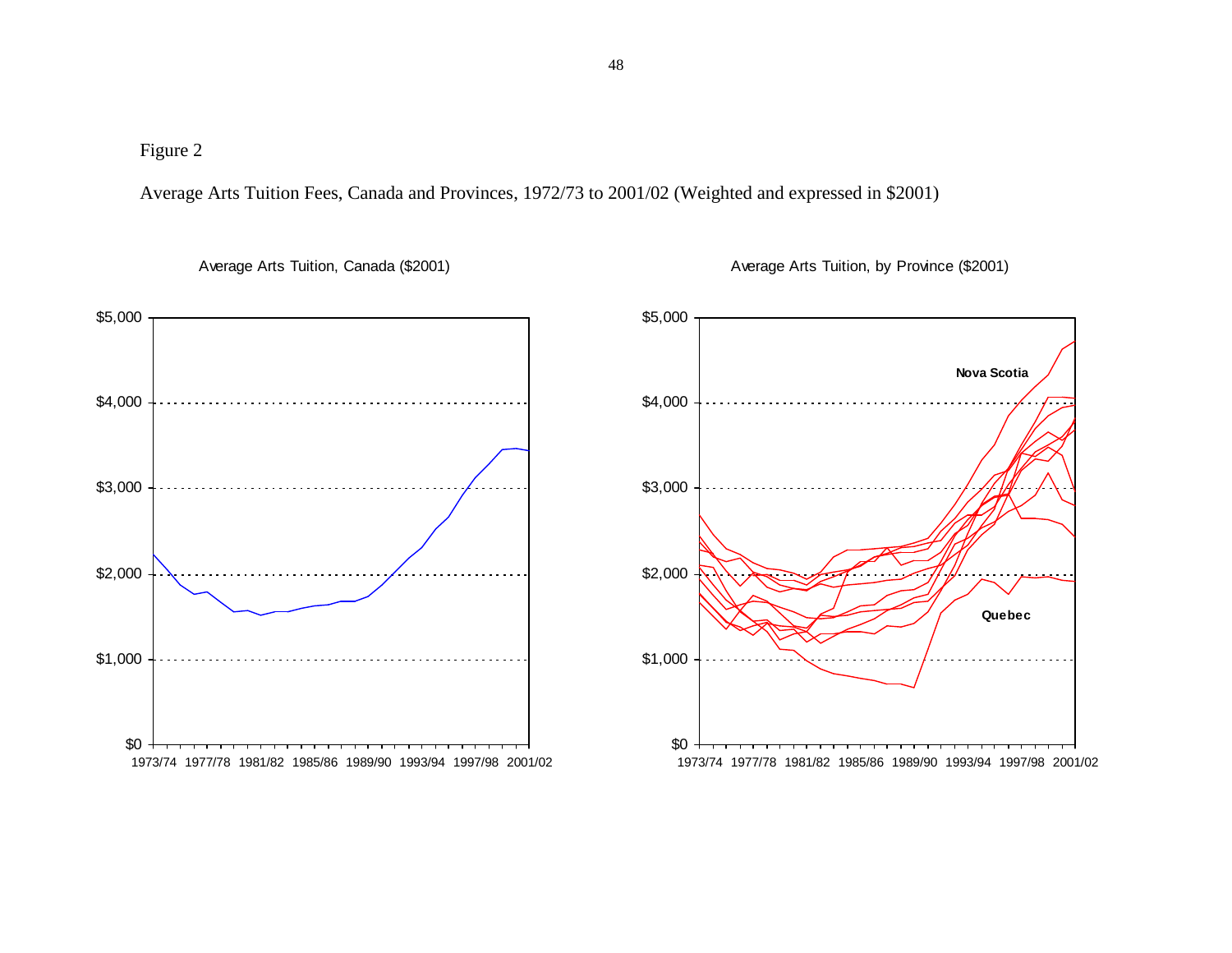Figure 2

Average Arts Tuition Fees, Canada and Provinces, 1972/73 to 2001/02 (Weighted and expressed in $2001)

Average Arts Tuition, Canada ($2001)

Average Arts Tuition, by Province ($2001)

Nova Scotia

Quebec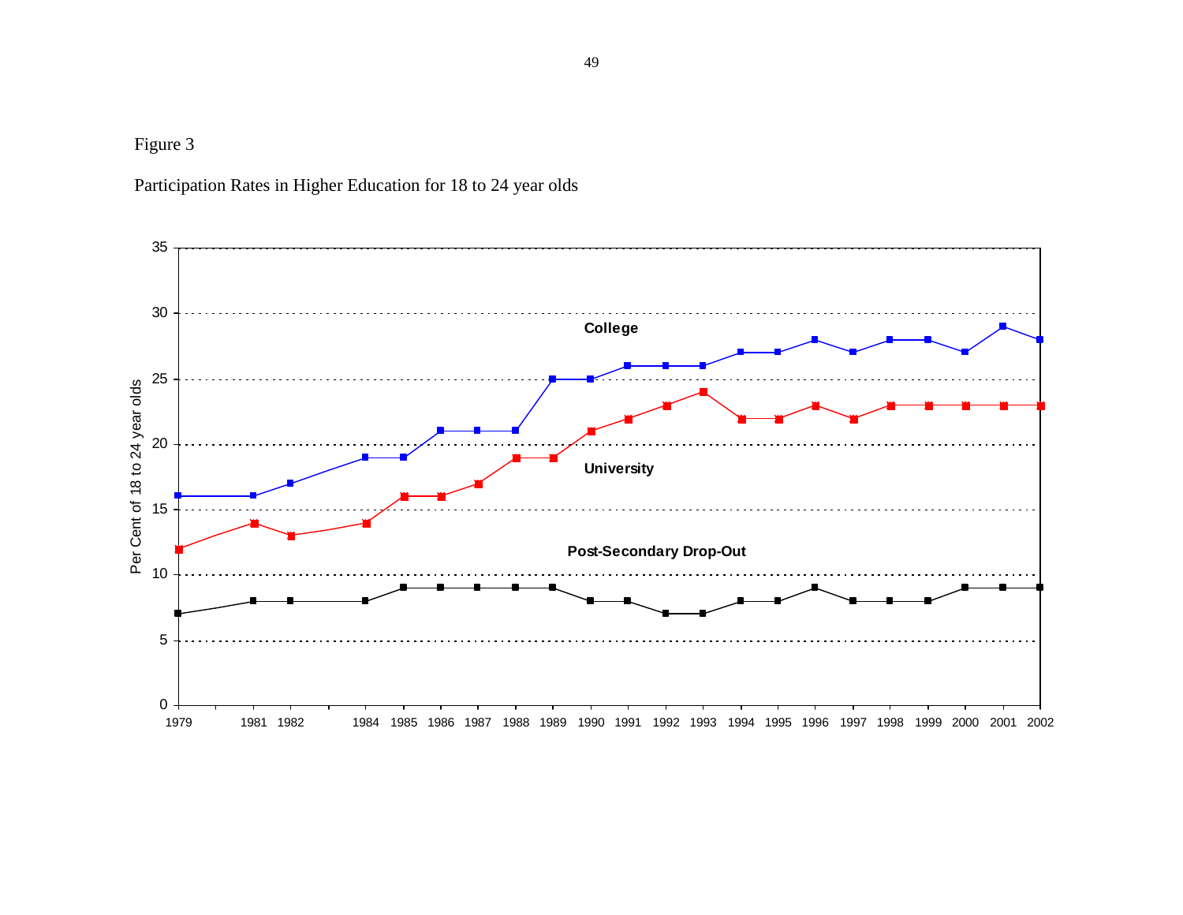Figure 3

Participation Rates in Higher Education for 18 to 24 year olds

| Year | College | University | Post-Secondary Drop-Out |
|---|---|---|---|
| 1979 | 16 | 12 | 7 |
| 1981 | 16 | 14 | 8 |
| 1982 | 17 | 13 | 8 |
| 1984 | 19 | 14 | 8 |
| 1985 | 19 | 16 | 9 |
| 1986 | 21 | 16 | 9 |
| 1987 | 21 | 17 | 9 |
| 1988 | 21 | 19 | 9 |
| 1989 | 25 | 19 | 9 |
| 1990 | 25 | 21 | 8 |
| 1991 | 26 | 22 | 8 |
| 1992 | 26 | 23 | 7 |
| 1993 | 26 | 24 | 7 |
| 1994 | 27 | 22 | 8 |
| 1995 | 27 | 22 | 8 |
| 1996 | 28 | 23 | 9 |
| 1997 | 27 | 22 | 8 |
| 1998 | 28 | 23 | 8 |
| 1999 | 28 | 23 | 8 |
| 2000 | 27 | 23 | 9 |
| 2001 | 29 | 23 | 9 |
| 2002 | 28 | 23 | 9 |

Y-axis: Per Cent of 18 to 24 year olds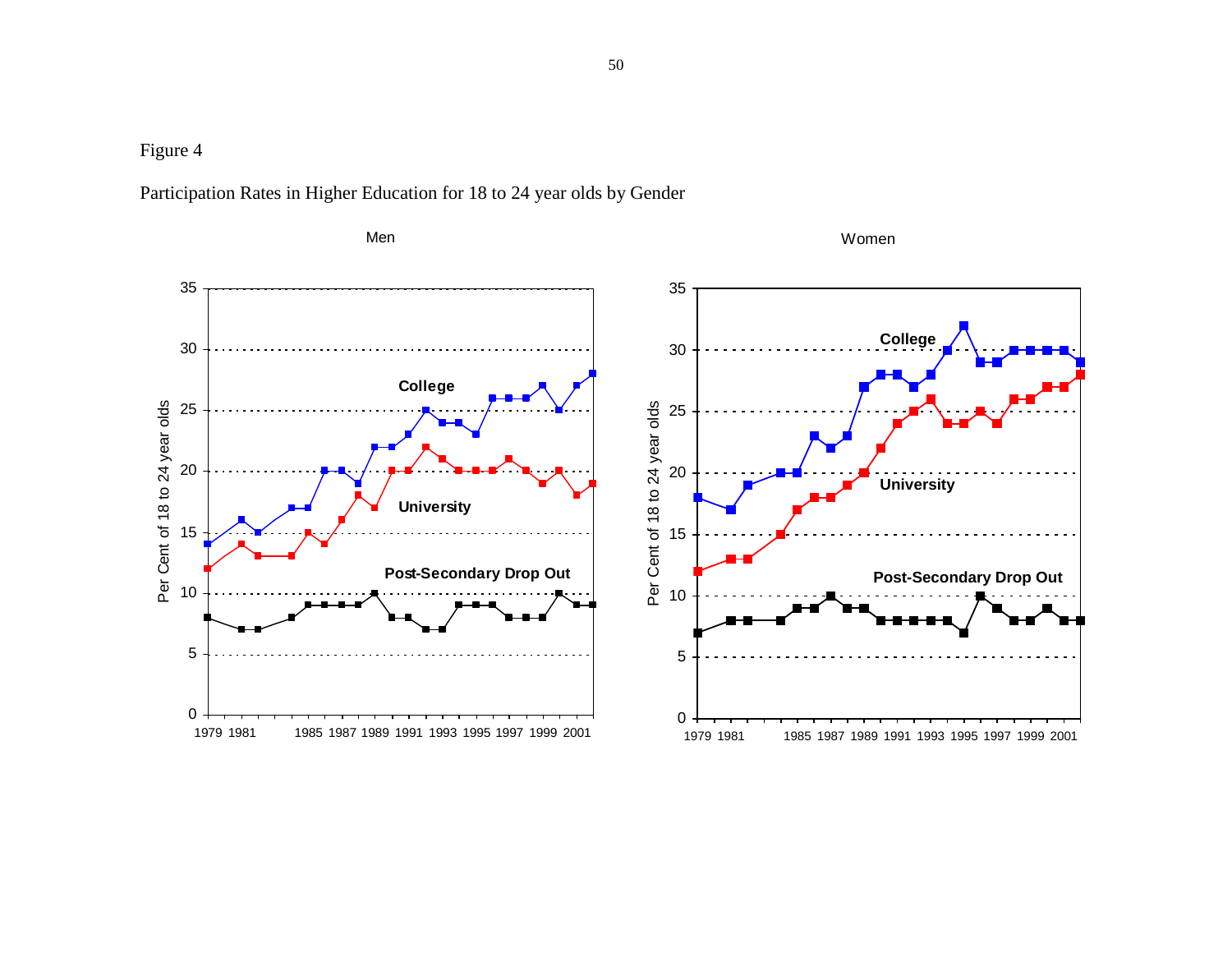Figure 4

Participation Rates in Higher Education for 18 to 24 year olds by Gender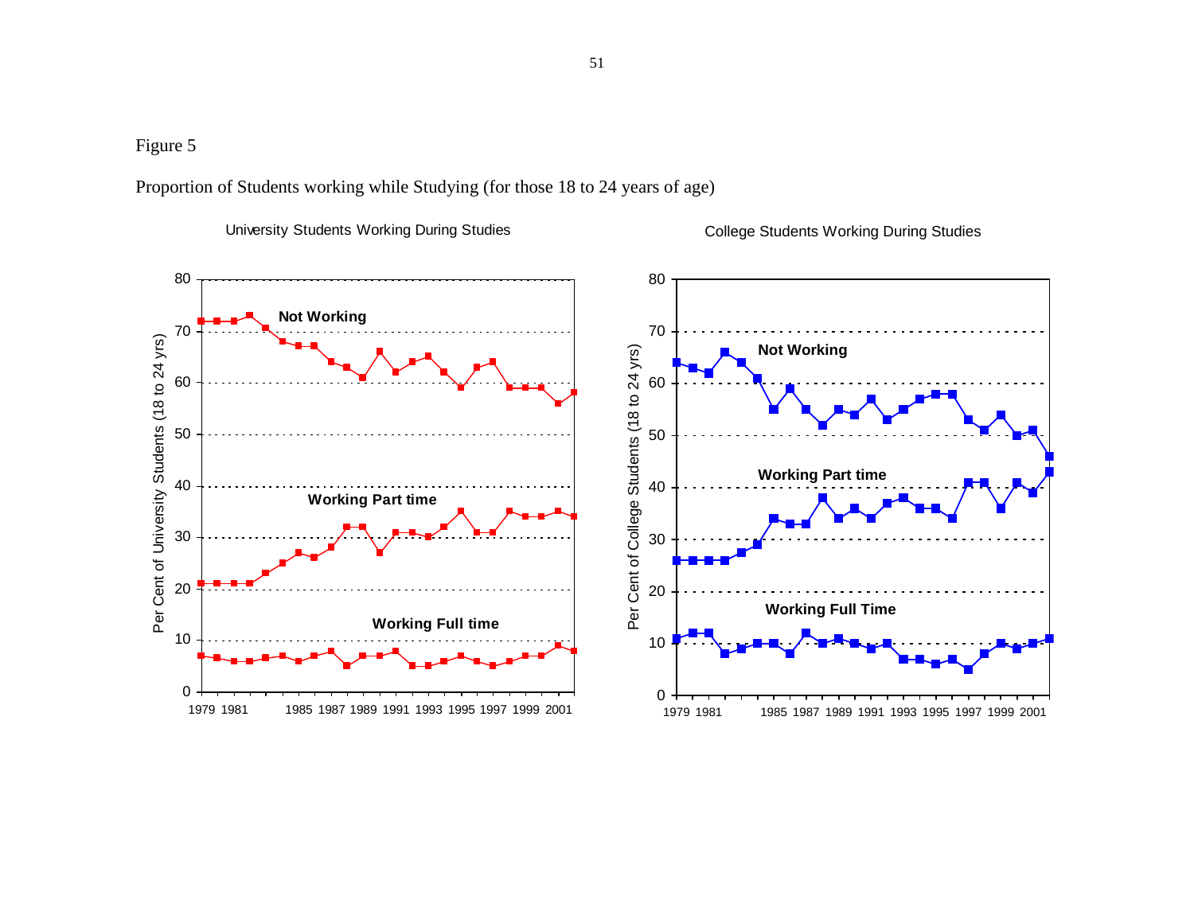Figure 5

Proportion of Students working while Studying (for those 18 to 24 years of age)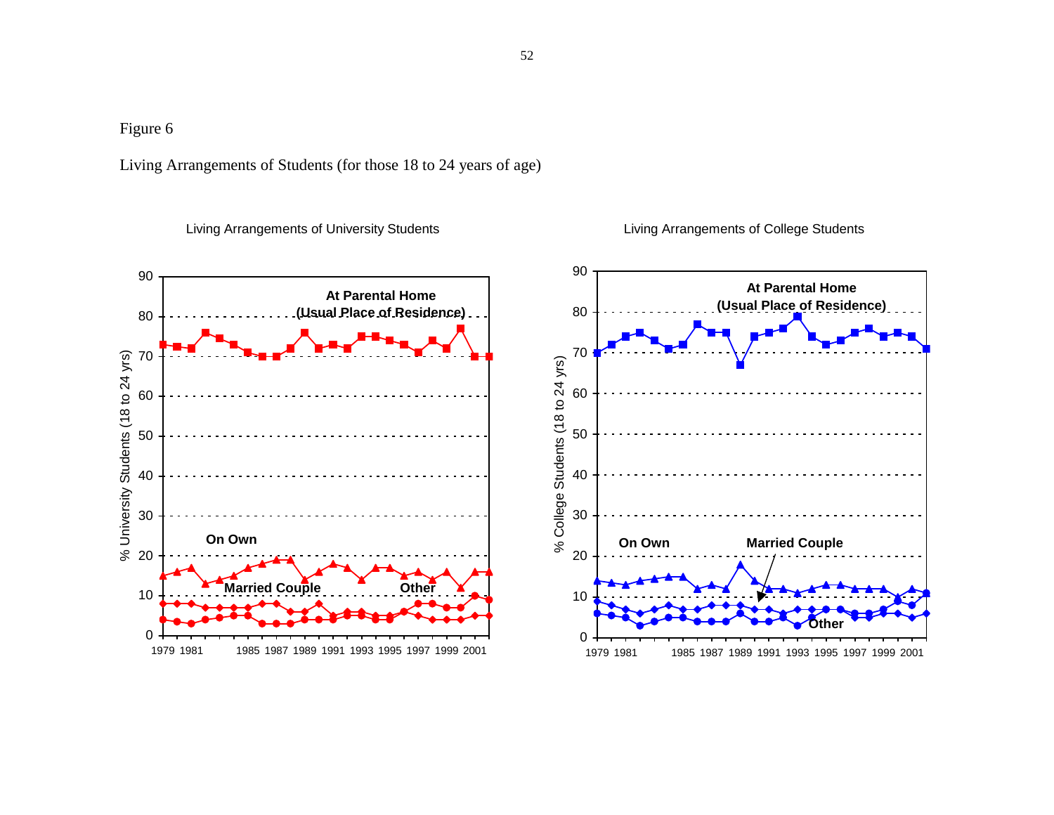Figure 6

Living Arrangements of Students (for those 18 to 24 years of age)

Living Arrangements of University Students

Living Arrangements of College Students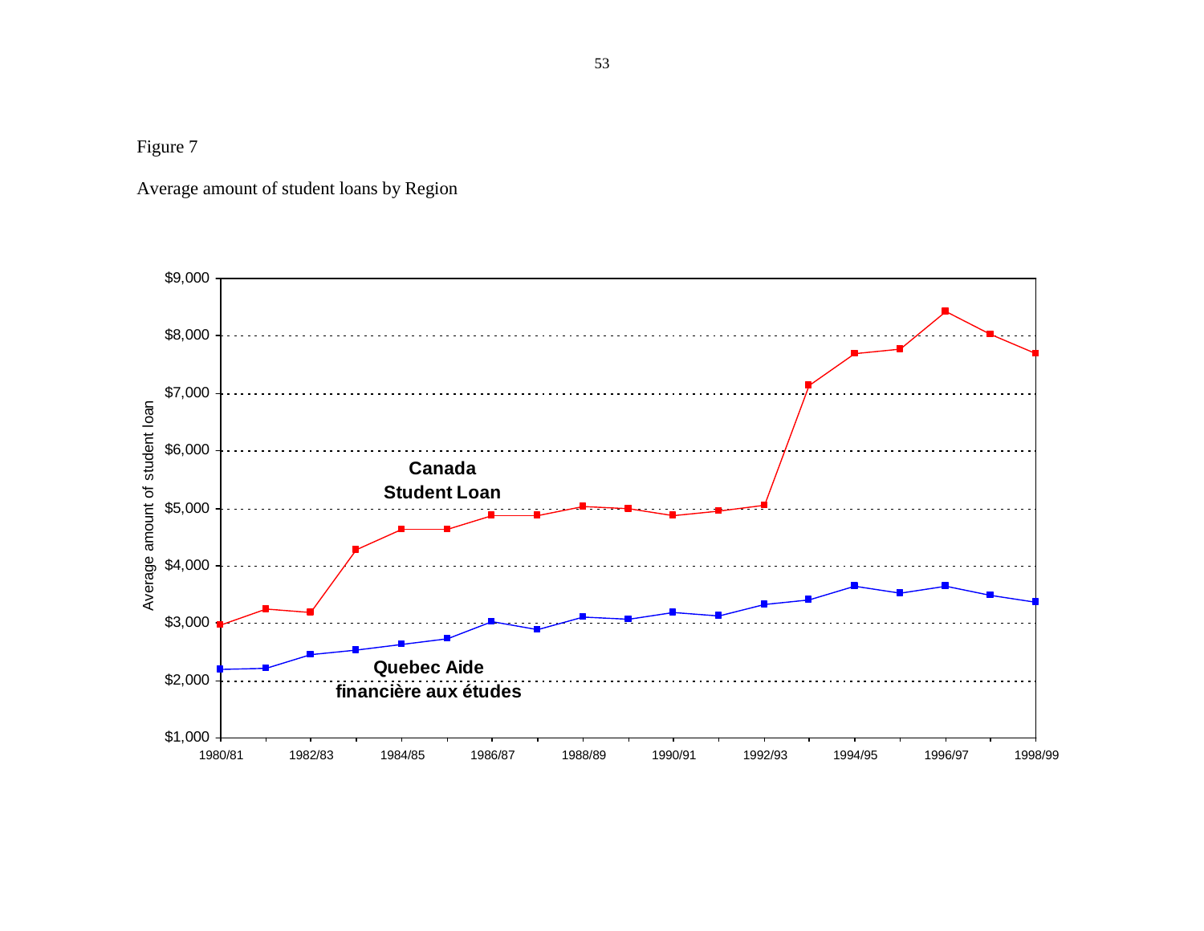Figure 7

Average amount of student loans by Region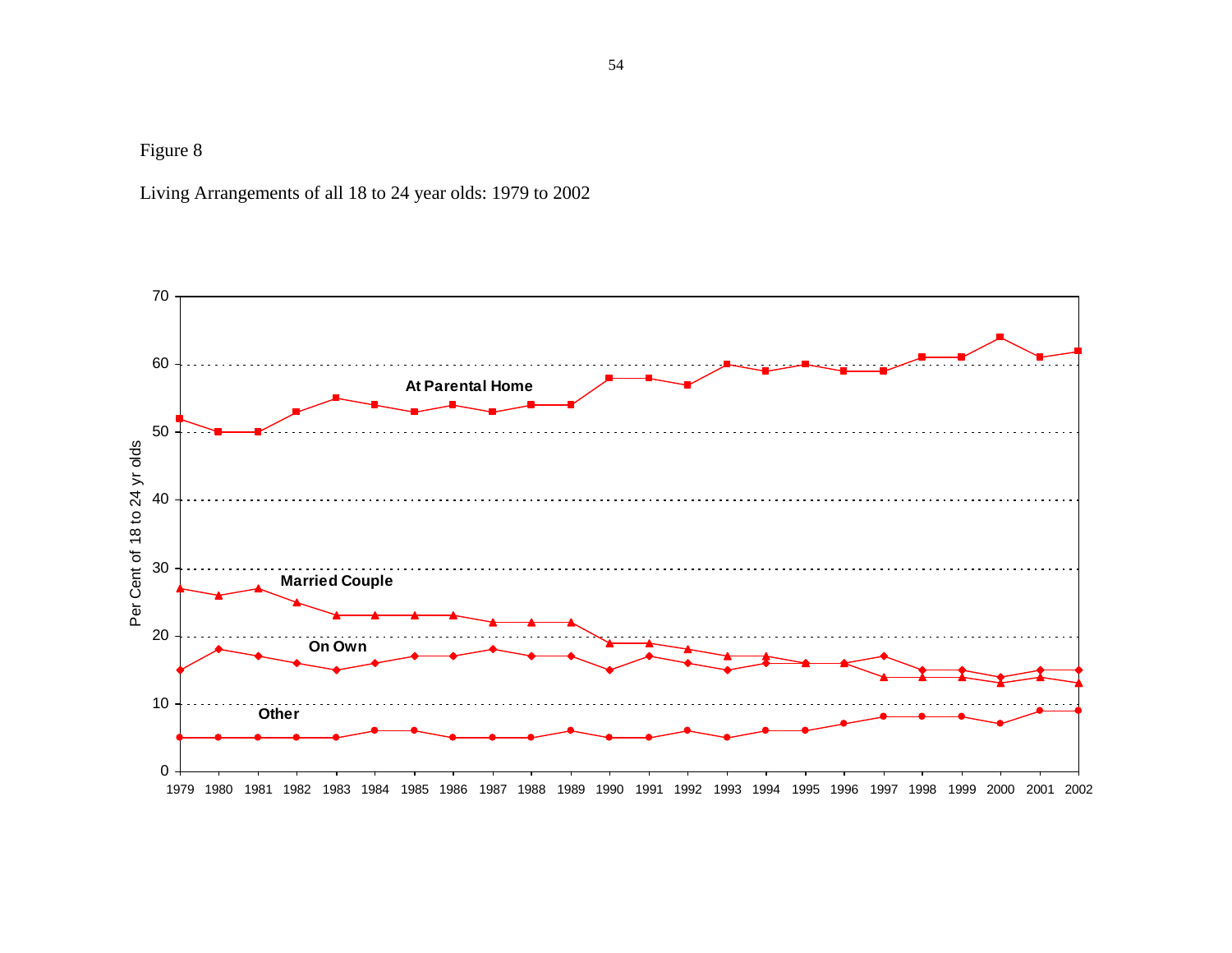Figure 8

Living Arrangements of all 18 to 24 year olds: 1979 to 2002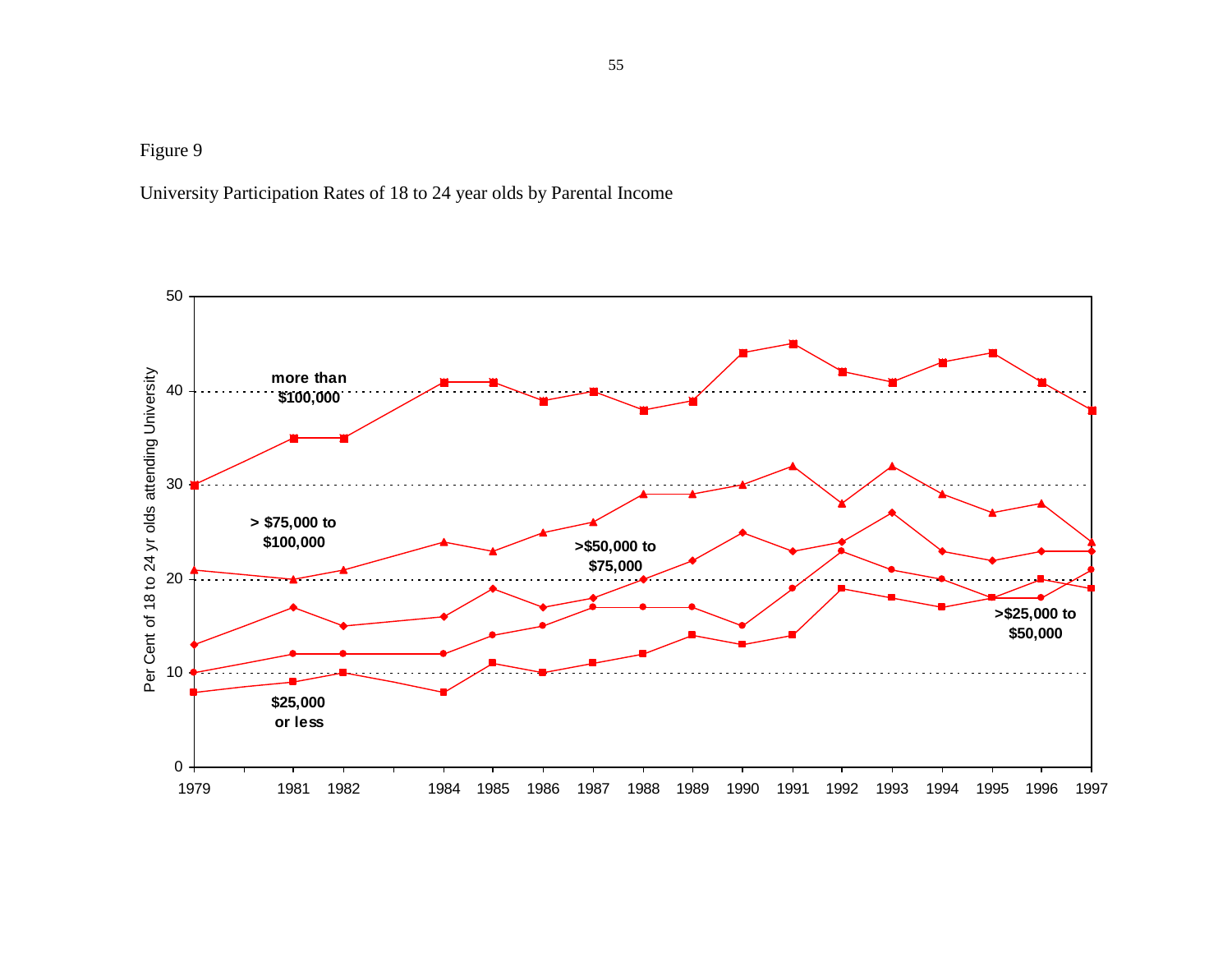Figure 9

University Participation Rates of 18 to 24 year olds by Parental Income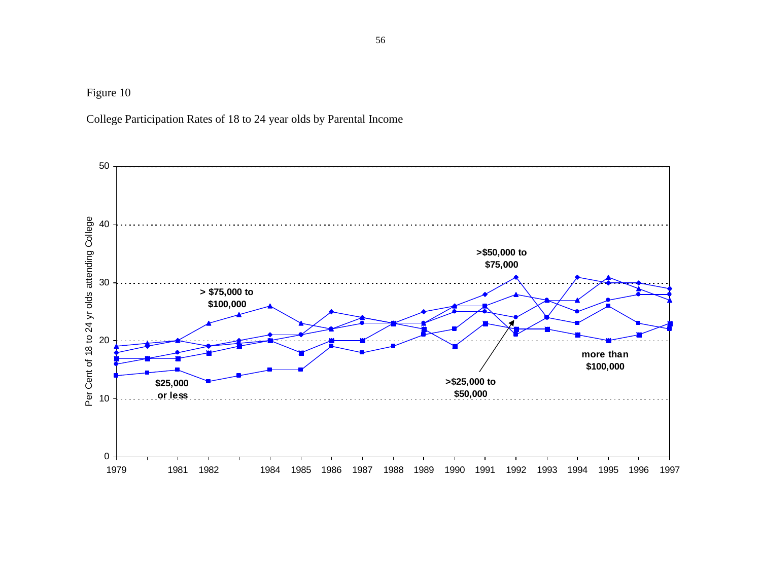Figure 10

College Participation Rates of 18 to 24 year olds by Parental Income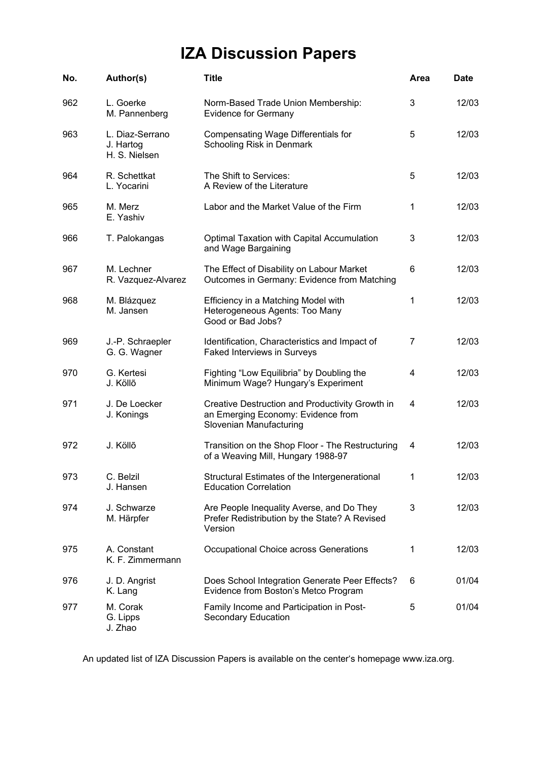# IZA Discussion Papers

| No. | Author(s) | Title | Area | Date |
|---|---|---|---|---|
| 962 | L. Goerke<br>M. Pannenberg | Norm-Based Trade Union Membership: Evidence for Germany | 3 | 12/03 |
| 963 | L. Diaz-Serrano<br>J. Hartog<br>H. S. Nielsen | Compensating Wage Differentials for Schooling Risk in Denmark | 5 | 12/03 |
| 964 | R. Schettkat<br>L. Yocarini | The Shift to Services: A Review of the Literature | 5 | 12/03 |
| 965 | M. Merz<br>E. Yashiv | Labor and the Market Value of the Firm | 1 | 12/03 |
| 966 | T. Palokangas | Optimal Taxation with Capital Accumulation and Wage Bargaining | 3 | 12/03 |
| 967 | M. Lechner<br>R. Vazquez-Alvarez | The Effect of Disability on Labour Market Outcomes in Germany: Evidence from Matching | 6 | 12/03 |
| 968 | M. Blázquez<br>M. Jansen | Efficiency in a Matching Model with Heterogeneous Agents: Too Many Good or Bad Jobs? | 1 | 12/03 |
| 969 | J.-P. Schraepler<br>G. G. Wagner | Identification, Characteristics and Impact of Faked Interviews in Surveys | 7 | 12/03 |
| 970 | G. Kertesi<br>J. Köllõ | Fighting “Low Equilibria” by Doubling the Minimum Wage? Hungary’s Experiment | 4 | 12/03 |
| 971 | J. De Loecker<br>J. Konings | Creative Destruction and Productivity Growth in an Emerging Economy: Evidence from Slovenian Manufacturing | 4 | 12/03 |
| 972 | J. Köllõ | Transition on the Shop Floor - The Restructuring of a Weaving Mill, Hungary 1988-97 | 4 | 12/03 |
| 973 | C. Belzil<br>J. Hansen | Structural Estimates of the Intergenerational Education Correlation | 1 | 12/03 |
| 974 | J. Schwarze<br>M. Härpfer | Are People Inequality Averse, and Do They Prefer Redistribution by the State? A Revised Version | 3 | 12/03 |
| 975 | A. Constant<br>K. F. Zimmermann | Occupational Choice across Generations | 1 | 12/03 |
| 976 | J. D. Angrist<br>K. Lang | Does School Integration Generate Peer Effects? Evidence from Boston’s Metco Program | 6 | 01/04 |
| 977 | M. Corak<br>G. Lipps<br>J. Zhao | Family Income and Participation in Post-Secondary Education | 5 | 01/04 |

An updated list of IZA Discussion Papers is available on the center‘s homepage www.iza.org.